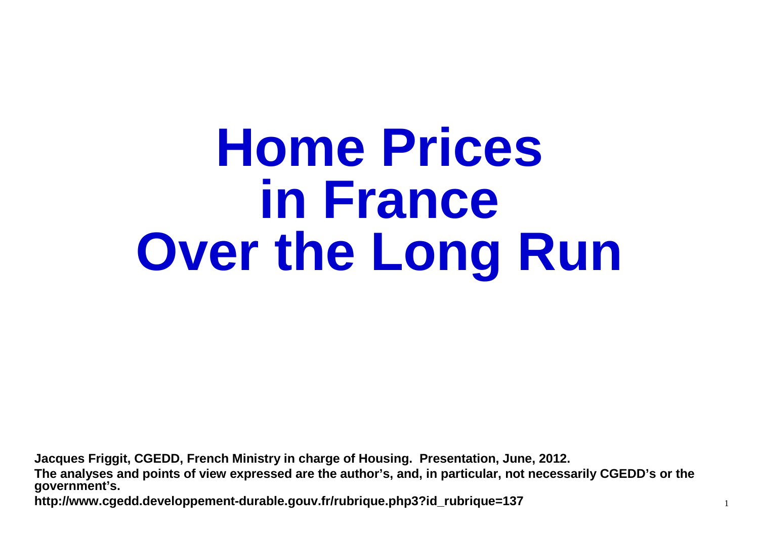# Home Prices in France Over the Long Run

**Jacques Friggit, CGEDD, French Ministry in charge of Housing. Presentation, June, 2012.**

**The analyses and points of view expressed are the author's, and, in particular, not necessarily CGEDD's or the government's.**

**http://www.cgedd.developpement-durable.gouv.fr/rubrique.php3?id_rubrique=137**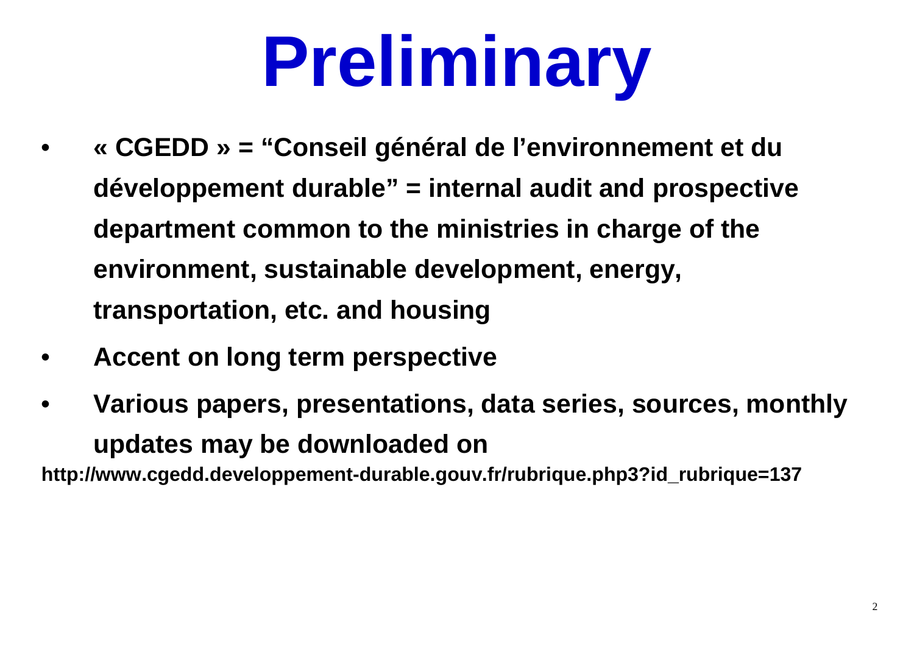# Preliminary

- **« CGEDD » = "Conseil général de l'environnement et du développement durable" = internal audit and prospective department common to the ministries in charge of the environment, sustainable development, energy, transportation, etc. and housing**
- **Accent on long term perspective**
- **Various papers, presentations, data series, sources, monthly updates may be downloaded on**

**http://www.cgedd.developpement-durable.gouv.fr/rubrique.php3?id_rubrique=137**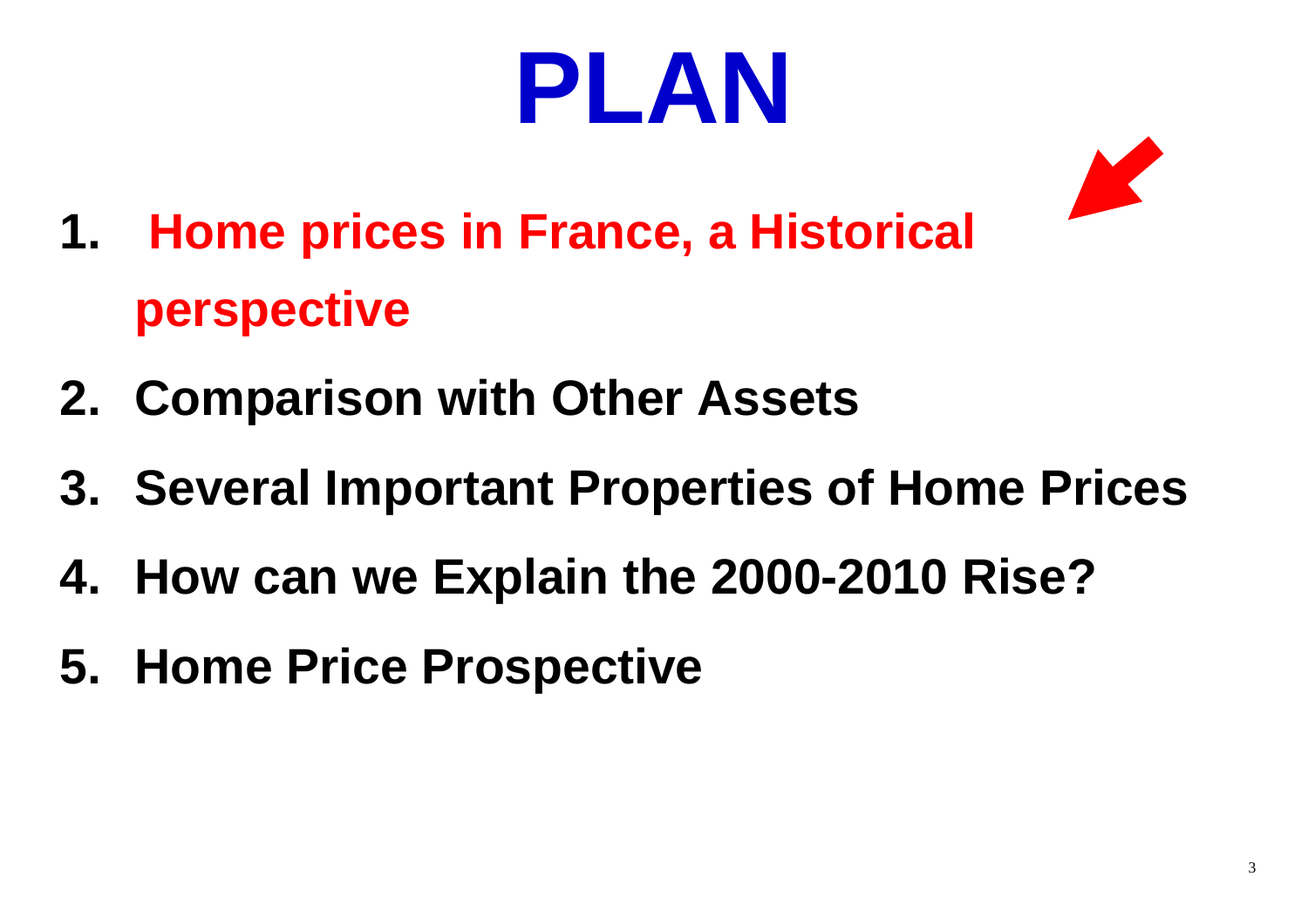# PLAN

1. **Home prices in France, a Historical perspective**
2. **Comparison with Other Assets**
3. **Several Important Properties of Home Prices**
4. **How can we Explain the 2000-2010 Rise?**
5. **Home Price Prospective**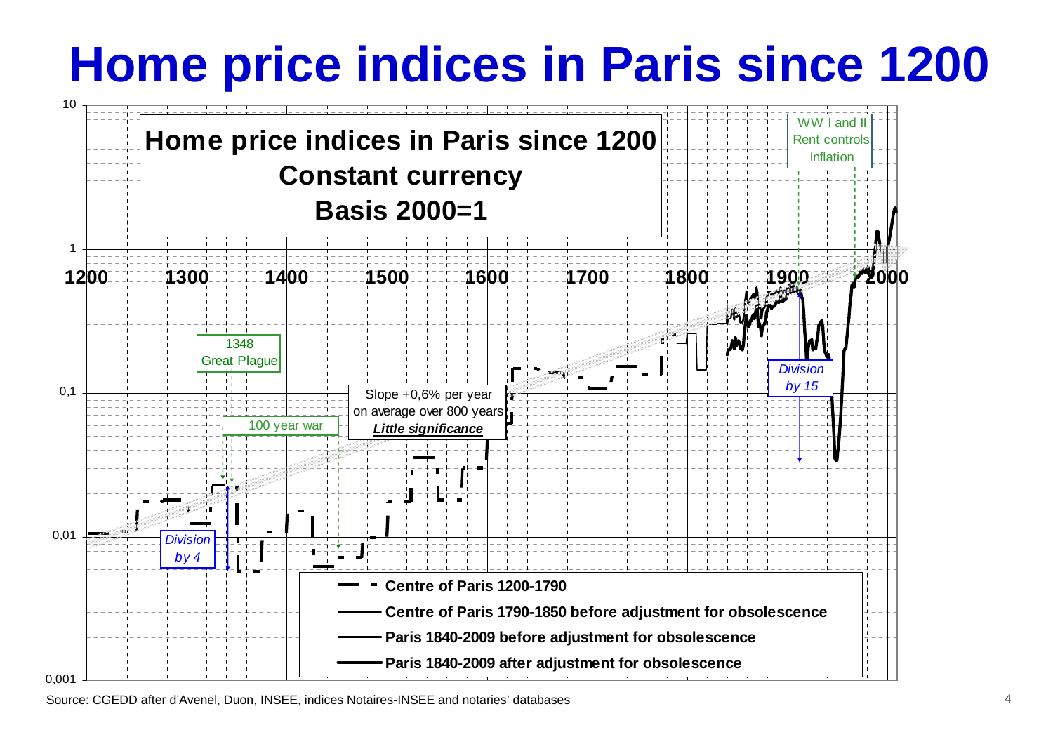# Home price indices in Paris since 1200

**Home price indices in Paris since 1200**
**Constant currency**
**Basis 2000=1**

WW I and II
Rent controls
Inflation

1348
Great Plague

100 year war

Slope +0,6% per year
on average over 800 years
***Little significance***

*Division by 4*

*Division by 15*

- Centre of Paris 1200-1790
- Centre of Paris 1790-1850 before adjustment for obsolescence
- Paris 1840-2009 before adjustment for obsolescence
- Paris 1840-2009 after adjustment for obsolescence

Source: CGEDD after d'Avenel, Duon, INSEE, indices Notaires-INSEE and notaries' databases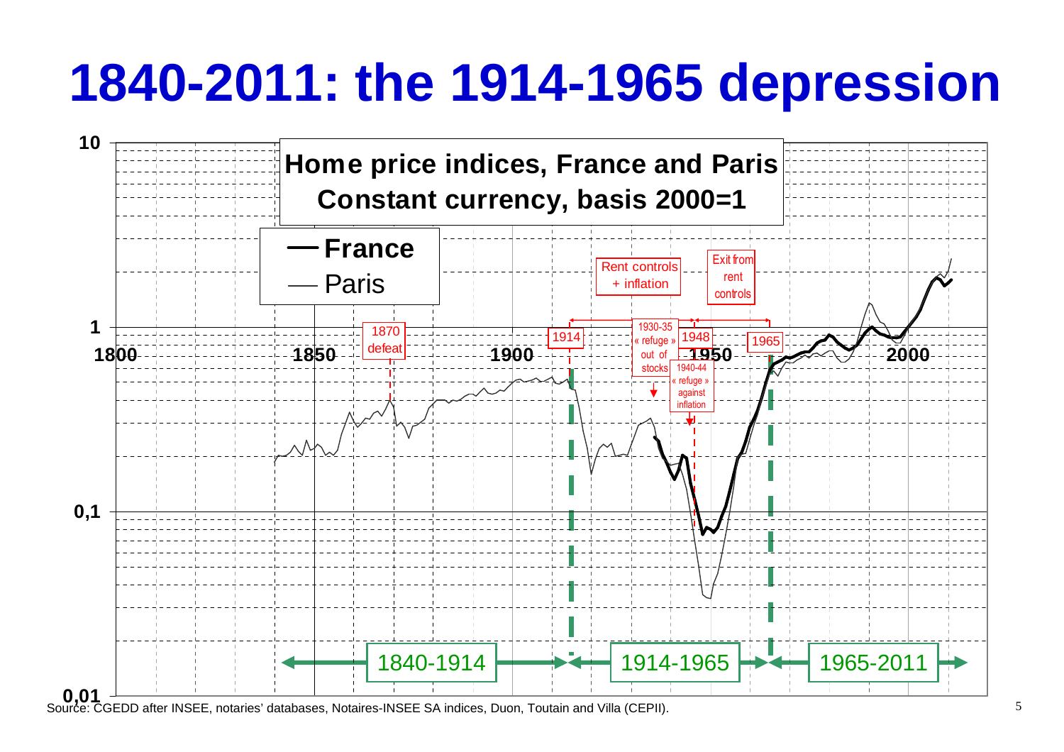# 1840-2011: the 1914-1965 depression

**Home price indices, France and Paris**
**Constant currency, basis 2000=1**

- **France**
- Paris

1870 defeat

1914

Rent controls + inflation

1930-35 « refuge » out of stocks

1948

1940-44 « refuge » against inflation

Exit from rent controls

1965

1840-1914

1914-1965

1965-2011

Source: CGEDD after INSEE, notaries' databases, Notaires-INSEE SA indices, Duon, Toutain and Villa (CEPII).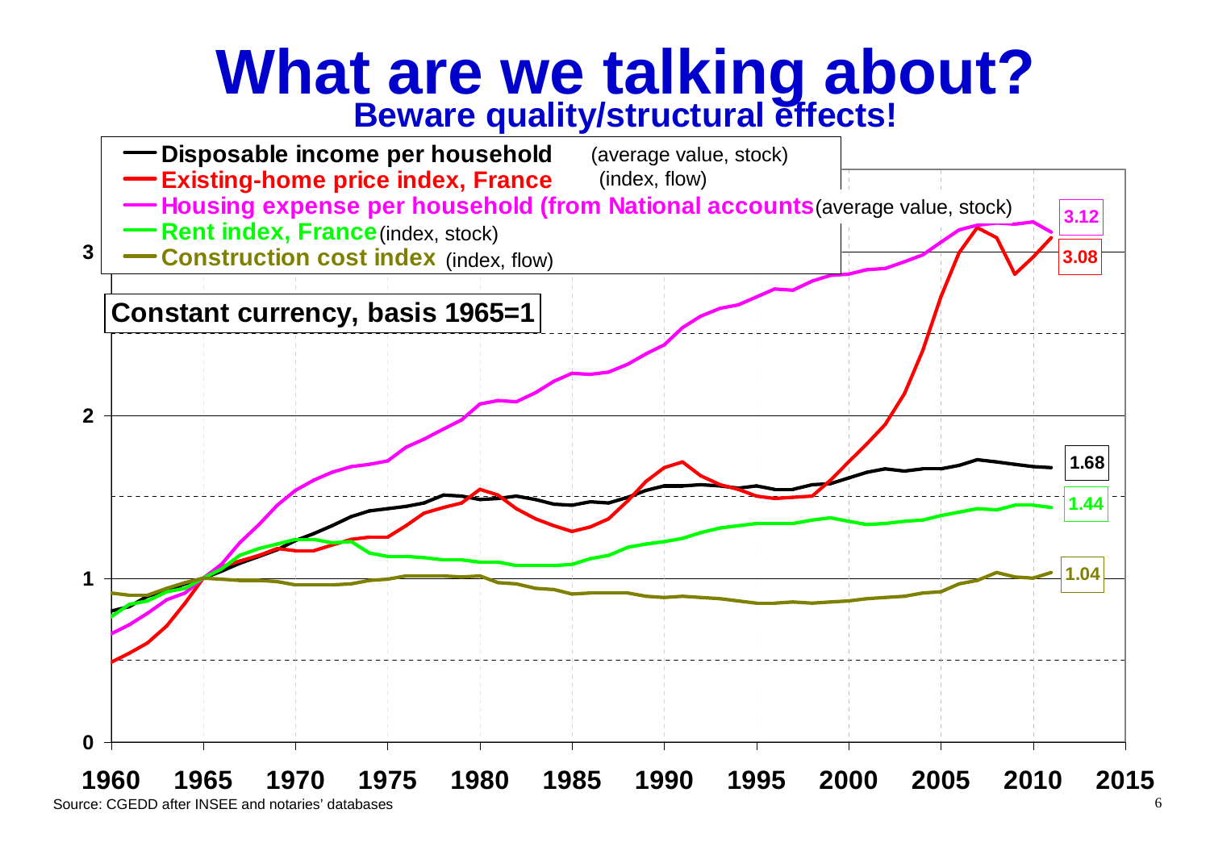# What are we talking about?

## Beware quality/structural effects!

- **Disposable income per household** (average value, stock)
- **Existing-home price index, France** (index, flow)
- **Housing expense per household (from National accounts** (average value, stock)
- **Rent index, France** (index, stock)
- **Construction cost index** (index, flow)

**Constant currency, basis 1965=1**

End values: 3.12, 3.08, 1.68, 1.44, 1.04

Source: CGEDD after INSEE and notaries' databases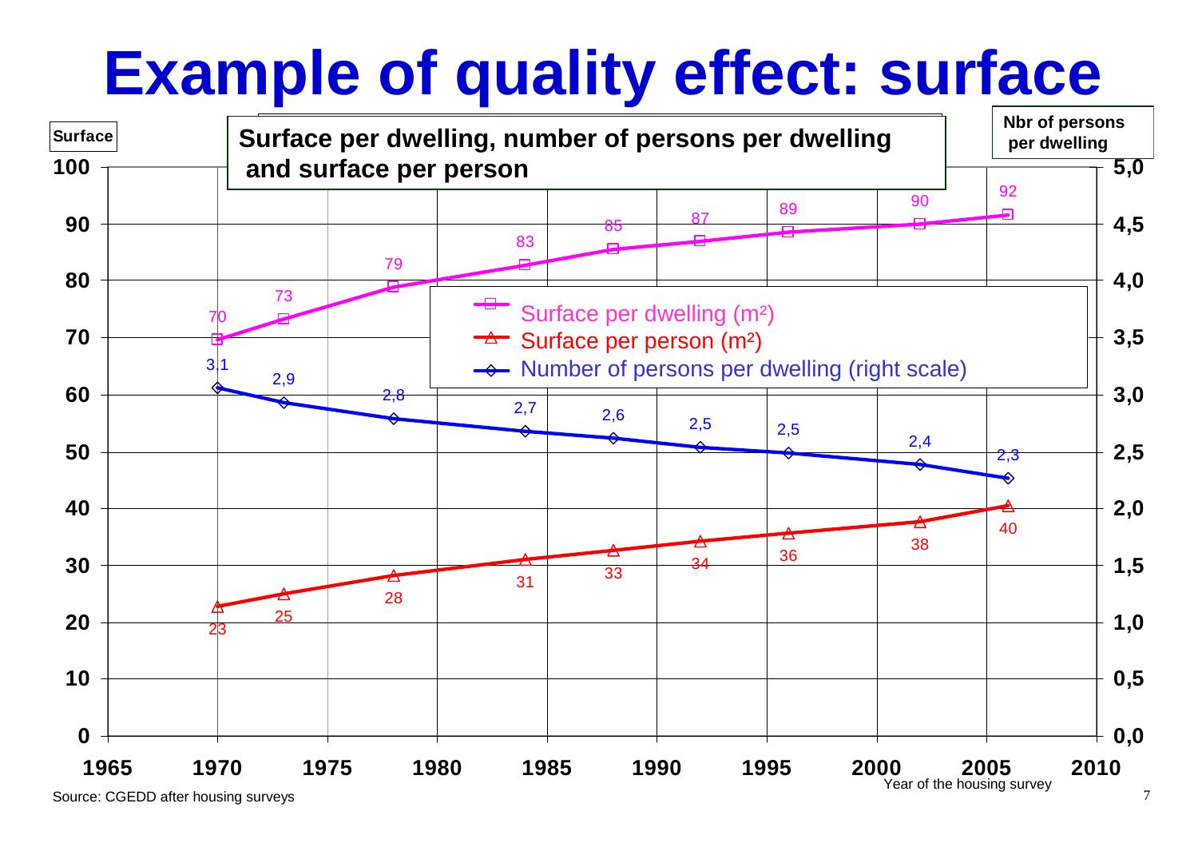# Example of quality effect: surface

**Surface per dwelling, number of persons per dwelling and surface per person**

| Year of the housing survey | Surface per dwelling (m²) | Surface per person (m²) | Number of persons per dwelling (right scale) |
|---|---|---|---|
| 1970 | 70 | 23 | 3,1 |
| 1973 | 73 | 25 | 2,9 |
| 1978 | 79 | 28 | 2,8 |
| 1984 | 83 | 31 | 2,7 |
| 1988 | 85 | 33 | 2,6 |
| 1992 | 87 | 34 | 2,5 |
| 1996 | 89 | 36 | 2,5 |
| 2002 | 90 | 38 | 2,4 |
| 2006 | 92 | 40 | 2,3 |

Source: CGEDD after housing surveys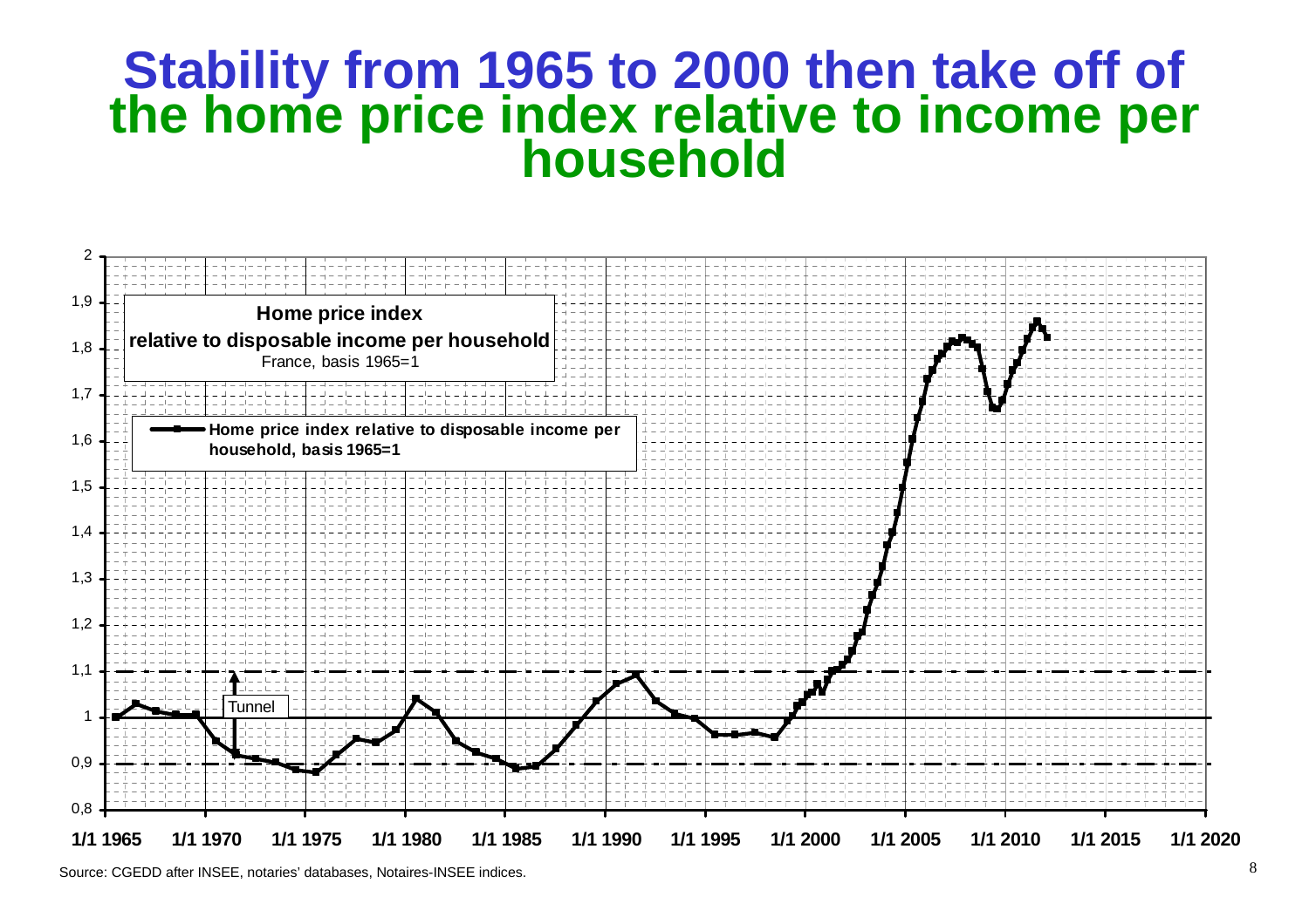# Stability from 1965 to 2000 then take off of the home price index relative to income per household

**Home price index relative to disposable income per household**
France, basis 1965=1

**Home price index relative to disposable income per household, basis 1965=1**

Tunnel

2
1,9
1,8
1,7
1,6
1,5
1,4
1,3
1,2
1,1
1
0,9
0,8

1/1 1965 1/1 1970 1/1 1975 1/1 1980 1/1 1985 1/1 1990 1/1 1995 1/1 2000 1/1 2005 1/1 2010 1/1 2015 1/1 2020

Source: CGEDD after INSEE, notaries' databases, Notaires-INSEE indices.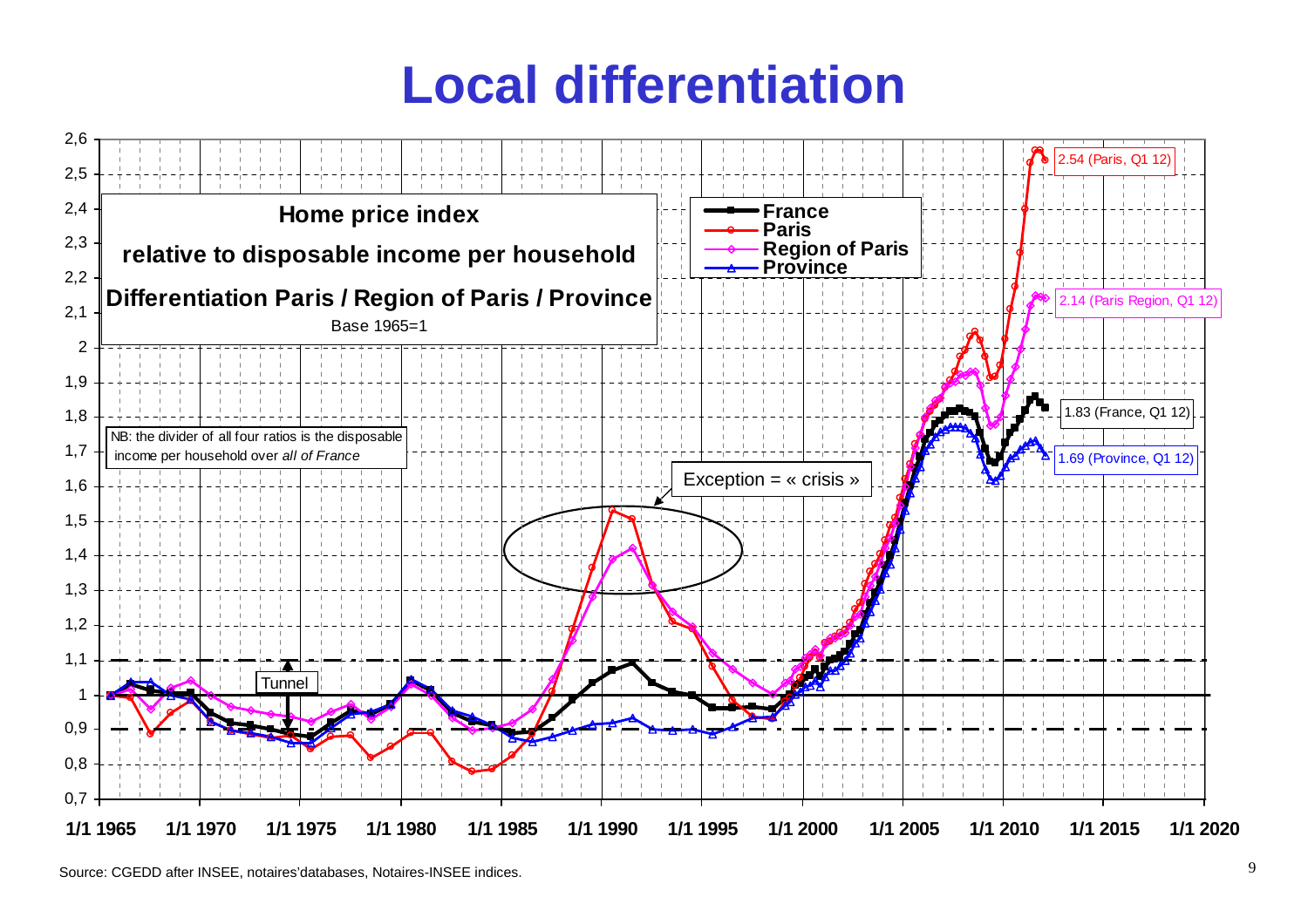# Local differentiation

**Home price index**

**relative to disposable income per household**

**Differentiation Paris / Region of Paris / Province**

Base 1965=1

NB: the divider of all four ratios is the disposable income per household over *all of France*

Legend: France, Paris, Region of Paris, Province

Tunnel

Exception = « crisis »

2.54 (Paris, Q1 12)

2.14 (Paris Region, Q1 12)

1.83 (France, Q1 12)

1.69 (Province, Q1 12)

Source: CGEDD after INSEE, notaires'databases, Notaires-INSEE indices.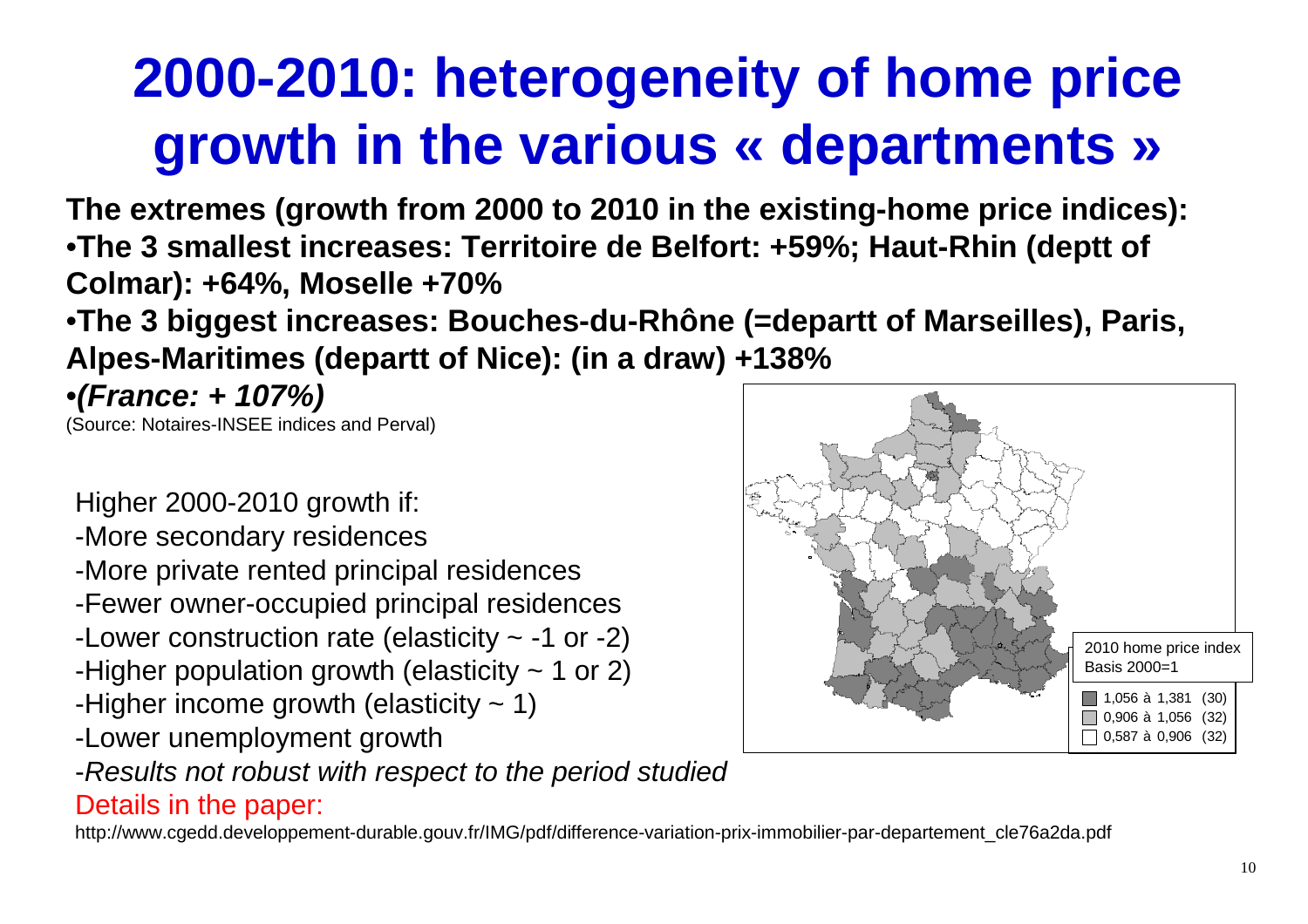# 2000-2010: heterogeneity of home price growth in the various « departments »

**The extremes (growth from 2000 to 2010 in the existing-home price indices):**

- **The 3 smallest increases: Territoire de Belfort: +59%; Haut-Rhin (deptt of Colmar): +64%, Moselle +70%**
- **The 3 biggest increases: Bouches-du-Rhône (=departt of Marseilles), Paris, Alpes-Maritimes (departt of Nice): (in a draw) +138%**
- ***(France: + 107%)***

(Source: Notaires-INSEE indices and Perval)

Higher 2000-2010 growth if:

- More secondary residences
- More private rented principal residences
- Fewer owner-occupied principal residences
- Lower construction rate (elasticity ~ -1 or -2)
- Higher population growth (elasticity ~ 1 or 2)
- Higher income growth (elasticity ~ 1)
- Lower unemployment growth
- *Results not robust with respect to the period studied*

2010 home price index
Basis 2000=1

- 1,056 à 1,381 (30)
- 0,906 à 1,056 (32)
- 0,587 à 0,906 (32)

Details in the paper:

http://www.cgedd.developpement-durable.gouv.fr/IMG/pdf/difference-variation-prix-immobilier-par-departement_cle76a2da.pdf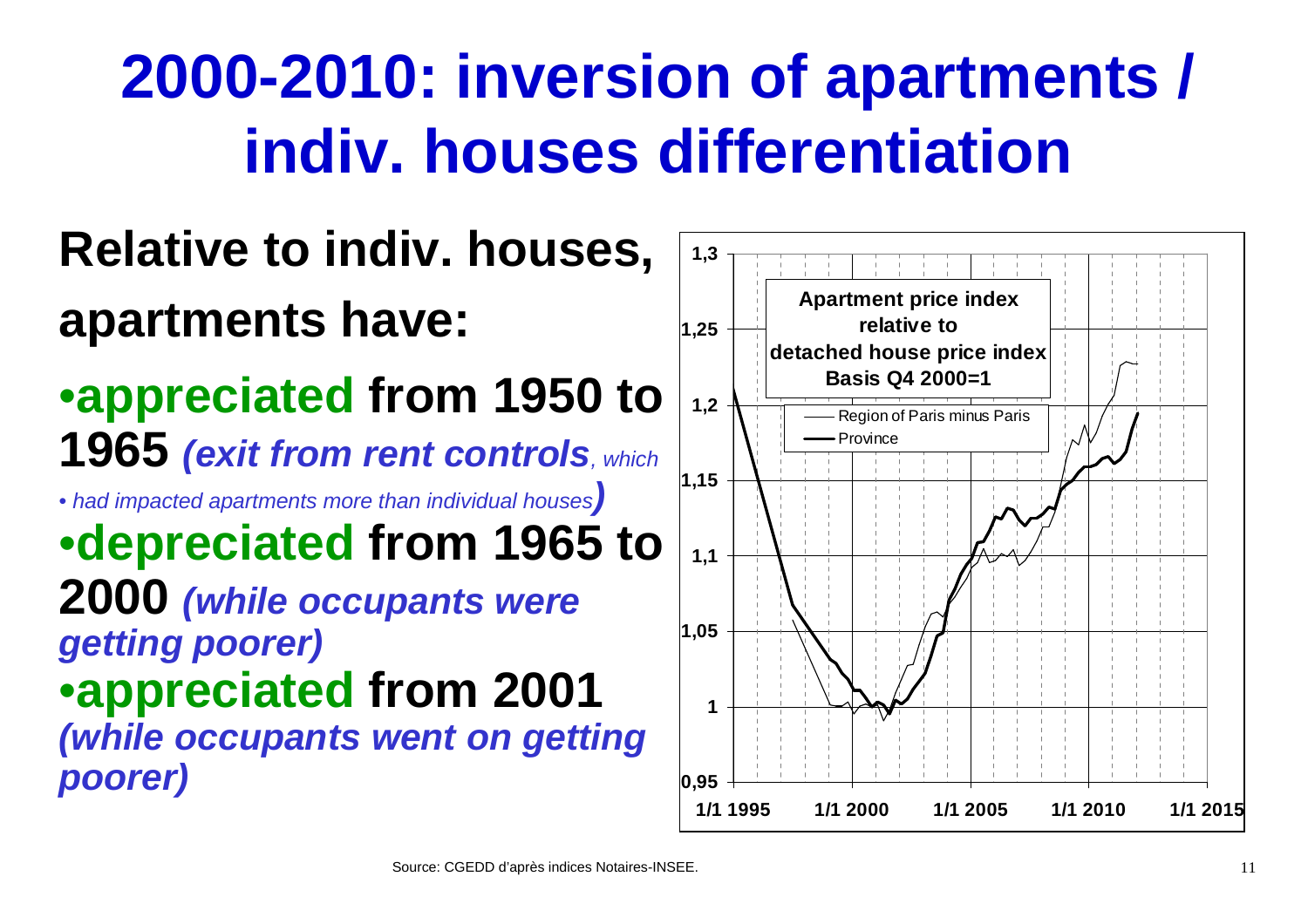# 2000-2010: inversion of apartments / indiv. houses differentiation

**Relative to indiv. houses, apartments have:**

- **appreciated from 1950 to 1965** ***(exit from rent controls**, which*
  - *had impacted apartments more than individual houses)*
- **depreciated from 1965 to 2000** ***(while occupants were getting poorer)***
- **appreciated from 2001** ***(while occupants went on getting poorer)***

**Apartment price index relative to detached house price index Basis Q4 2000=1**

Legend: Region of Paris minus Paris; Province

Source: CGEDD d'après indices Notaires-INSEE.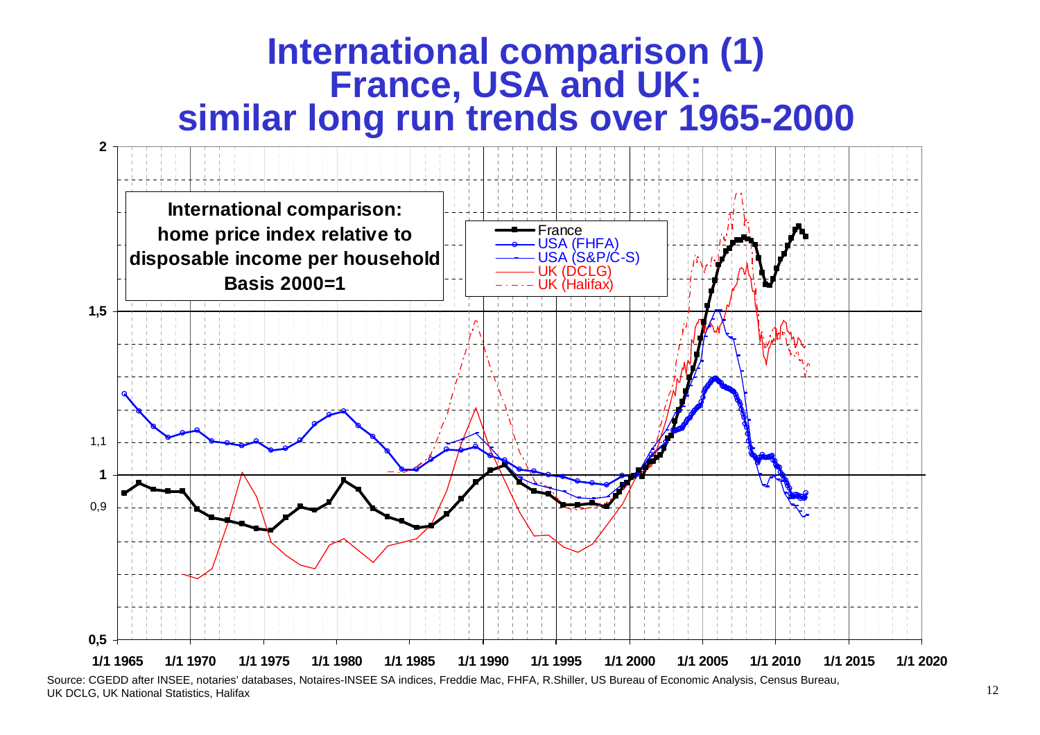# International comparison (1)
# France, USA and UK: similar long run trends over 1965-2000

**International comparison: home price index relative to disposable income per household Basis 2000=1**

Legend: France; USA (FHFA); USA (S&P/C-S); UK (DCLG); UK (Halifax)

Y-axis: 0,5; 0,9; 1; 1,1; 1,5; 2

X-axis: 1/1 1965; 1/1 1970; 1/1 1975; 1/1 1980; 1/1 1985; 1/1 1990; 1/1 1995; 1/1 2000; 1/1 2005; 1/1 2010; 1/1 2015; 1/1 2020

Source: CGEDD after INSEE, notaries' databases, Notaires-INSEE SA indices, Freddie Mac, FHFA, R.Shiller, US Bureau of Economic Analysis, Census Bureau, UK DCLG, UK National Statistics, Halifax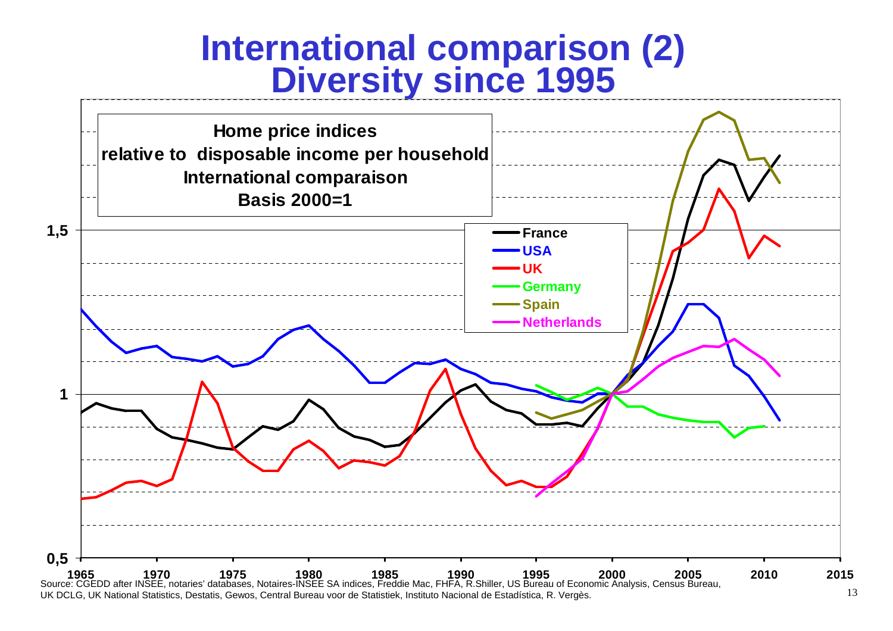# International comparison (2)
# Diversity since 1995

**Home price indices relative to disposable income per household International comparaison Basis 2000=1**

Legend: France, USA, UK, Germany, Spain, Netherlands

Y-axis: 0,5 – 1 – 1,5

X-axis: 1965, 1970, 1975, 1980, 1985, 1990, 1995, 2000, 2005, 2010, 2015

Source: CGEDD after INSEE, notaries' databases, Notaires-INSEE SA indices, Freddie Mac, FHFA, R.Shiller, US Bureau of Economic Analysis, Census Bureau, UK DCLG, UK National Statistics, Destatis, Gewos, Central Bureau voor de Statistiek, Instituto Nacional de Estadística, R. Vergès.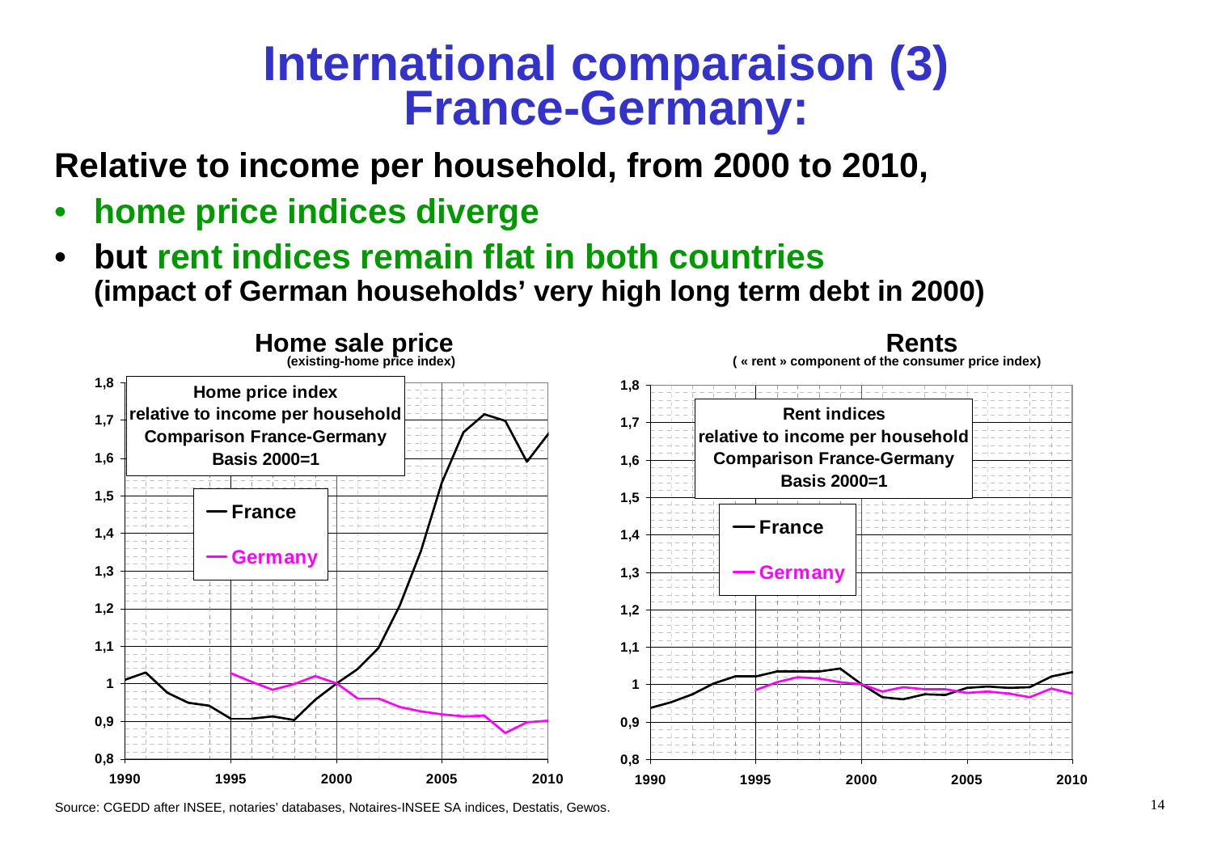# International comparaison (3) France-Germany:

**Relative to income per household, from 2000 to 2010,**

- **home price indices diverge**
- **but rent indices remain flat in both countries**
  **(impact of German households' very high long term debt in 2000)**

**Home sale price**
(existing-home price index)

**Home price index relative to income per household Comparison France-Germany Basis 2000=1**

— France
— Germany

**Rents**
( « rent » component of the consumer price index)

**Rent indices relative to income per household Comparison France-Germany Basis 2000=1**

— France
— Germany

Source: CGEDD after INSEE, notaries' databases, Notaires-INSEE SA indices, Destatis, Gewos.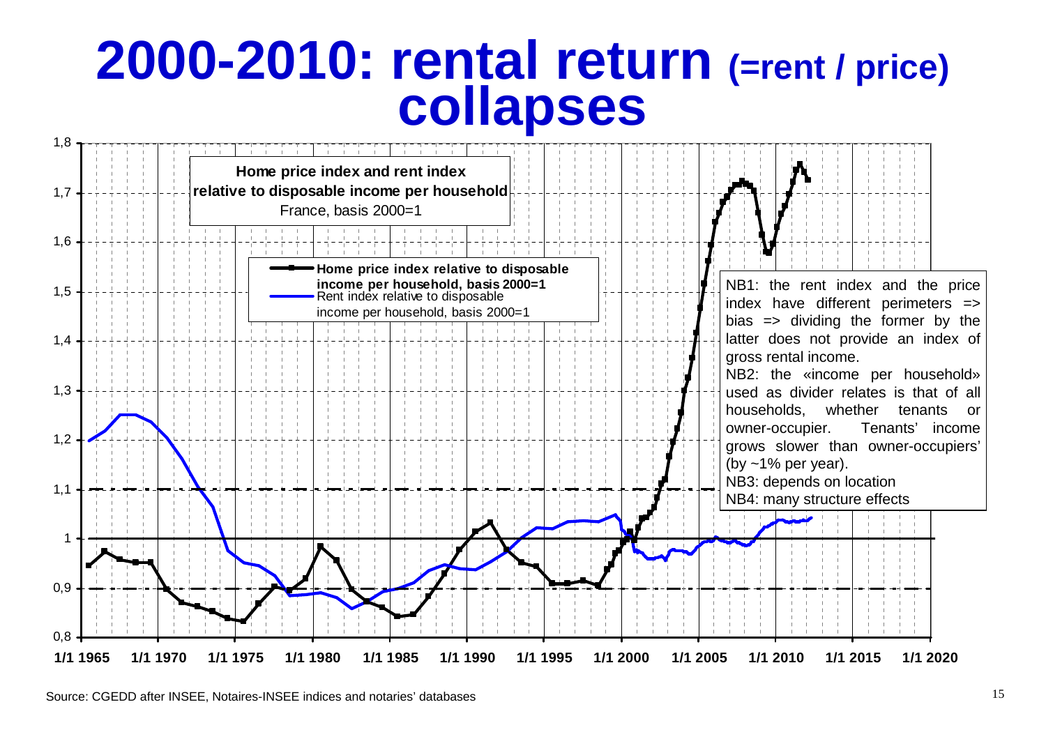# 2000-2010: rental return (=rent / price) collapses

**Home price index and rent index relative to disposable income per household**
France, basis 2000=1

- **Home price index relative to disposable income per household, basis 2000=1**
- Rent index relative to disposable income per household, basis 2000=1

NB1: the rent index and the price index have different perimeters => bias => dividing the former by the latter does not provide an index of gross rental income.
NB2: the «income per household» used as divider relates is that of all households, whether tenants or owner-occupier. Tenants' income grows slower than owner-occupiers' (by ~1% per year).
NB3: depends on location
NB4: many structure effects

Source: CGEDD after INSEE, Notaires-INSEE indices and notaries' databases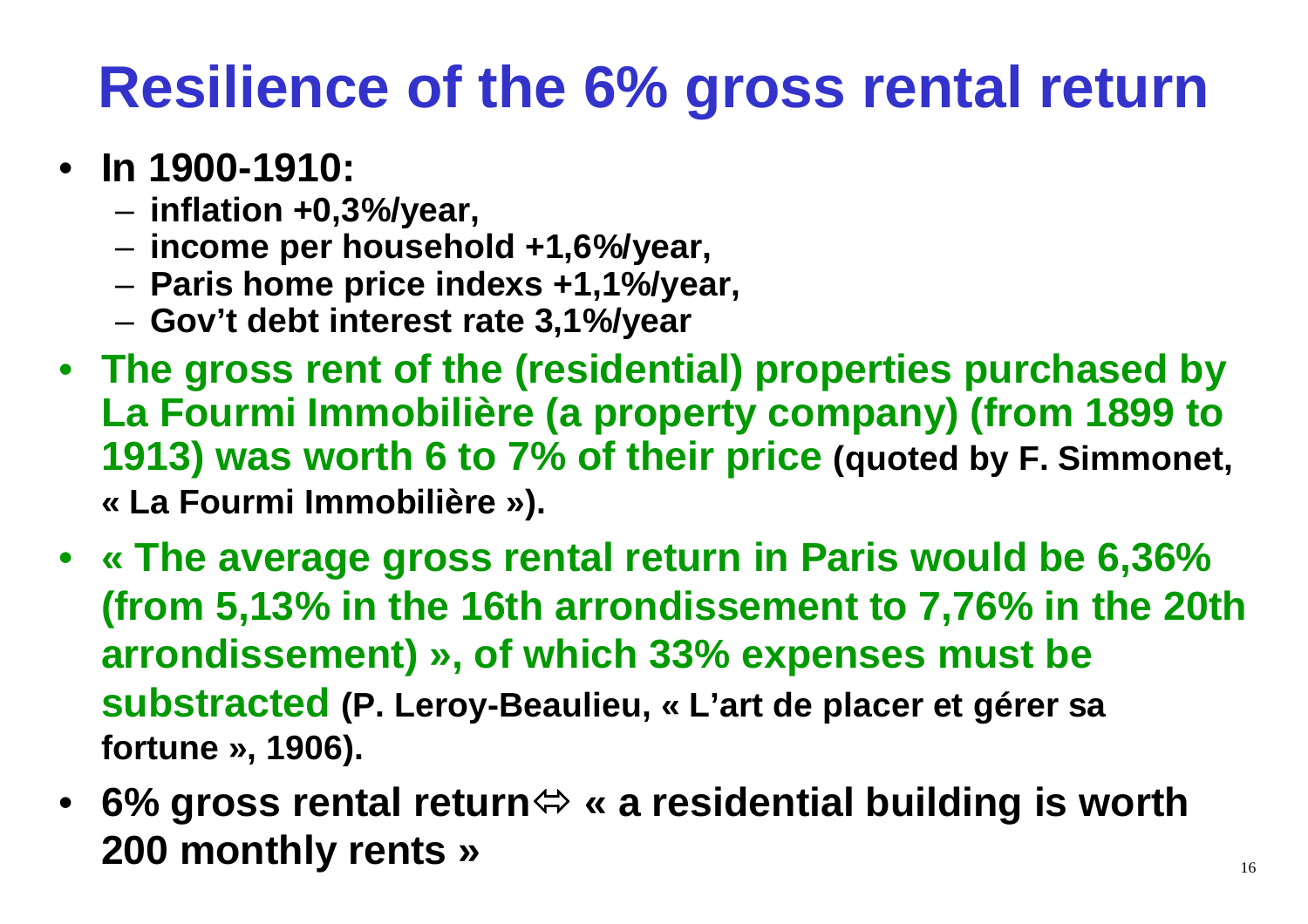# Resilience of the 6% gross rental return

- **In 1900-1910:**
  - **inflation +0,3%/year,**
  - **income per household +1,6%/year,**
  - **Paris home price indexs +1,1%/year,**
  - **Gov't debt interest rate 3,1%/year**
- **The gross rent of the (residential) properties purchased by La Fourmi Immobilière (a property company) (from 1899 to 1913) was worth 6 to 7% of their price (quoted by F. Simmonet, « La Fourmi Immobilière »).**
- **« The average gross rental return in Paris would be 6,36% (from 5,13% in the 16th arrondissement to 7,76% in the 20th arrondissement) », of which 33% expenses must be substracted (P. Leroy-Beaulieu, « L'art de placer et gérer sa fortune », 1906).**
- **6% gross rental return ⇔ « a residential building is worth 200 monthly rents »**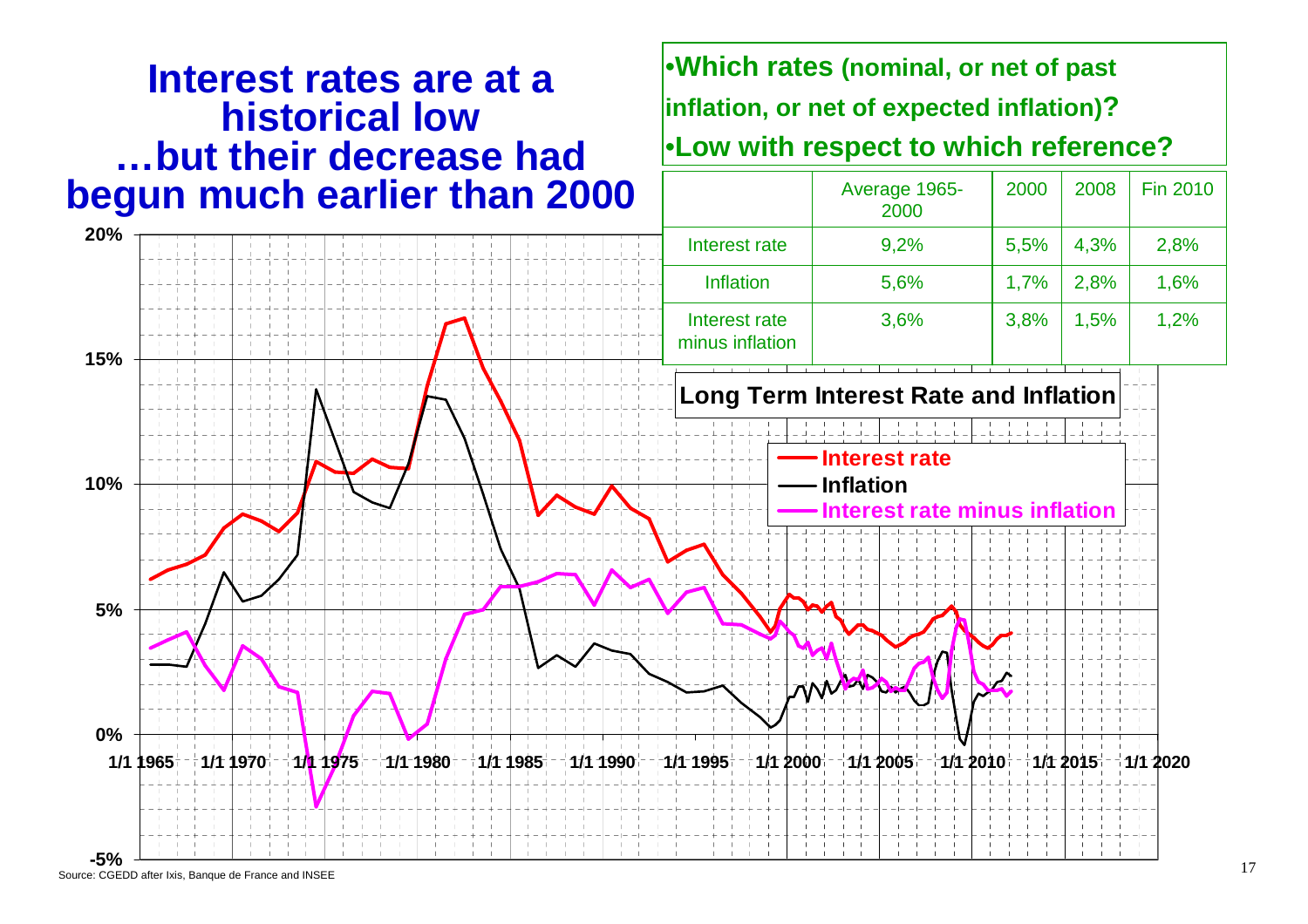# Interest rates are at a historical low …but their decrease had begun much earlier than 2000

- **Which rates (nominal, or net of past inflation, or net of expected inflation)?**
- **Low with respect to which reference?**

| | Average 1965-2000 | 2000 | 2008 | Fin 2010 |
|---|---|---|---|---|
| Interest rate | 9,2% | 5,5% | 4,3% | 2,8% |
| Inflation | 5,6% | 1,7% | 2,8% | 1,6% |
| Interest rate minus inflation | 3,6% | 3,8% | 1,5% | 1,2% |

**Long Term Interest Rate and Inflation**

Legend: Interest rate; Inflation; Interest rate minus inflation

Y-axis: -5%, 0%, 5%, 10%, 15%, 20%

X-axis: 1/1 1965, 1/1 1970, 1/1 1975, 1/1 1980, 1/1 1985, 1/1 1990, 1/1 1995, 1/1 2000, 1/1 2005, 1/1 2010, 1/1 2015, 1/1 2020

Source: CGEDD after Ixis, Banque de France and INSEE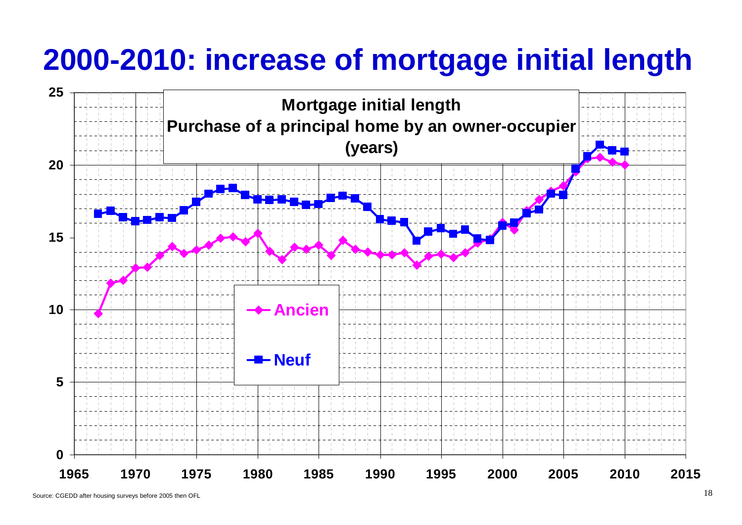# 2000-2010: increase of mortgage initial length

**Mortgage initial length**
**Purchase of a principal home by an owner-occupier**
**(years)**

Ancien

Neuf

Source: CGEDD after housing surveys before 2005 then OFL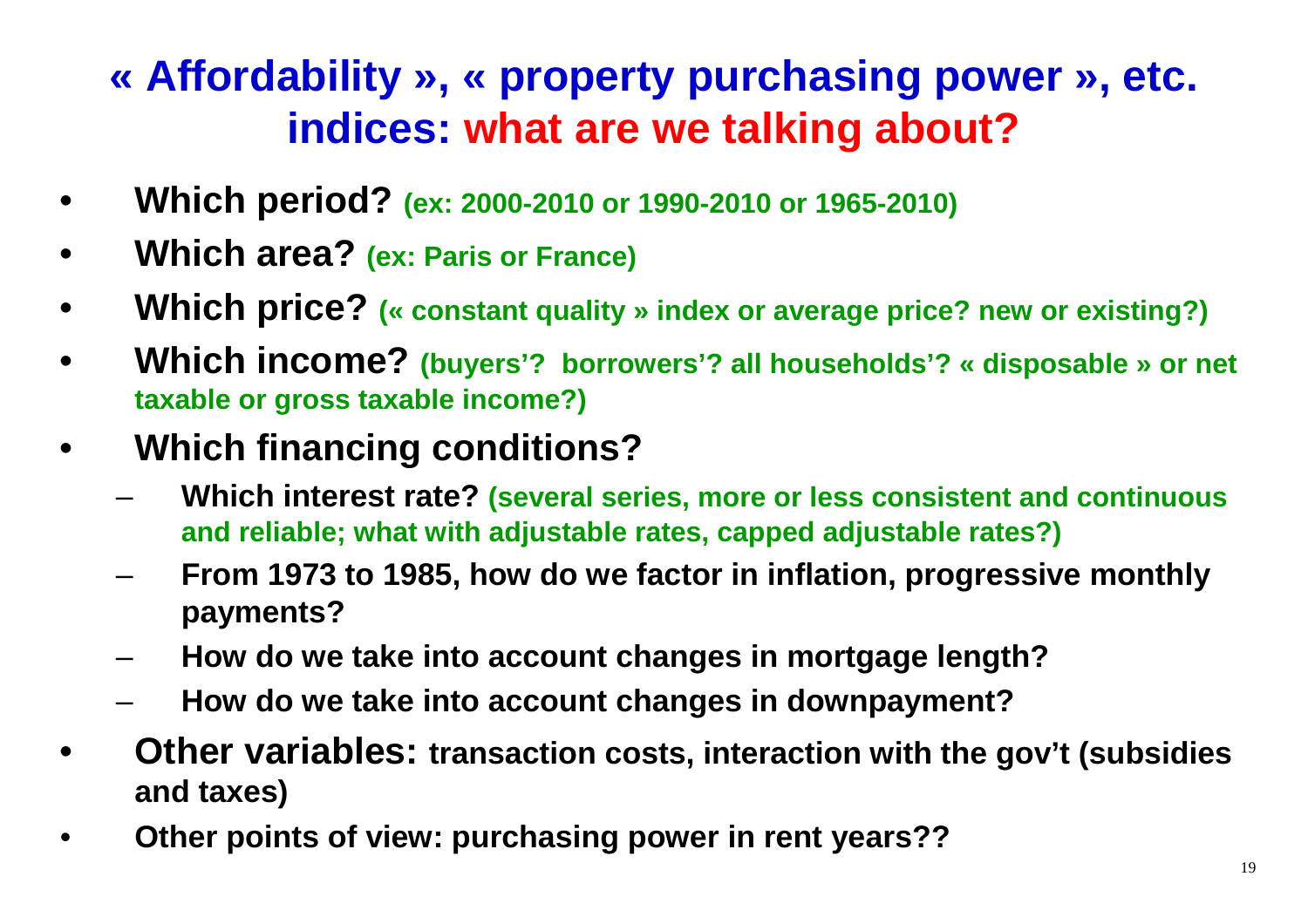# « Affordability », « property purchasing power », etc. indices: what are we talking about?

- **Which period?** **(ex: 2000-2010 or 1990-2010 or 1965-2010)**
- **Which area?** **(ex: Paris or France)**
- **Which price?** **(« constant quality » index or average price? new or existing?)**
- **Which income?** **(buyers'? borrowers'? all households'? « disposable » or net taxable or gross taxable income?)**
- **Which financing conditions?**
  - **Which interest rate? (several series, more or less consistent and continuous and reliable; what with adjustable rates, capped adjustable rates?)**
  - **From 1973 to 1985, how do we factor in inflation, progressive monthly payments?**
  - **How do we take into account changes in mortgage length?**
  - **How do we take into account changes in downpayment?**
- **Other variables: transaction costs, interaction with the gov't (subsidies and taxes)**
- **Other points of view: purchasing power in rent years??**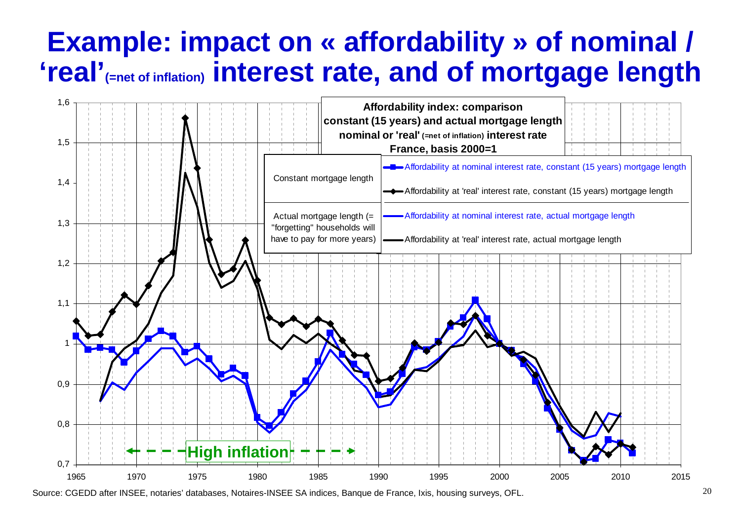# Example: impact on « affordability » of nominal / 'real'(=net of inflation) interest rate, and of mortgage length

**Affordability index: comparison constant (15 years) and actual mortgage length nominal or 'real' (=net of inflation) interest rate France, basis 2000=1**

| | |
|---|---|
| Constant mortgage length | Affordability at nominal interest rate, constant (15 years) mortgage length |
| | Affordability at 'real' interest rate, constant (15 years) mortgage length |
| Actual mortgage length (= "forgetting" households will have to pay for more years) | Affordability at nominal interest rate, actual mortgage length |
| | Affordability at 'real' interest rate, actual mortgage length |

High inflation

Source: CGEDD after INSEE, notaries' databases, Notaires-INSEE SA indices, Banque de France, Ixis, housing surveys, OFL.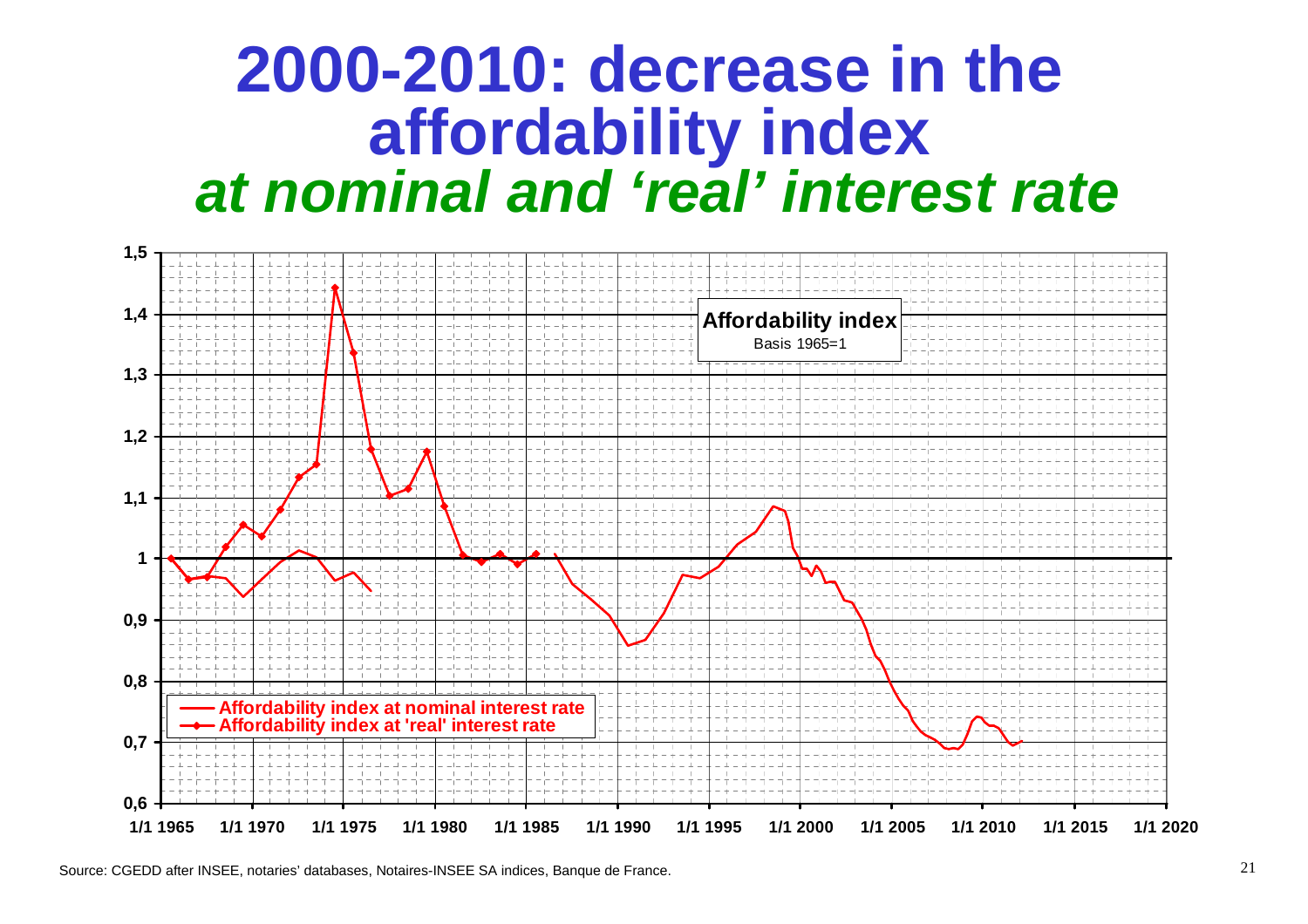# 2000-2010: decrease in the affordability index

## *at nominal and 'real' interest rate*

**Affordability index**
Basis 1965=1

- Affordability index at nominal interest rate
- Affordability index at 'real' interest rate

Source: CGEDD after INSEE, notaries' databases, Notaires-INSEE SA indices, Banque de France.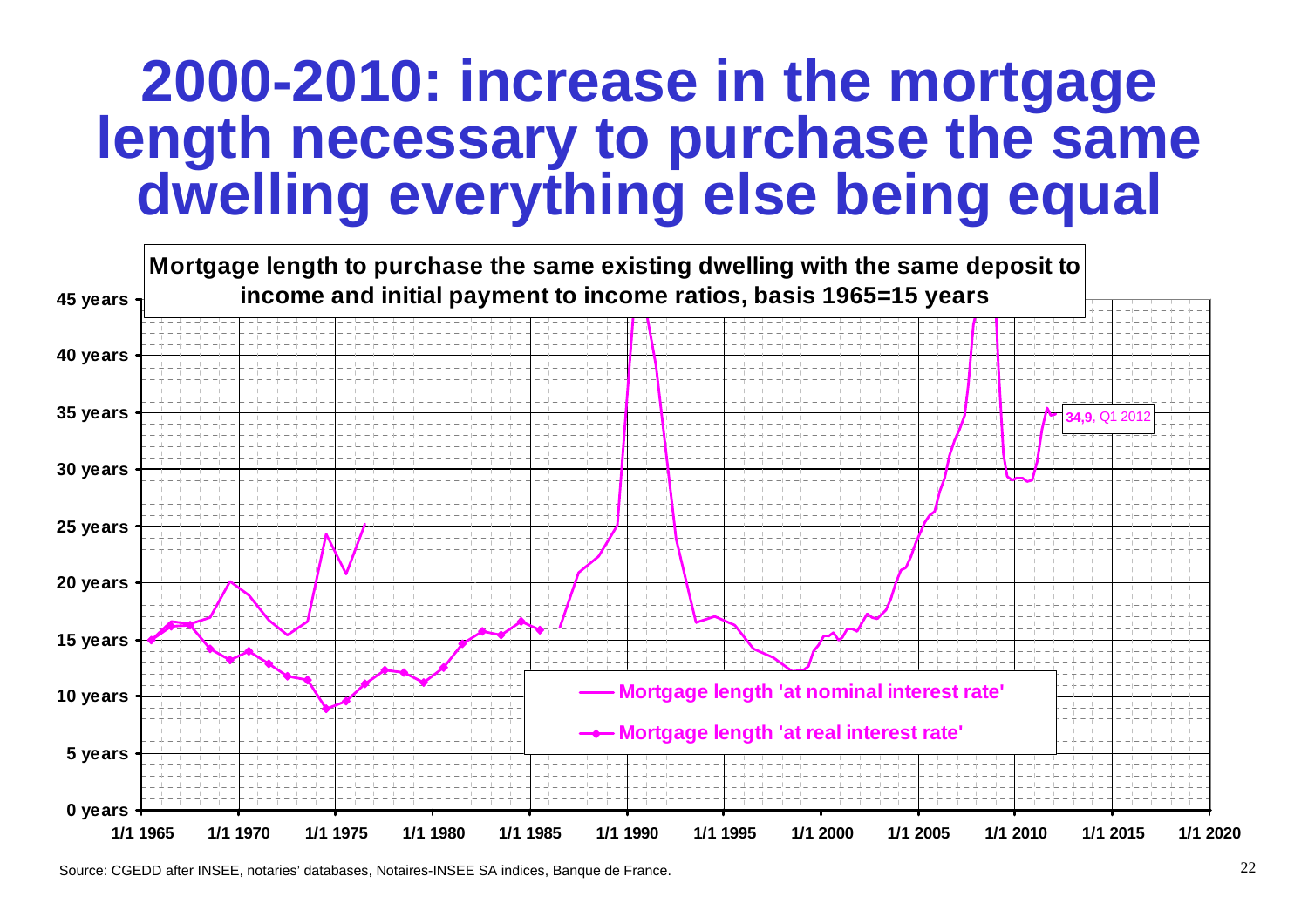# 2000-2010: increase in the mortgage length necessary to purchase the same dwelling everything else being equal

**Mortgage length to purchase the same existing dwelling with the same deposit to income and initial payment to income ratios, basis 1965=15 years**

- Mortgage length 'at nominal interest rate'
- Mortgage length 'at real interest rate'

**34,9**, Q1 2012

Source: CGEDD after INSEE, notaries' databases, Notaires-INSEE SA indices, Banque de France.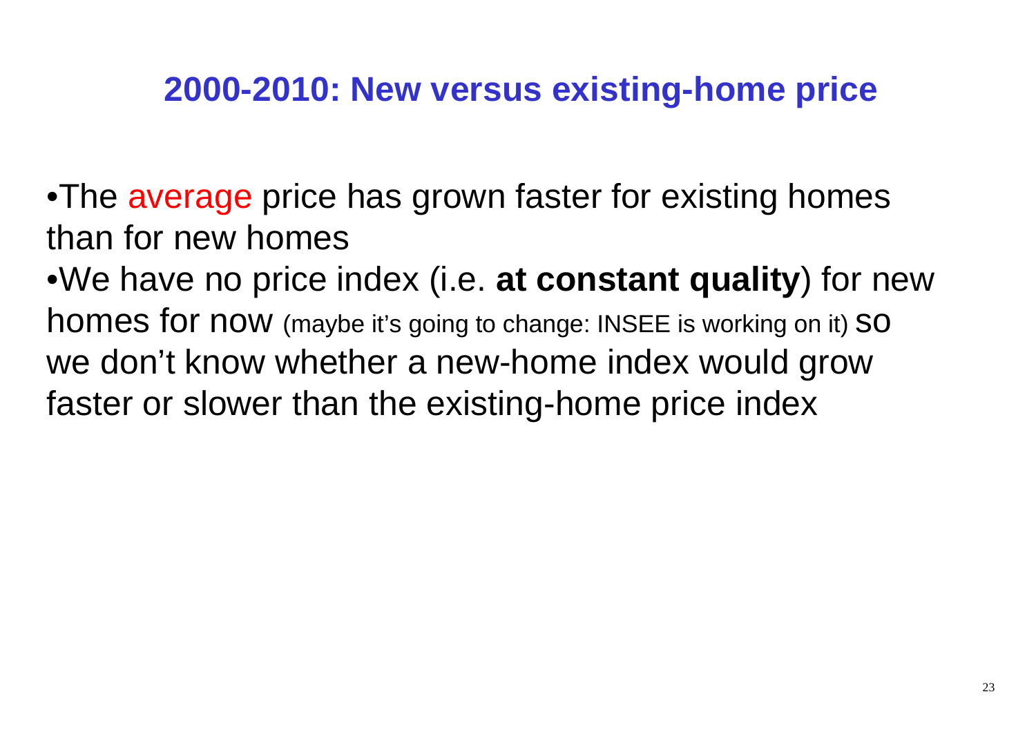## 2000-2010: New versus existing-home price

- The average price has grown faster for existing homes than for new homes
- We have no price index (i.e. **at constant quality**) for new homes for now (maybe it's going to change: INSEE is working on it) so we don't know whether a new-home index would grow faster or slower than the existing-home price index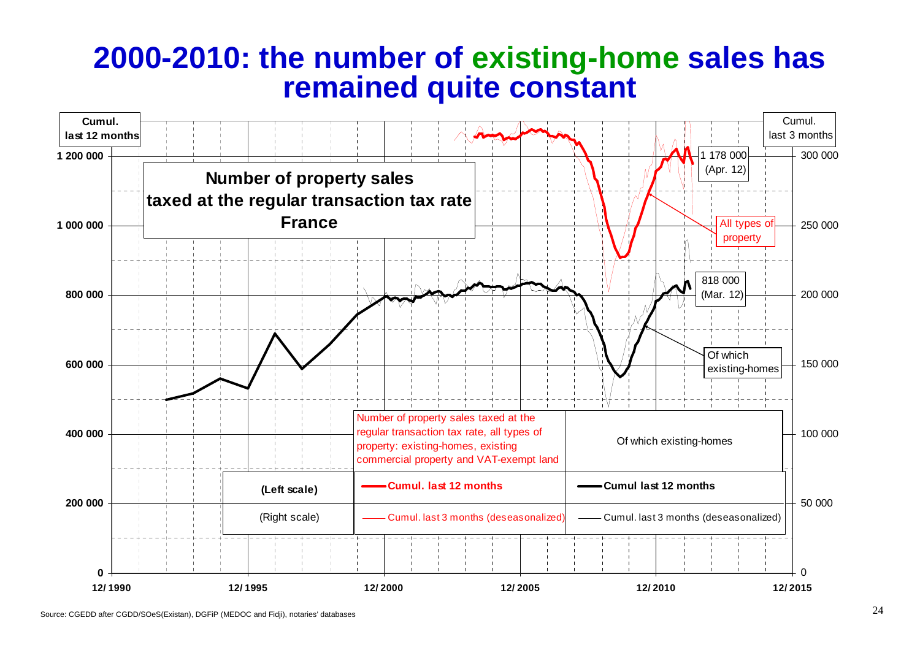# 2000-2010: the number of existing-home sales has remained quite constant

**Number of property sales taxed at the regular transaction tax rate France**

Cumul. last 12 months

Cumul. last 3 months

1 200 000

1 000 000

800 000

600 000

400 000

200 000

0

300 000

250 000

200 000

150 000

100 000

50 000

0

12/1990 12/1995 12/2000 12/2005 12/2010 12/2015

1 178 000 (Apr. 12)

All types of property

818 000 (Mar. 12)

Of which existing-homes

| | Number of property sales taxed at the regular transaction tax rate, all types of property: existing-homes, existing commercial property and VAT-exempt land | Of which existing-homes |
|---|---|---|
| **(Left scale)** | **Cumul. last 12 months** | **Cumul last 12 months** |
| (Right scale) | Cumul. last 3 months (deseasonalized) | Cumul. last 3 months (deseasonalized) |

Source: CGEDD after CGDD/SOeS(Existan), DGFiP (MEDOC and Fidji), notaries' databases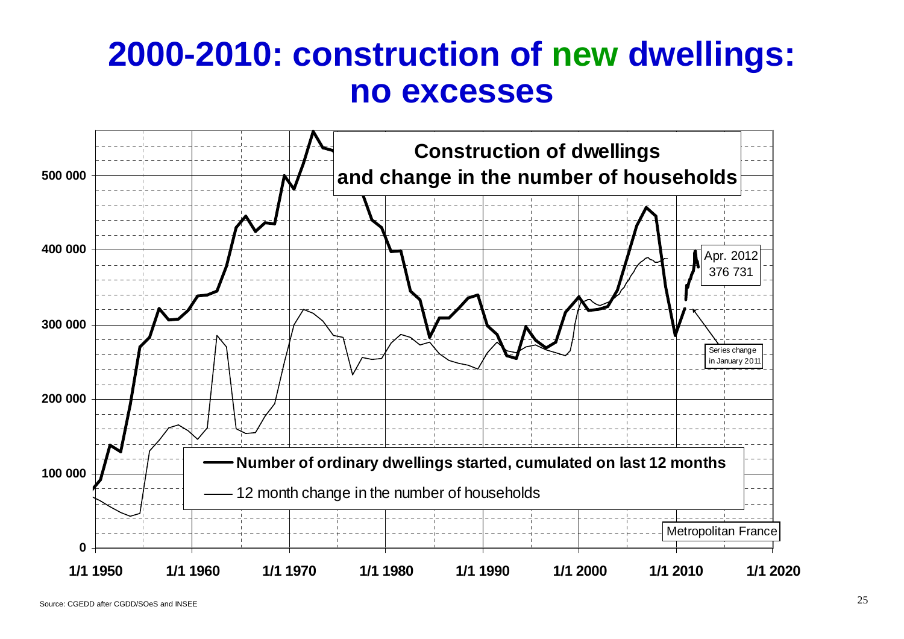# 2000-2010: construction of new dwellings: no excesses

**Construction of dwellings and change in the number of households**

- **Number of ordinary dwellings started, cumulated on last 12 months**
- 12 month change in the number of households

Apr. 2012 376 731

Series change in January 2011

Metropolitan France

Source: CGEDD after CGDD/SOeS and INSEE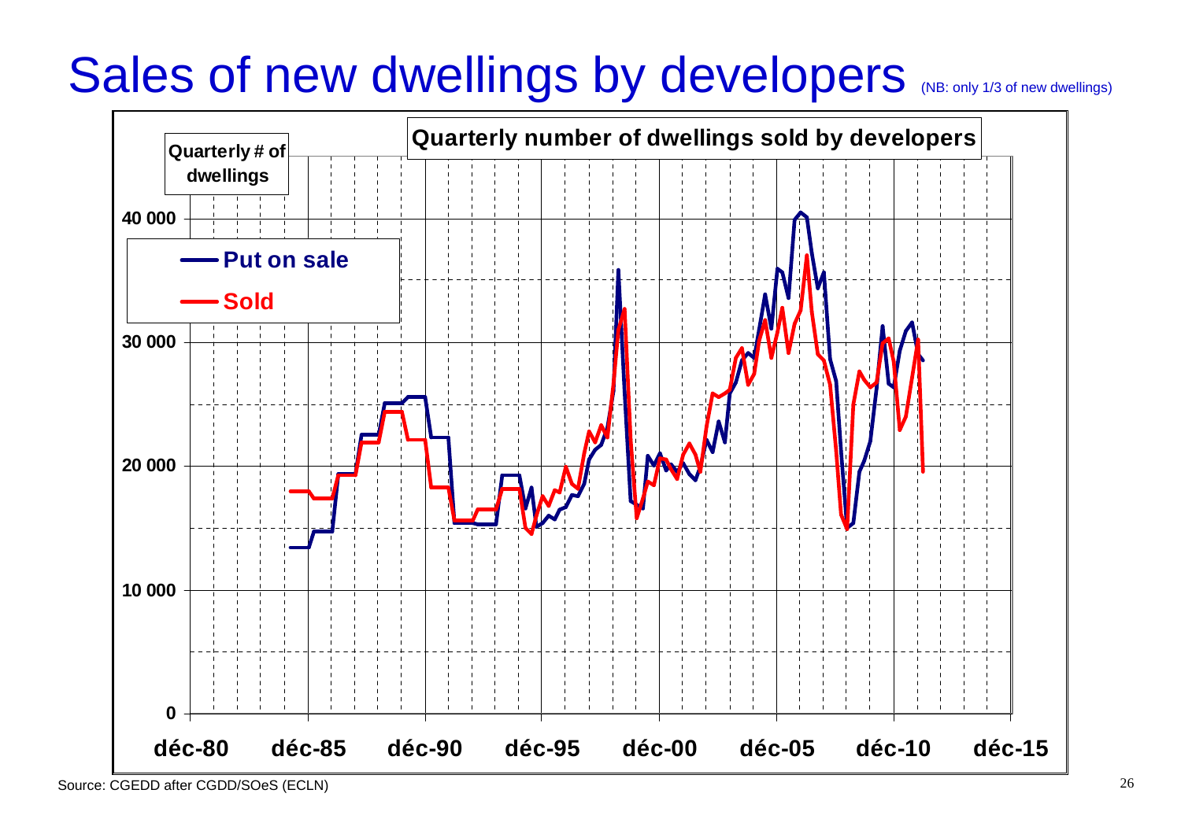# Sales of new dwellings by developers (NB: only 1/3 of new dwellings)

**Quarterly number of dwellings sold by developers**

Quarterly # of dwellings

- Put on sale
- Sold

40 000
30 000
20 000
10 000
0

déc-80 déc-85 déc-90 déc-95 déc-00 déc-05 déc-10 déc-15

Source: CGEDD after CGDD/SOeS (ECLN)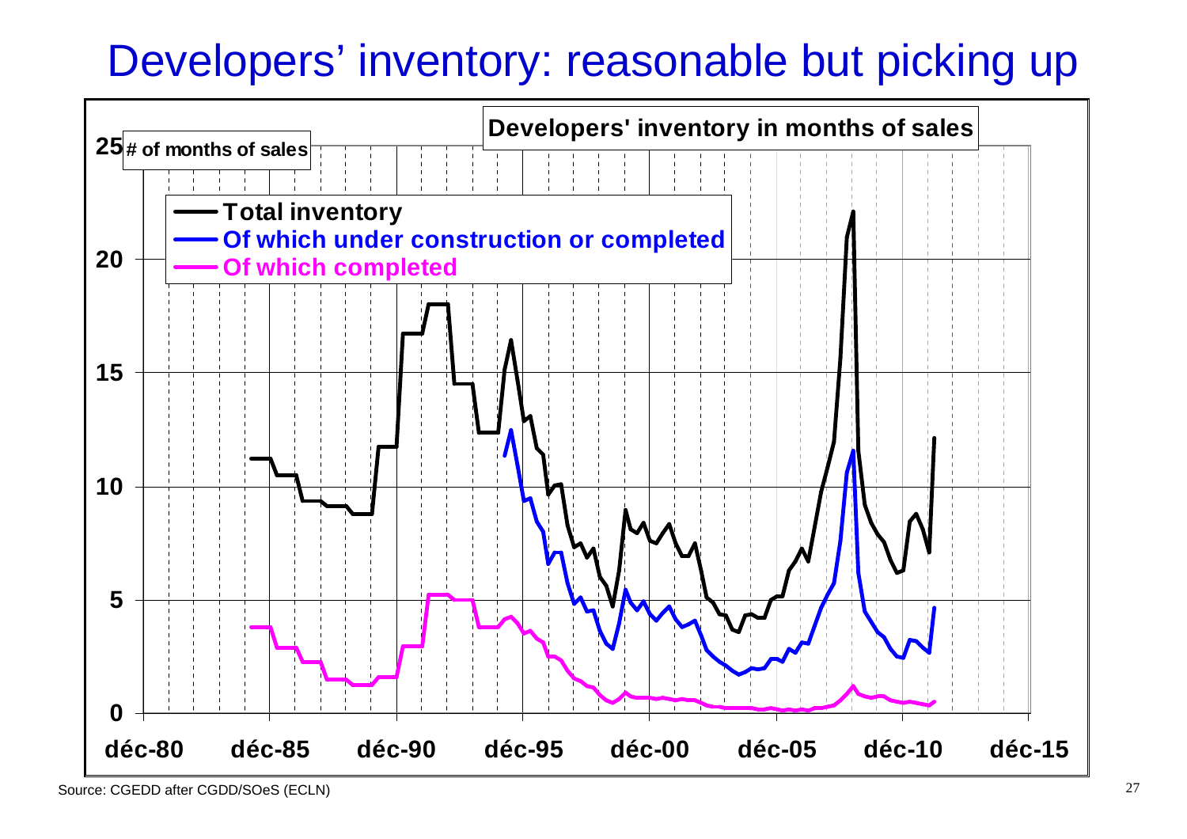# Developers' inventory: reasonable but picking up

**Developers' inventory in months of sales**

**# of months of sales**

- **Total inventory**
- **Of which under construction or completed**
- **Of which completed**

Source: CGEDD after CGDD/SOeS (ECLN)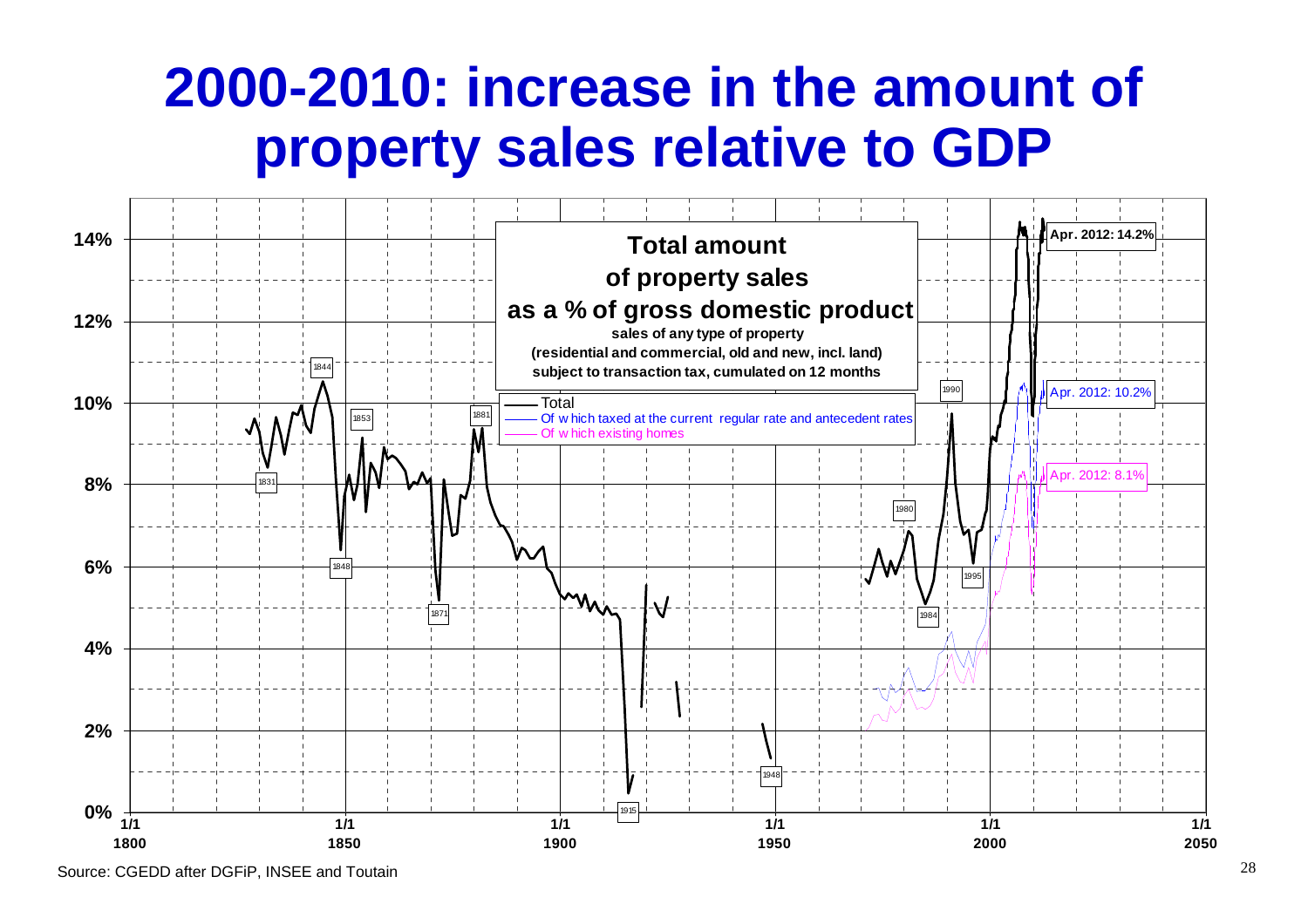# 2000-2010: increase in the amount of property sales relative to GDP

**Total amount of property sales as a % of gross domestic product**

**sales of any type of property (residential and commercial, old and new, incl. land) subject to transaction tax, cumulated on 12 months**

- Total
- Of which taxed at the current regular rate and antecedent rates
- Of which existing homes

Apr. 2012: 14.2%

Apr. 2012: 10.2%

Apr. 2012: 8.1%

1831, 1844, 1848, 1853, 1871, 1881, 1915, 1948, 1980, 1984, 1990, 1995

0%, 2%, 4%, 6%, 8%, 10%, 12%, 14%

1/1 1800, 1/1 1850, 1/1 1900, 1/1 1950, 1/1 2000, 1/1 2050

Source: CGEDD after DGFiP, INSEE and Toutain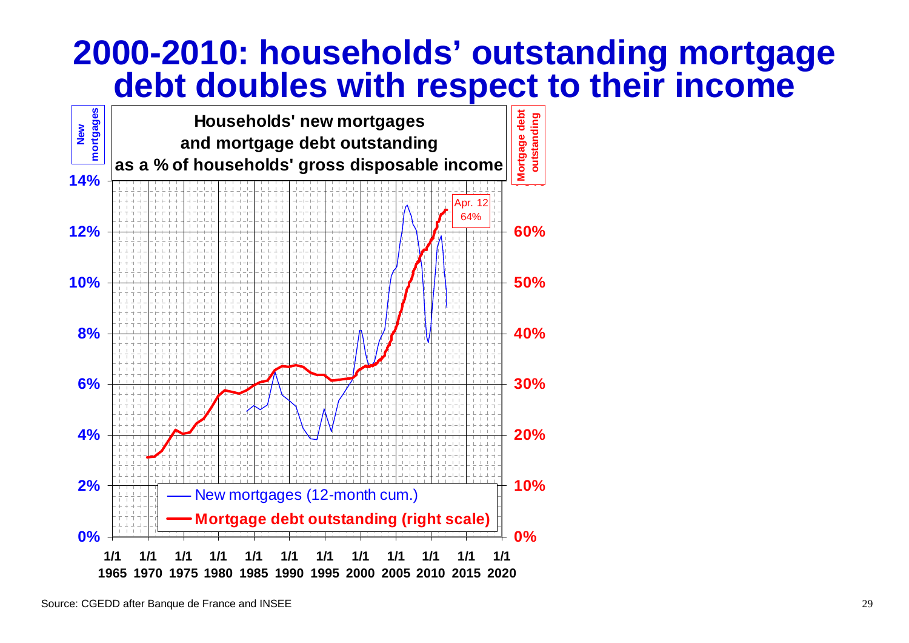# 2000-2010: households' outstanding mortgage debt doubles with respect to their income

**Households' new mortgages and mortgage debt outstanding as a % of households' gross disposable income**

New mortgages | Mortgage debt outstanding

Apr. 12
64%

— New mortgages (12-month cum.)

— **Mortgage debt outstanding (right scale)**

Source: CGEDD after Banque de France and INSEE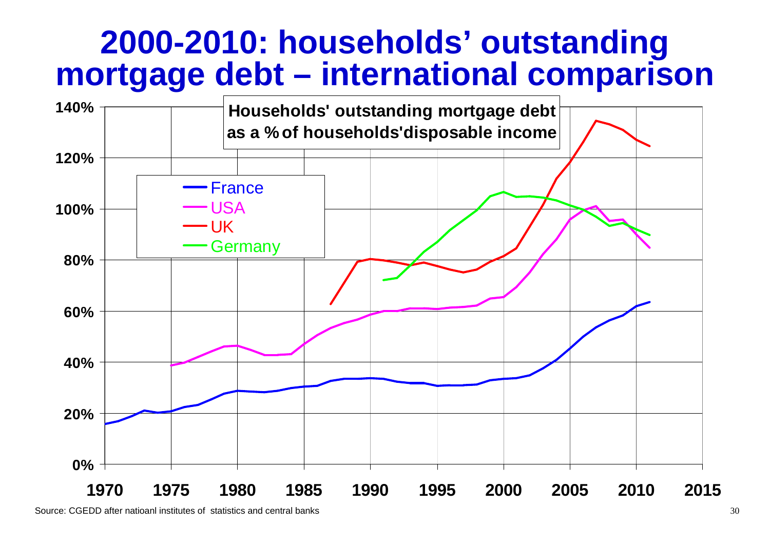# 2000-2010: households' outstanding mortgage debt – international comparison

**Households' outstanding mortgage debt as a % of households'disposable income**

Legend: France, USA, UK, Germany

Source: CGEDD after natioanl institutes of statistics and central banks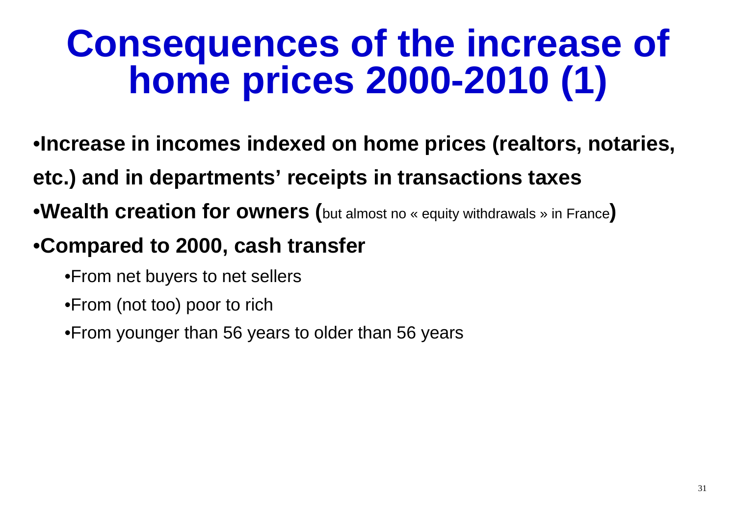# Consequences of the increase of home prices 2000-2010 (1)

- **Increase in incomes indexed on home prices (realtors, notaries, etc.) and in departments' receipts in transactions taxes**
- **Wealth creation for owners (**but almost no « equity withdrawals » in France**)**
- **Compared to 2000, cash transfer**
  - From net buyers to net sellers
  - From (not too) poor to rich
  - From younger than 56 years to older than 56 years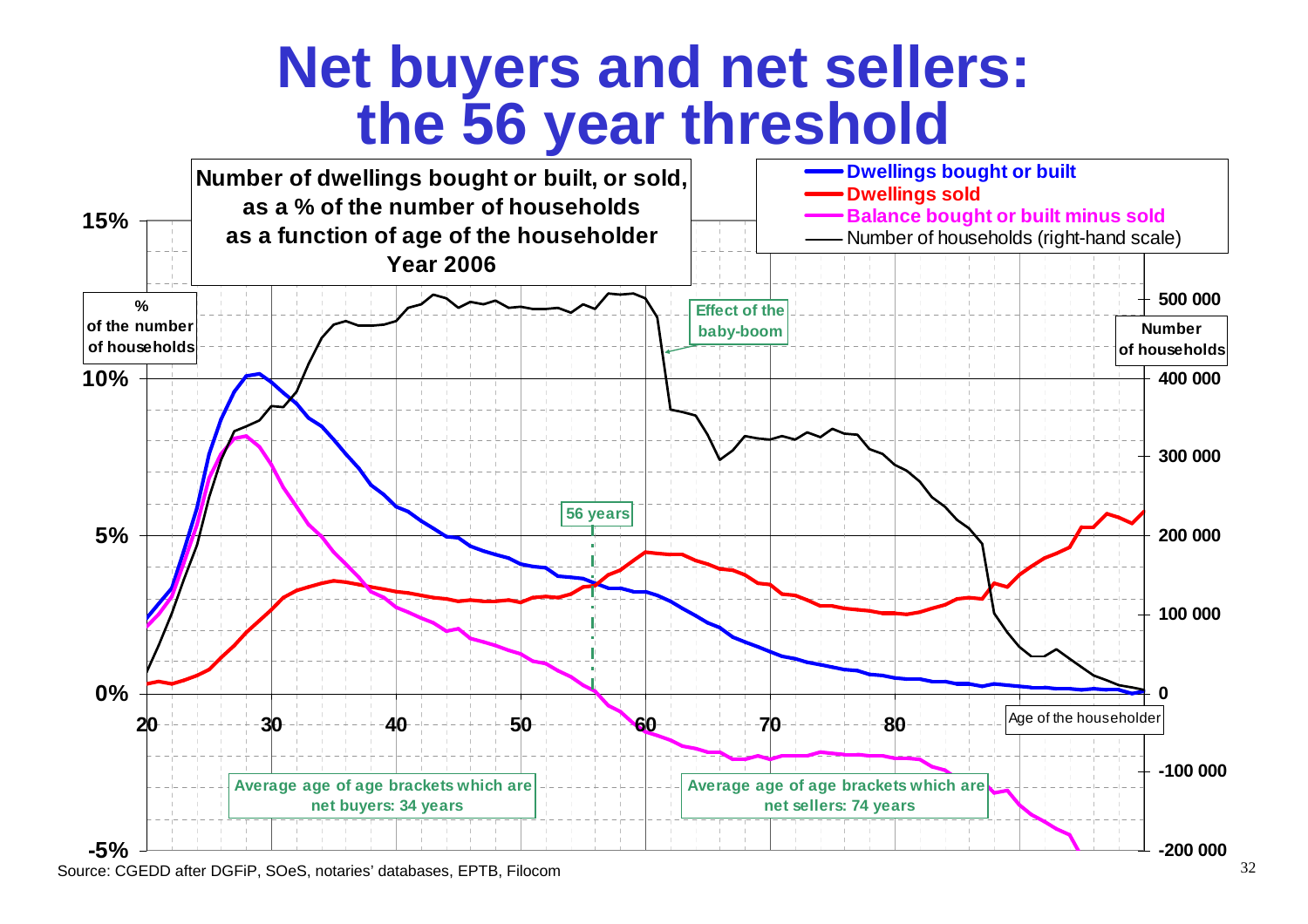# Net buyers and net sellers: the 56 year threshold

**Number of dwellings bought or built, or sold, as a % of the number of households as a function of age of the householder Year 2006**

- **Dwellings bought or built**
- **Dwellings sold**
- **Balance bought or built minus sold**
- Number of households (right-hand scale)

% of the number of households

Number of households

15%
10%
5%
0%
-5%

500 000
400 000
300 000
200 000
100 000
0
-100 000
-200 000

20 30 40 50 60 70 80

Age of the householder

Effect of the baby-boom

56 years

Average age of age brackets which are net buyers: 34 years

Average age of age brackets which are net sellers: 74 years

Source: CGEDD after DGFiP, SOeS, notaries' databases, EPTB, Filocom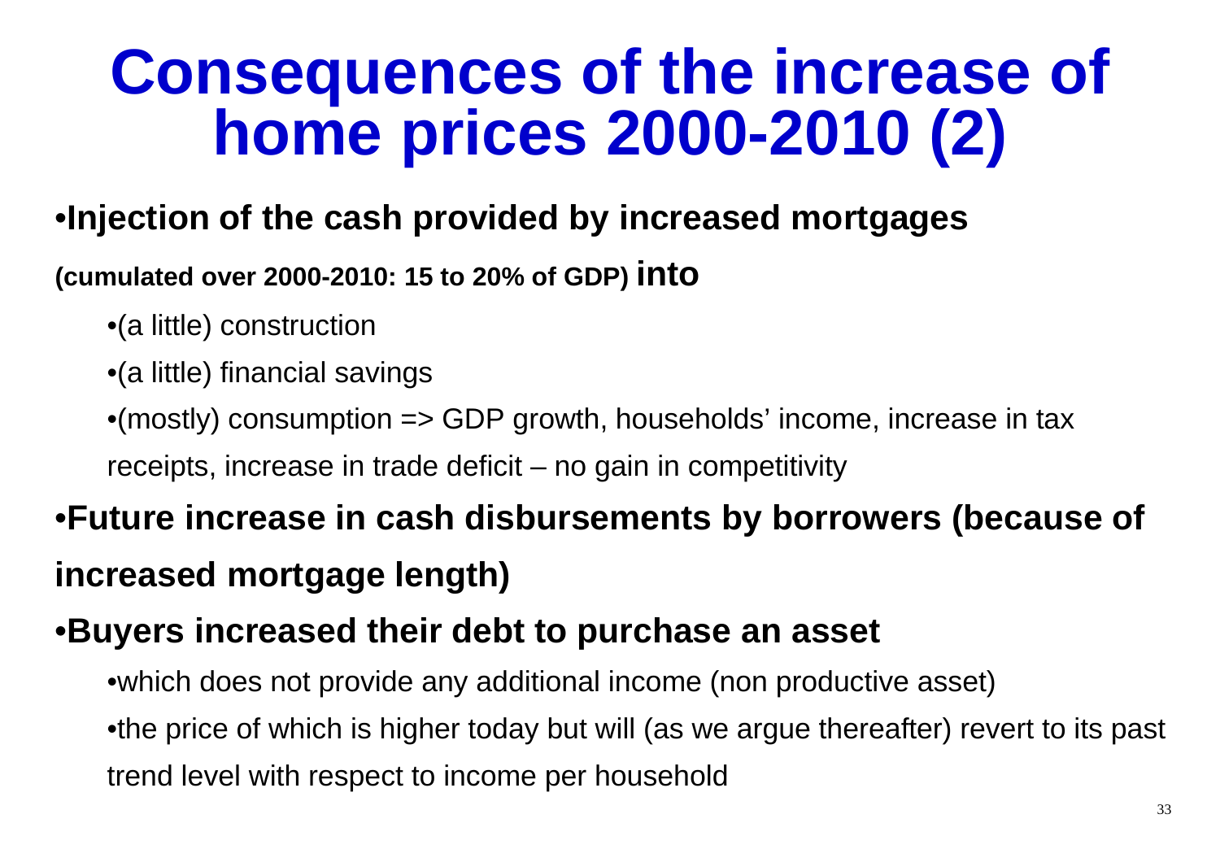# Consequences of the increase of home prices 2000-2010 (2)

- **Injection of the cash provided by increased mortgages (cumulated over 2000-2010: 15 to 20% of GDP) into**
  - (a little) construction
  - (a little) financial savings
  - (mostly) consumption => GDP growth, households' income, increase in tax receipts, increase in trade deficit – no gain in competitivity
- **Future increase in cash disbursements by borrowers (because of increased mortgage length)**
- **Buyers increased their debt to purchase an asset**
  - which does not provide any additional income (non productive asset)
  - the price of which is higher today but will (as we argue thereafter) revert to its past trend level with respect to income per household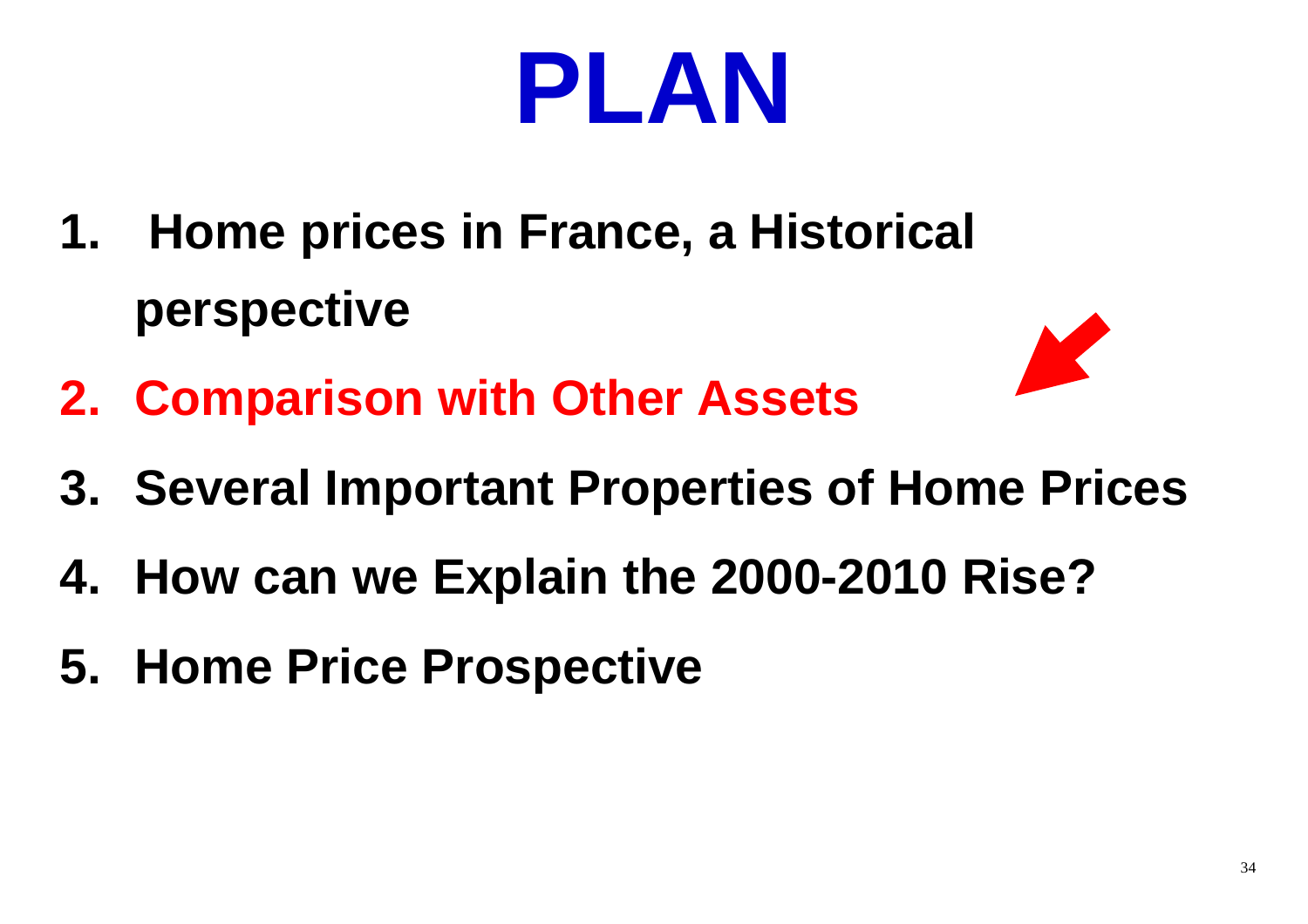# PLAN

1. **Home prices in France, a Historical perspective**
2. **Comparison with Other Assets**
3. **Several Important Properties of Home Prices**
4. **How can we Explain the 2000-2010 Rise?**
5. **Home Price Prospective**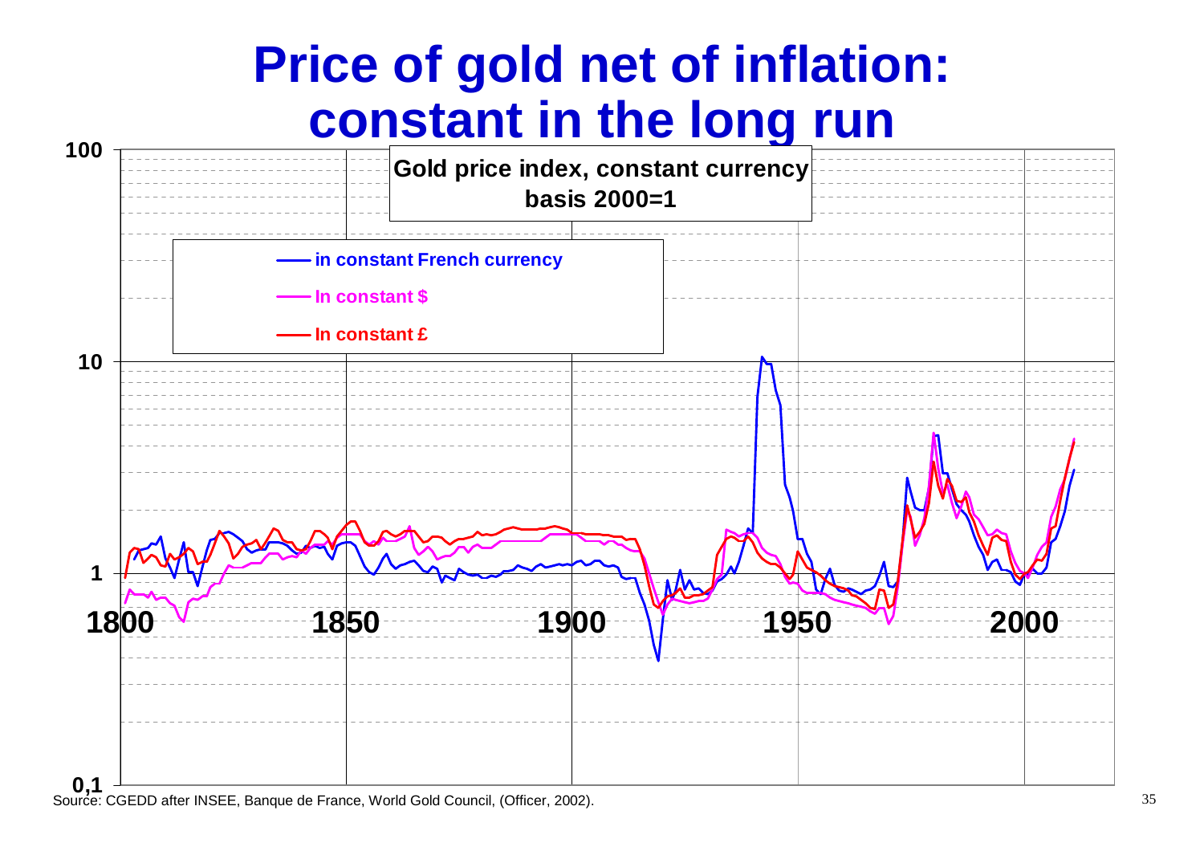# Price of gold net of inflation: constant in the long run

**Gold price index, constant currency basis 2000=1**

- in constant French currency
- In constant $
- In constant £

100

10

1

0,1

1800 1850 1900 1950 2000

Source: CGEDD after INSEE, Banque de France, World Gold Council, (Officer, 2002).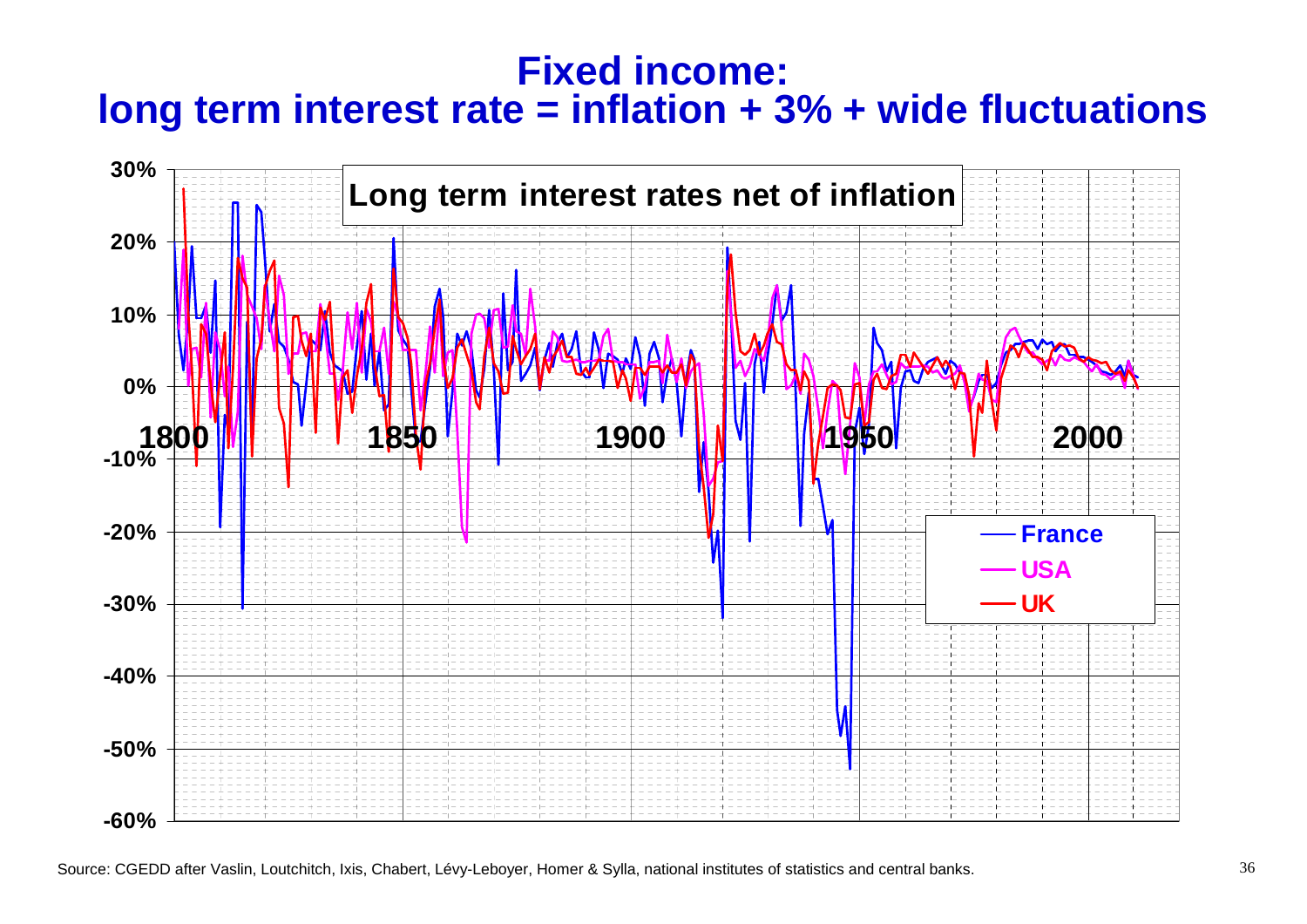# Fixed income:
# long term interest rate = inflation + 3% + wide fluctuations

Long term interest rates net of inflation

Source: CGEDD after Vaslin, Loutchitch, Ixis, Chabert, Lévy-Leboyer, Homer & Sylla, national institutes of statistics and central banks.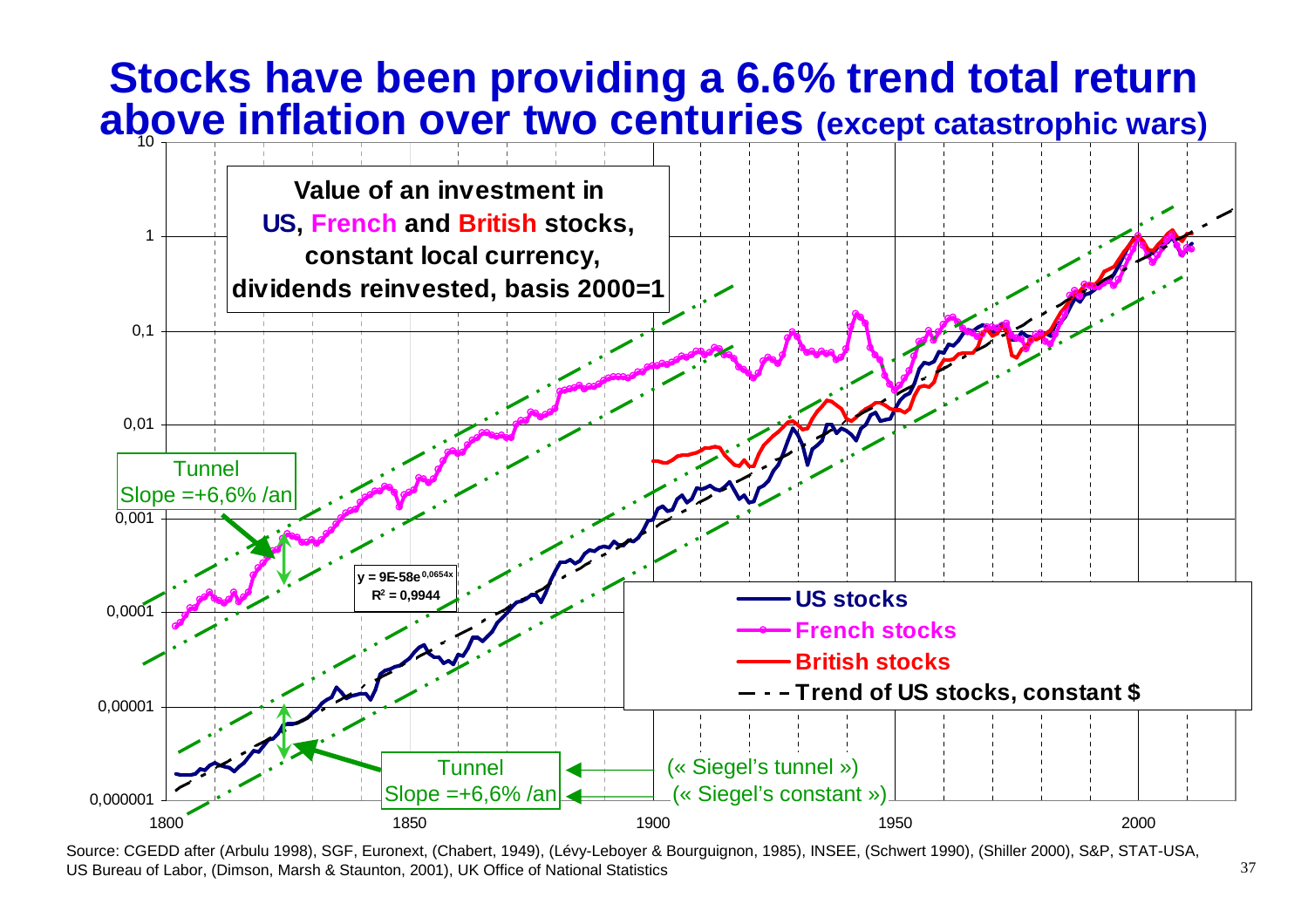# Stocks have been providing a 6.6% trend total return above inflation over two centuries (except catastrophic wars)

**Value of an investment in US, French and British stocks, constant local currency, dividends reinvested, basis 2000=1**

Tunnel
Slope =+6,6% /an

$y = 9E\text{-}58e^{0,0654x}$
$R^2 = 0,9944$

- US stocks
- French stocks
- British stocks
- Trend of US stocks, constant $

Tunnel
Slope =+6,6% /an

(« Siegel's tunnel »)
(« Siegel's constant »)

Source: CGEDD after (Arbulu 1998), SGF, Euronext, (Chabert, 1949), (Lévy-Leboyer & Bourguignon, 1985), INSEE, (Schwert 1990), (Shiller 2000), S&P, STAT-USA, US Bureau of Labor, (Dimson, Marsh & Staunton, 2001), UK Office of National Statistics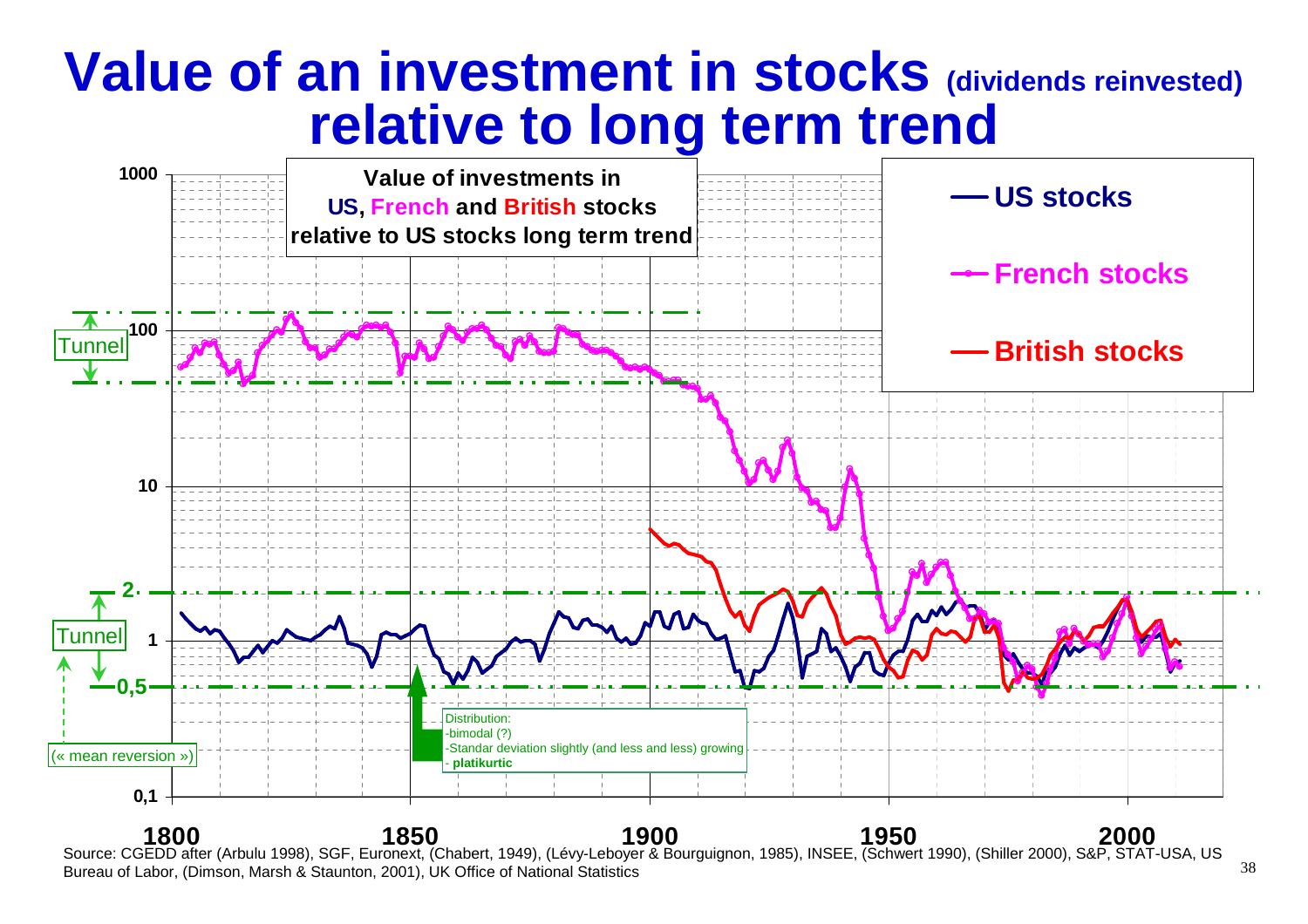# Value of an investment in stocks (dividends reinvested) relative to long term trend

**Value of investments in US, French and British stocks relative to US stocks long term trend**

- US stocks
- French stocks
- British stocks

Tunnel

2

1

0,5

Tunnel

(« mean reversion »)

Distribution:
- bimodal (?)
- Standar deviation slightly (and less and less) growing
- **platikurtic**

1000, 100, 10, 1, 0,1

1800, 1850, 1900, 1950, 2000

Source: CGEDD after (Arbulu 1998), SGF, Euronext, (Chabert, 1949), (Lévy-Leboyer & Bourguignon, 1985), INSEE, (Schwert 1990), (Shiller 2000), S&P, STAT-USA, US Bureau of Labor, (Dimson, Marsh & Staunton, 2001), UK Office of National Statistics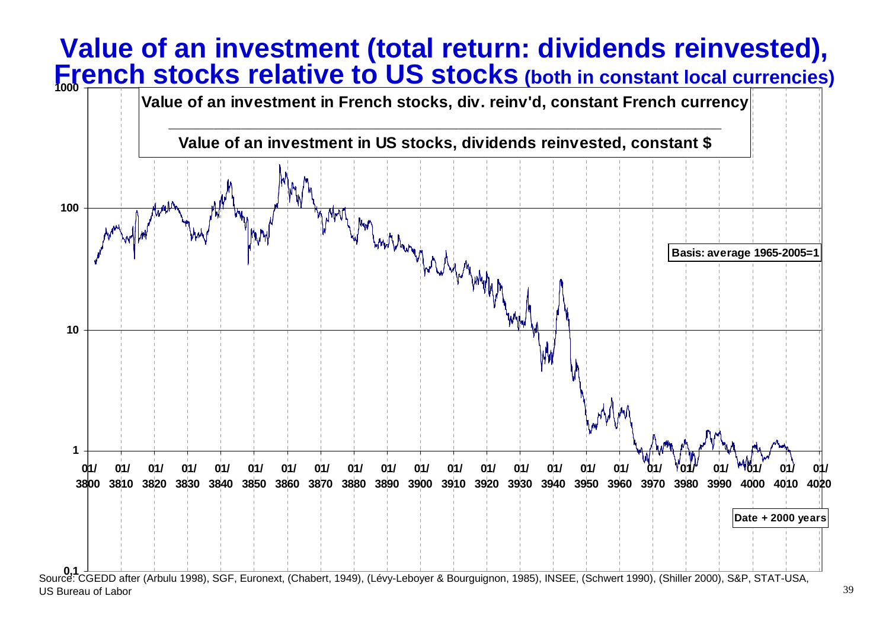# Value of an investment (total return: dividends reinvested), French stocks relative to US stocks (both in constant local currencies)

Value of an investment in French stocks, div. reinv'd, constant French currency
_______________________________________________
Value of an investment in US stocks, dividends reinvested, constant $

Basis: average 1965-2005=1

1000
100
10
1
0.1

01/3800 01/3810 01/3820 01/3830 01/3840 01/3850 01/3860 01/3870 01/3880 01/3890 01/3900 01/3910 01/3920 01/3930 01/3940 01/3950 01/3960 01/3970 01/3980 01/3990 01/4000 01/4010 01/4020

Date + 2000 years

Source: CGEDD after (Arbulu 1998), SGF, Euronext, (Chabert, 1949), (Lévy-Leboyer & Bourguignon, 1985), INSEE, (Schwert 1990), (Shiller 2000), S&P, STAT-USA, US Bureau of Labor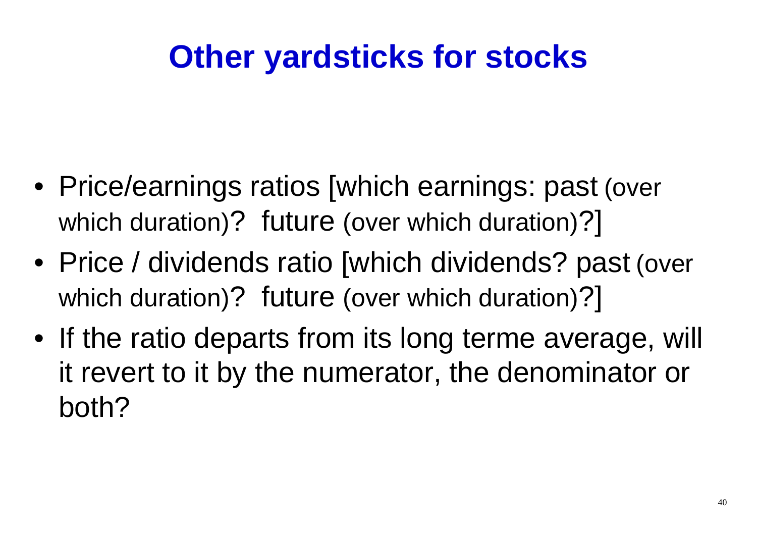# Other yardsticks for stocks

- Price/earnings ratios [which earnings: past (over which duration)? future (over which duration)?]
- Price / dividends ratio [which dividends? past (over which duration)? future (over which duration)?]
- If the ratio departs from its long terme average, will it revert to it by the numerator, the denominator or both?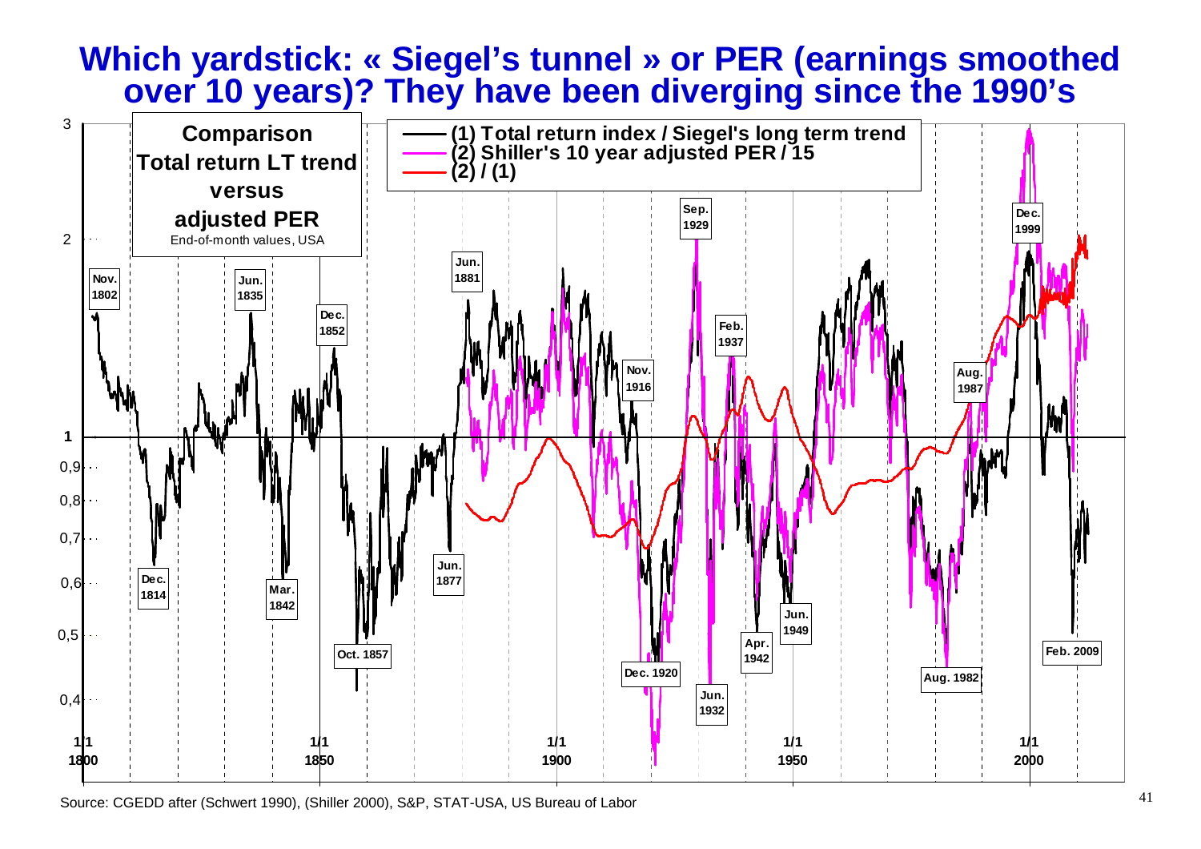# Which yardstick: « Siegel's tunnel » or PER (earnings smoothed over 10 years)? They have been diverging since the 1990's

**Comparison Total return LT trend versus adjusted PER**

End-of-month values, USA

- (1) Total return index / Siegel's long term trend
- (2) Shiller's 10 year adjusted PER / 15
- (2) / (1)

Nov. 1802 · Dec. 1814 · Jun. 1835 · Mar. 1842 · Dec. 1852 · Oct. 1857 · Jun. 1877 · Jun. 1881 · Nov. 1916 · Dec. 1920 · Sep. 1929 · Jun. 1932 · Feb. 1937 · Apr. 1942 · Jun. 1949 · Aug. 1982 · Aug. 1987 · Dec. 1999 · Feb. 2009

Source: CGEDD after (Schwert 1990), (Shiller 2000), S&P, STAT-USA, US Bureau of Labor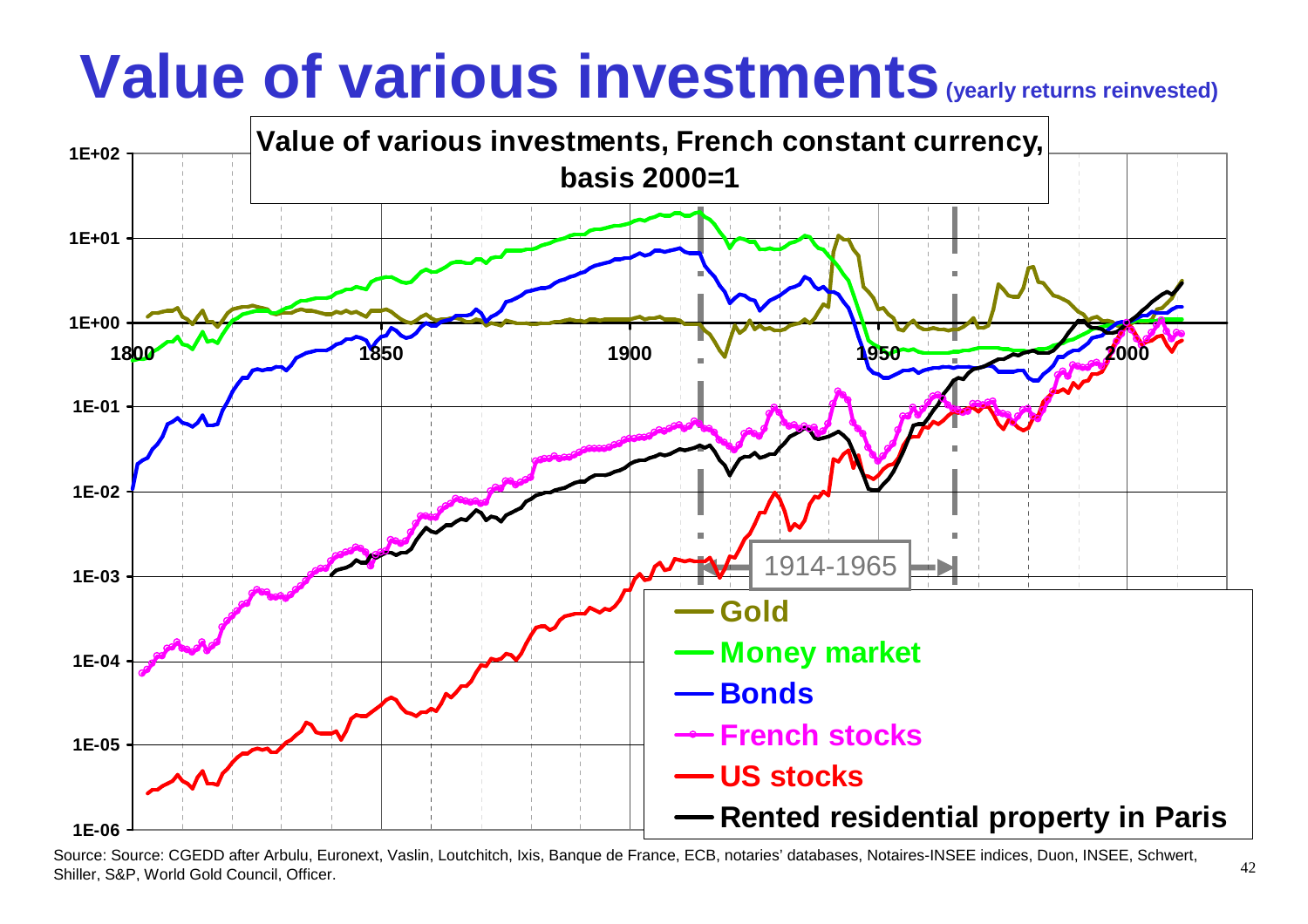# Value of various investments (yearly returns reinvested)

**Value of various investments, French constant currency, basis 2000=1**

1E+02
1E+01
1E+00
1E-01
1E-02
1E-03
1E-04
1E-05
1E-06

1800 1850 1900 1950 2000

1914-1965

- Gold
- Money market
- Bonds
- French stocks
- US stocks
- Rented residential property in Paris

Source: Source: CGEDD after Arbulu, Euronext, Vaslin, Loutchitch, Ixis, Banque de France, ECB, notaries' databases, Notaires-INSEE indices, Duon, INSEE, Schwert, Shiller, S&P, World Gold Council, Officer.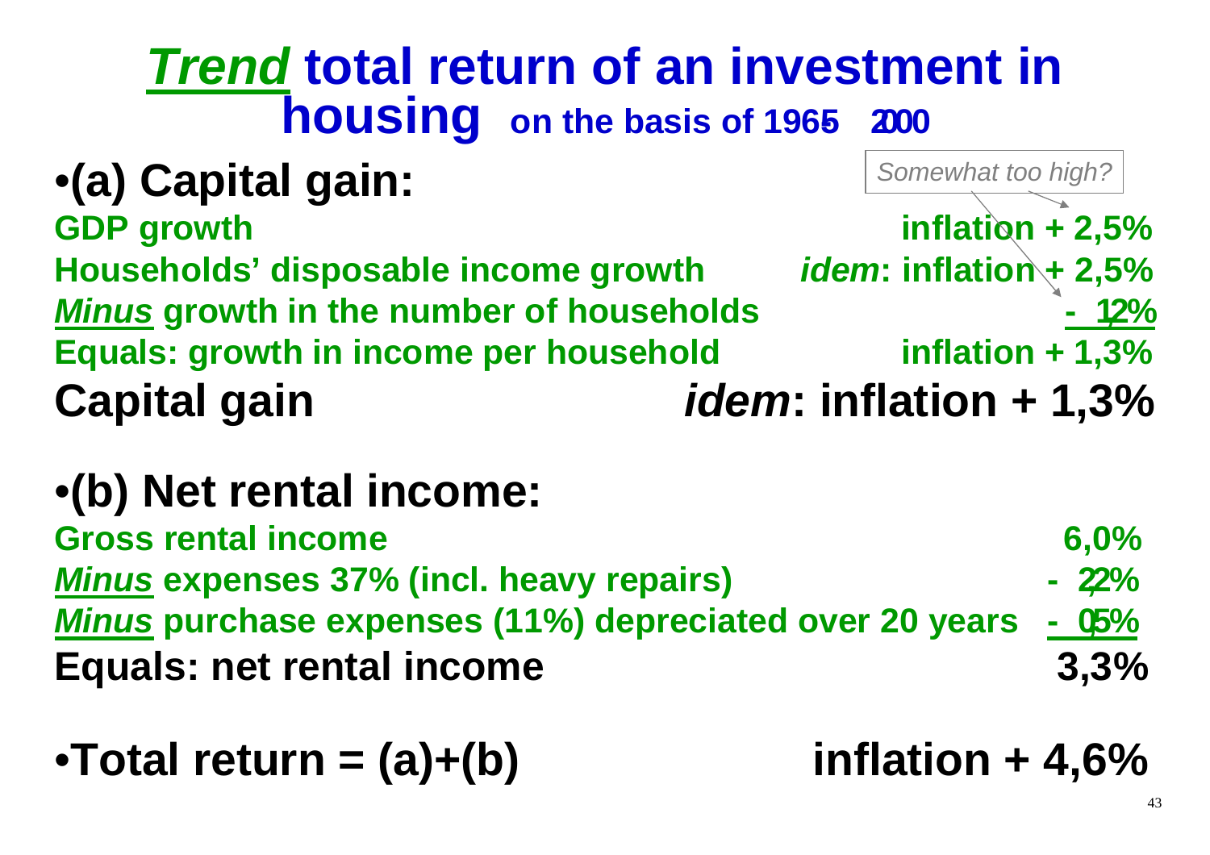# ***Trend*** total return of an investment in housing on the basis of 1965–2000

*Somewhat too high?*

## •(a) Capital gain:

| | |
|---|---|
| **GDP growth** | **inflation + 2,5%** |
| **Households' disposable income growth** | ***idem*: inflation + 2,5%** |
| ***Minus* growth in the number of households** | **- 1,2%** |
| **Equals: growth in income per household** | **inflation + 1,3%** |
| **Capital gain** | ***idem*: inflation + 1,3%** |

## •(b) Net rental income:

| | |
|---|---|
| **Gross rental income** | **6,0%** |
| ***Minus* expenses 37% (incl. heavy repairs)** | **- 2,2%** |
| ***Minus* purchase expenses (11%) depreciated over 20 years** | **- 0,5%** |
| **Equals: net rental income** | **3,3%** |

## •Total return = (a)+(b) inflation + 4,6%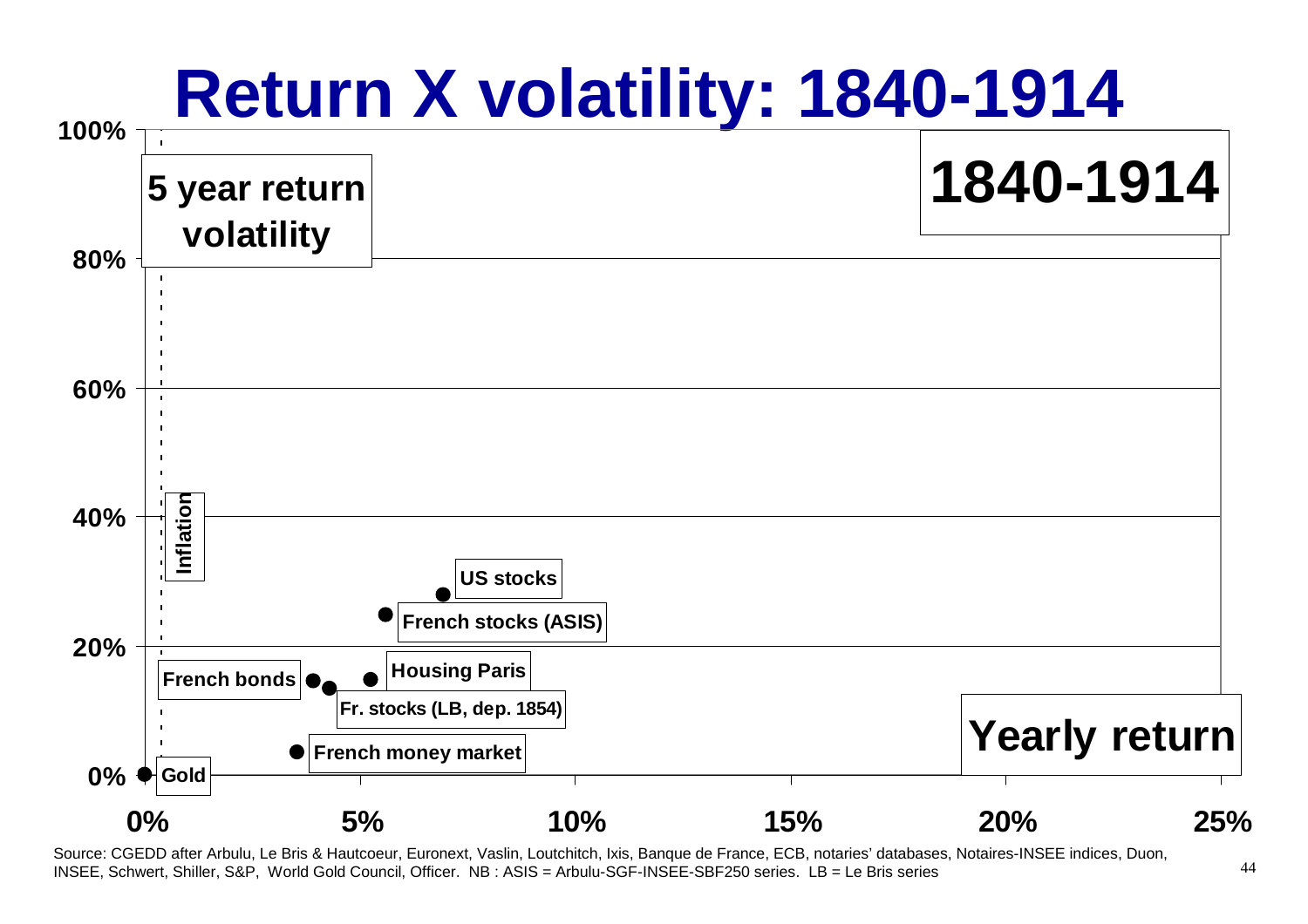# Return X volatility: 1840-1914

**1840-1914**

**5 year return volatility**

**Yearly return**

- Inflation
- US stocks
- French stocks (ASIS)
- Housing Paris
- French bonds
- Fr. stocks (LB, dep. 1854)
- French money market
- Gold

Y-axis: 0%, 20%, 40%, 60%, 80%, 100%

X-axis: 0%, 5%, 10%, 15%, 20%, 25%

Source: CGEDD after Arbulu, Le Bris & Hautcoeur, Euronext, Vaslin, Loutchitch, Ixis, Banque de France, ECB, notaries' databases, Notaires-INSEE indices, Duon, INSEE, Schwert, Shiller, S&P, World Gold Council, Officer. NB : ASIS = Arbulu-SGF-INSEE-SBF250 series. LB = Le Bris series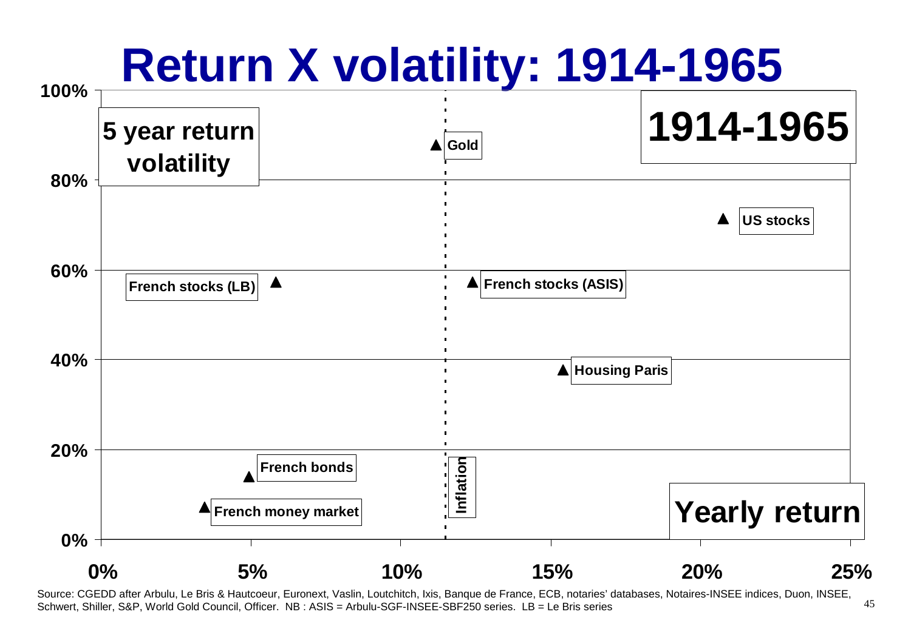# Return X volatility: 1914-1965

1914-1965

5 year return volatility

| Asset | Yearly return (approx.) | 5 year return volatility (approx.) |
|---|---|---|
| Gold | ~11% | ~88% |
| US stocks | ~21% | ~72% |
| French stocks (LB) | ~6% | ~57% |
| French stocks (ASIS) | ~12.5% | ~57% |
| Housing Paris | ~15.5% | ~38% |
| French bonds | ~5% | ~14% |
| French money market | ~3.5% | ~7% |
| Inflation | ~11.5% | — |

Yearly return

Source: CGEDD after Arbulu, Le Bris & Hautcoeur, Euronext, Vaslin, Loutchitch, Ixis, Banque de France, ECB, notaries' databases, Notaires-INSEE indices, Duon, INSEE, Schwert, Shiller, S&P, World Gold Council, Officer. NB : ASIS = Arbulu-SGF-INSEE-SBF250 series. LB = Le Bris series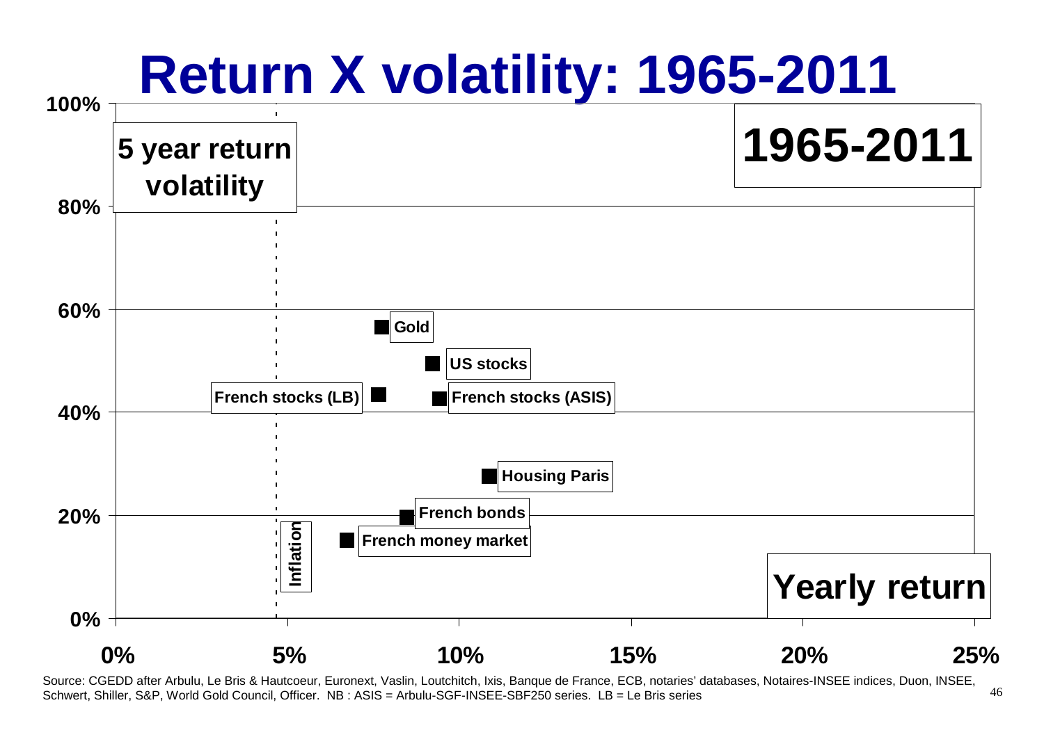# Return X volatility: 1965-2011

**1965-2011**

**5 year return volatility** (y-axis: 0% to 100%)

**Yearly return** (x-axis: 0% to 25%)

Data points:
- Gold
- US stocks
- French stocks (LB)
- French stocks (ASIS)
- Housing Paris
- French bonds
- French money market
- Inflation (dashed vertical line)

Source: CGEDD after Arbulu, Le Bris & Hautcoeur, Euronext, Vaslin, Loutchitch, Ixis, Banque de France, ECB, notaries' databases, Notaires-INSEE indices, Duon, INSEE, Schwert, Shiller, S&P, World Gold Council, Officer. NB : ASIS = Arbulu-SGF-INSEE-SBF250 series. LB = Le Bris series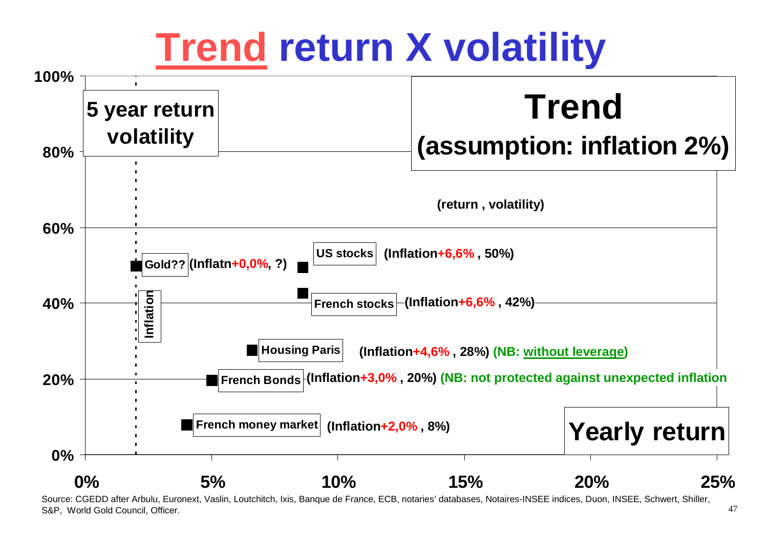# Trend return X volatility

**Trend (assumption: inflation 2%)**

**5 year return volatility**

(return , volatility)

- Gold?? (Inflatn+0,0%, ?)
- US stocks (Inflation+6,6% , 50%)
- French stocks (Inflation+6,6% , 42%)
- Housing Paris (Inflation+4,6% , 28%) (NB: without leverage)
- French Bonds (Inflation+3,0% , 20%) (NB: not protected against unexpected inflation
- French money market (Inflation+2,0% , 8%)

Inflation

Y axis: 0%, 20%, 40%, 60%, 80%, 100%

X axis (Yearly return): 0%, 5%, 10%, 15%, 20%, 25%

Source: CGEDD after Arbulu, Euronext, Vaslin, Loutchitch, Ixis, Banque de France, ECB, notaries' databases, Notaires-INSEE indices, Duon, INSEE, Schwert, Shiller, S&P, World Gold Council, Officer.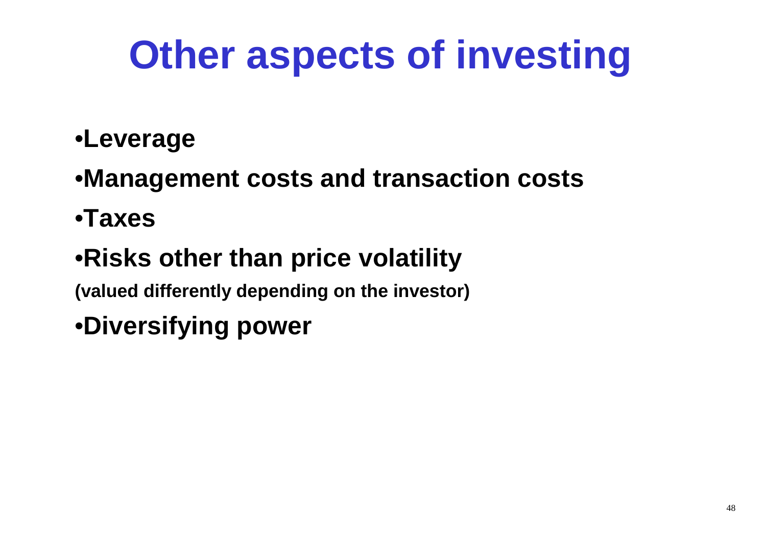# Other aspects of investing

- **Leverage**
- **Management costs and transaction costs**
- **Taxes**
- **Risks other than price volatility**

**(valued differently depending on the investor)**

- **Diversifying power**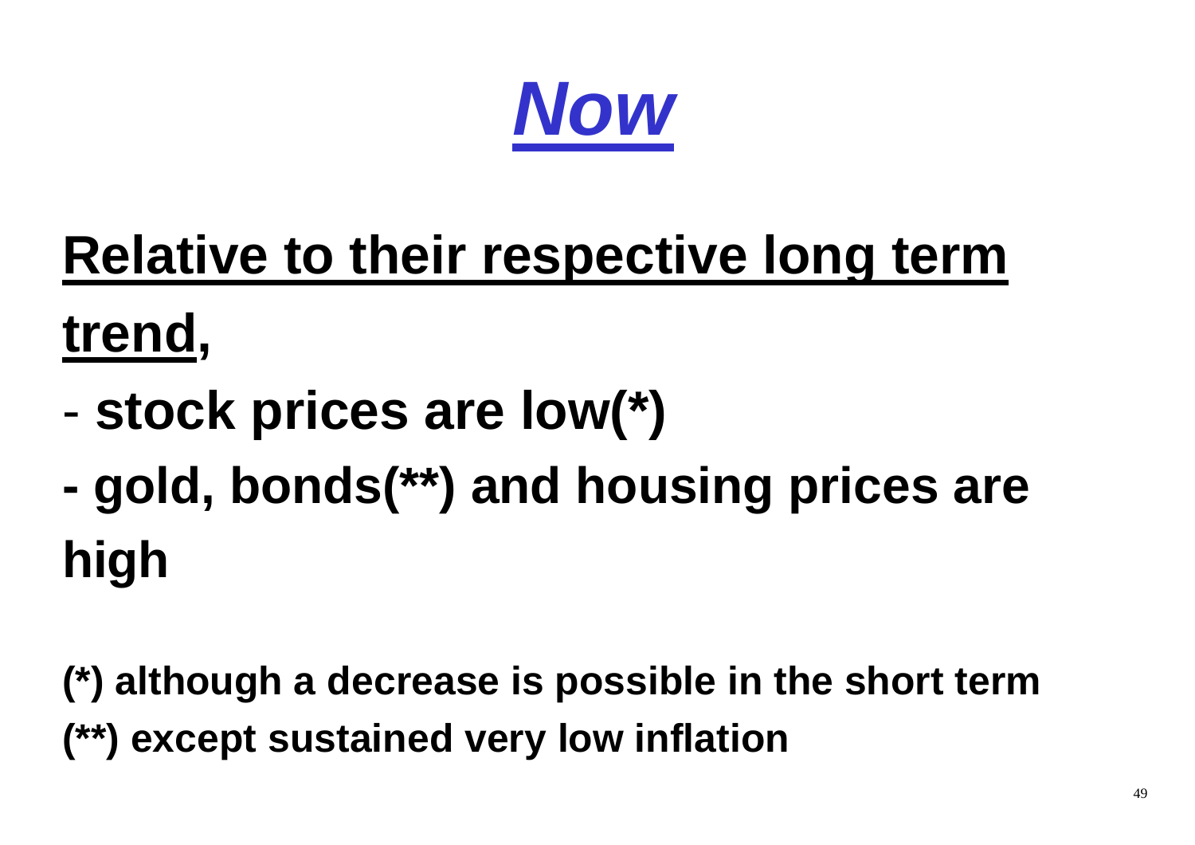# ***Now***

**Relative to their respective long term trend,**

- **stock prices are low(*)**
- **gold, bonds(**) and housing prices are high**

**(*) although a decrease is possible in the short term**
**(**) except sustained very low inflation**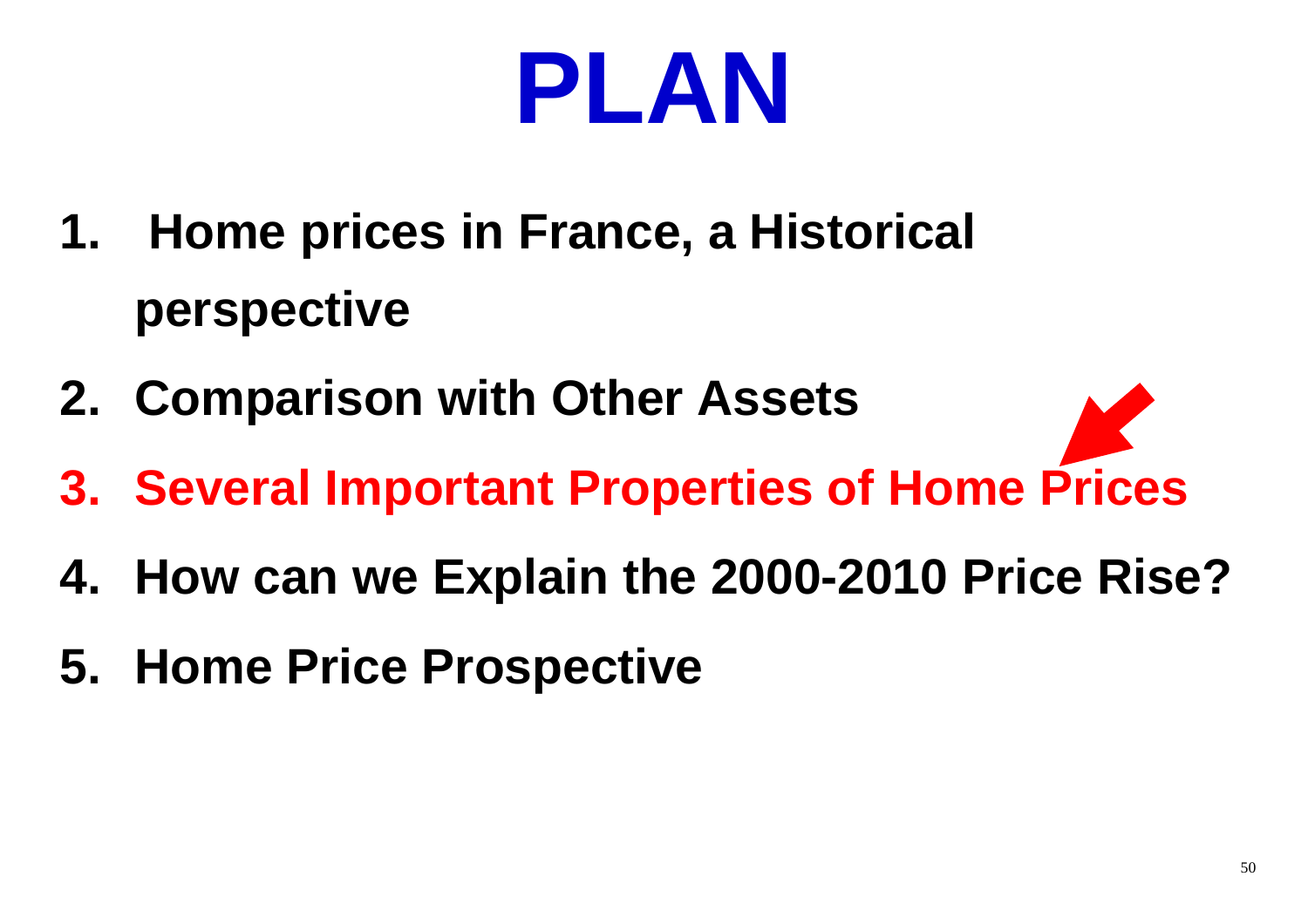# PLAN

1. **Home prices in France, a Historical perspective**
2. **Comparison with Other Assets**
3. **Several Important Properties of Home Prices**
4. **How can we Explain the 2000-2010 Price Rise?**
5. **Home Price Prospective**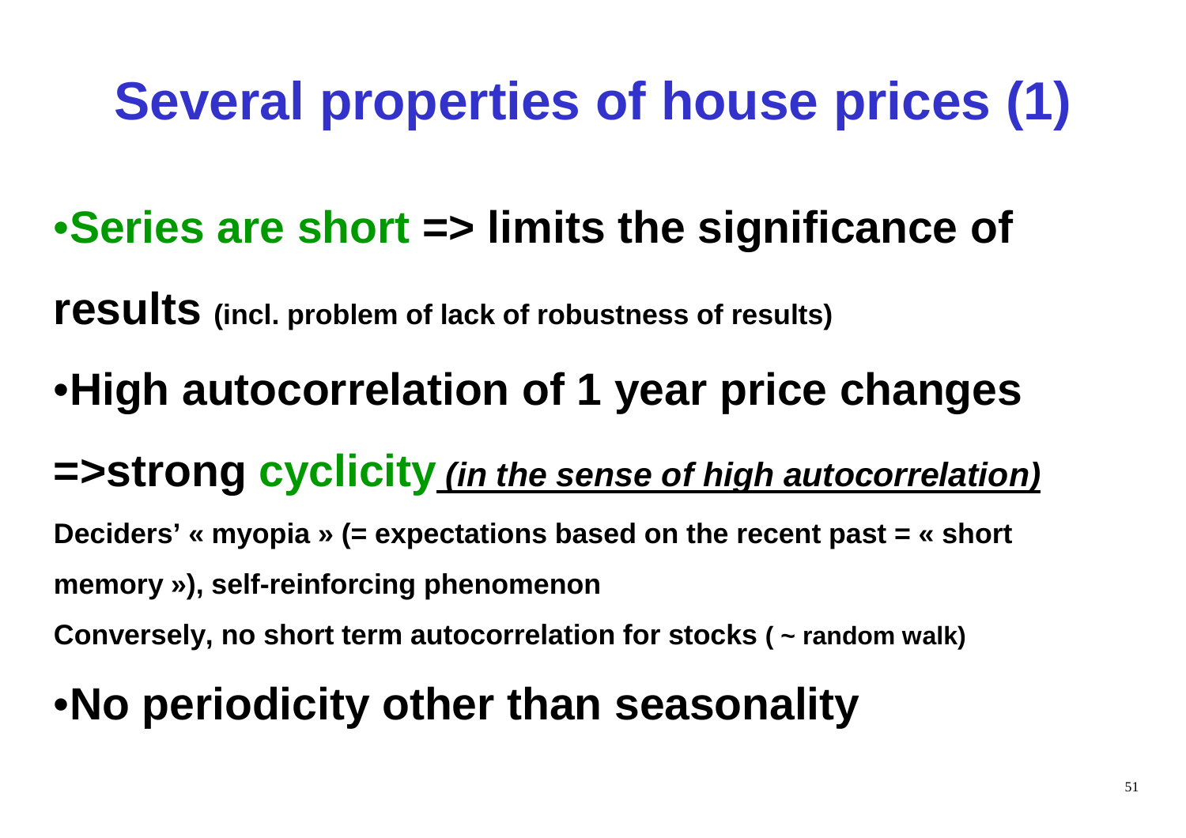# Several properties of house prices (1)

- **Series are short => limits the significance of results** (incl. problem of lack of robustness of results)
- **High autocorrelation of 1 year price changes =>strong cyclicity** ***(in the sense of high autocorrelation)***

**Deciders' « myopia » (= expectations based on the recent past = « short memory »), self-reinforcing phenomenon**

**Conversely, no short term autocorrelation for stocks ( ~ random walk)**

- **No periodicity other than seasonality**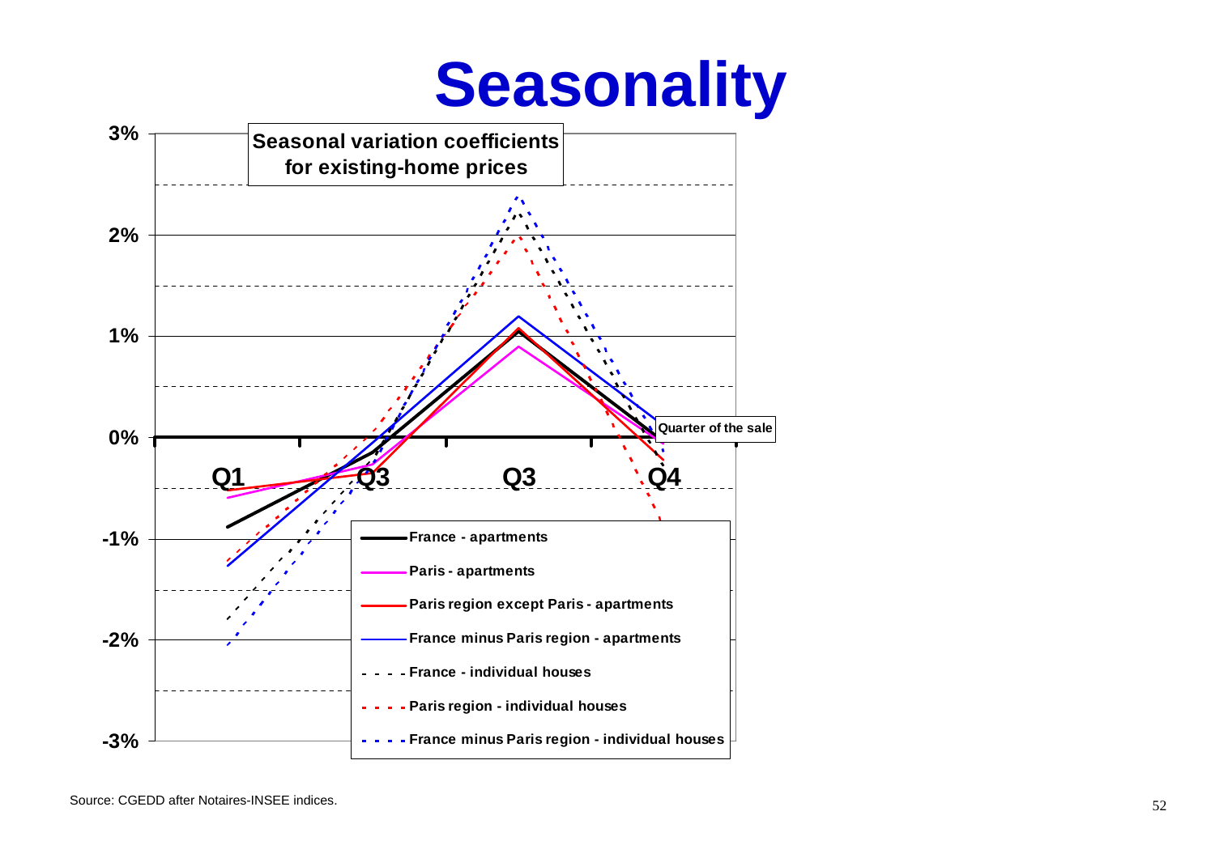# Seasonality

**Seasonal variation coefficients for existing-home prices**

Y-axis: 3%, 2%, 1%, 0%, -1%, -2%, -3%

X-axis (Quarter of the sale): Q1, Q3, Q3, Q4

Legend:
- France - apartments
- Paris - apartments
- Paris region except Paris - apartments
- France minus Paris region - apartments
- France - individual houses
- Paris region - individual houses
- France minus Paris region - individual houses

Source: CGEDD after Notaires-INSEE indices.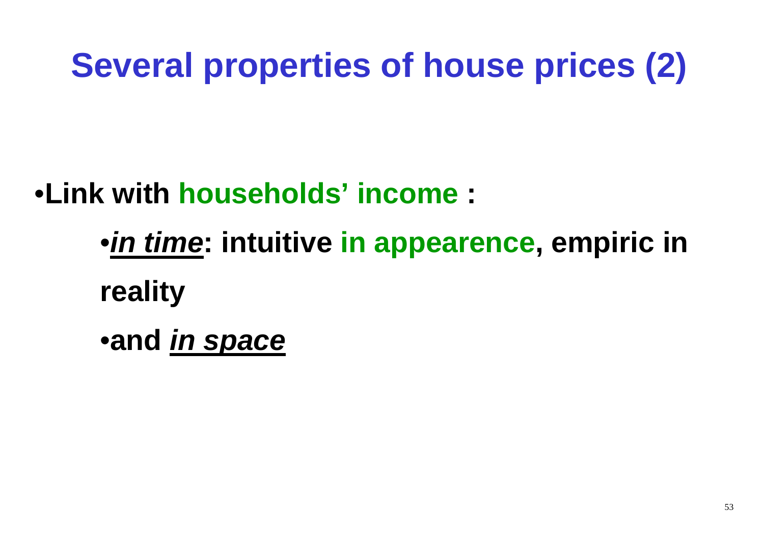# Several properties of house prices (2)

- **Link with households' income :**
  - ***in time*: intuitive in appearence, empiric in reality**
  - **and *in space***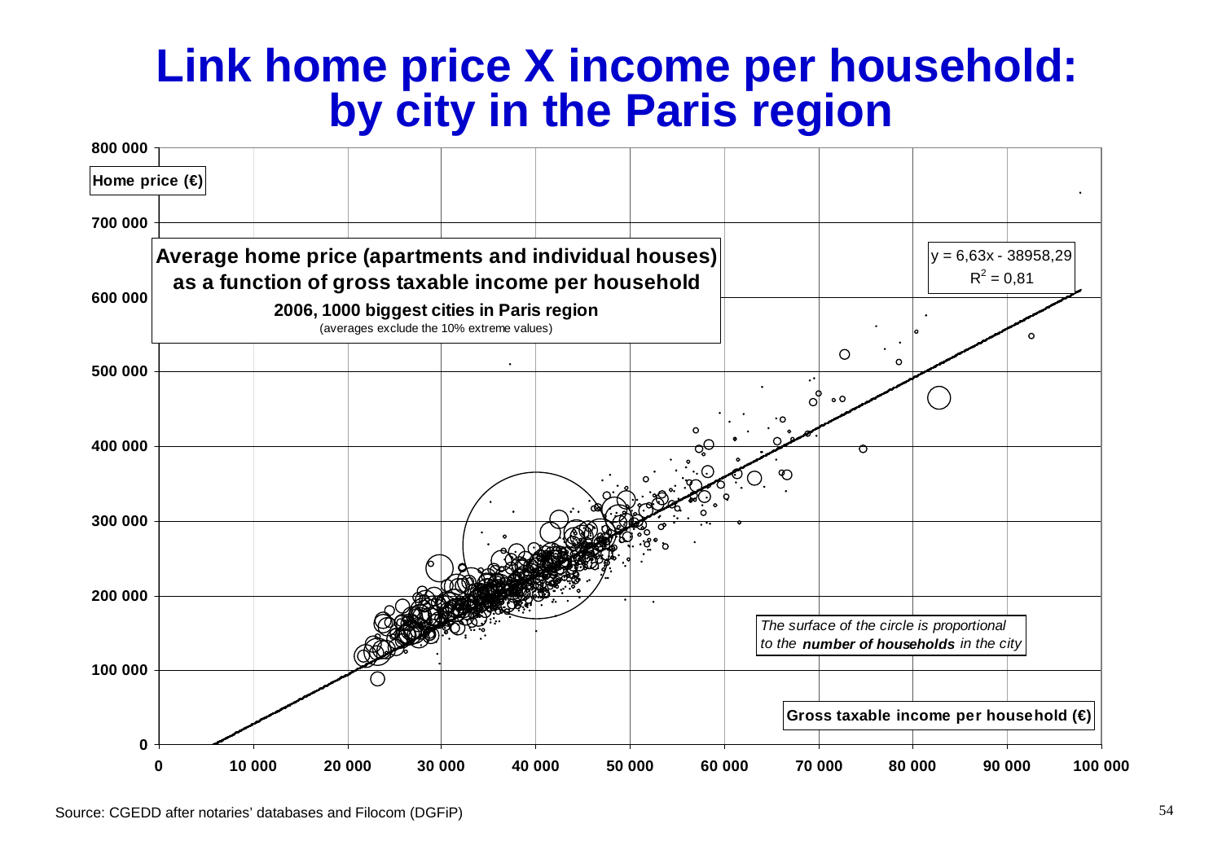# Link home price X income per household: by city in the Paris region

Home price (€)

**Average home price (apartments and individual houses) as a function of gross taxable income per household**

**2006, 1000 biggest cities in Paris region**

(averages exclude the 10% extreme values)

$y = 6{,}63x - 38958{,}29$

$R^2 = 0{,}81$

*The surface of the circle is proportional to the* ***number of households*** *in the city*

**Gross taxable income per household (€)**

Source: CGEDD after notaries' databases and Filocom (DGFiP)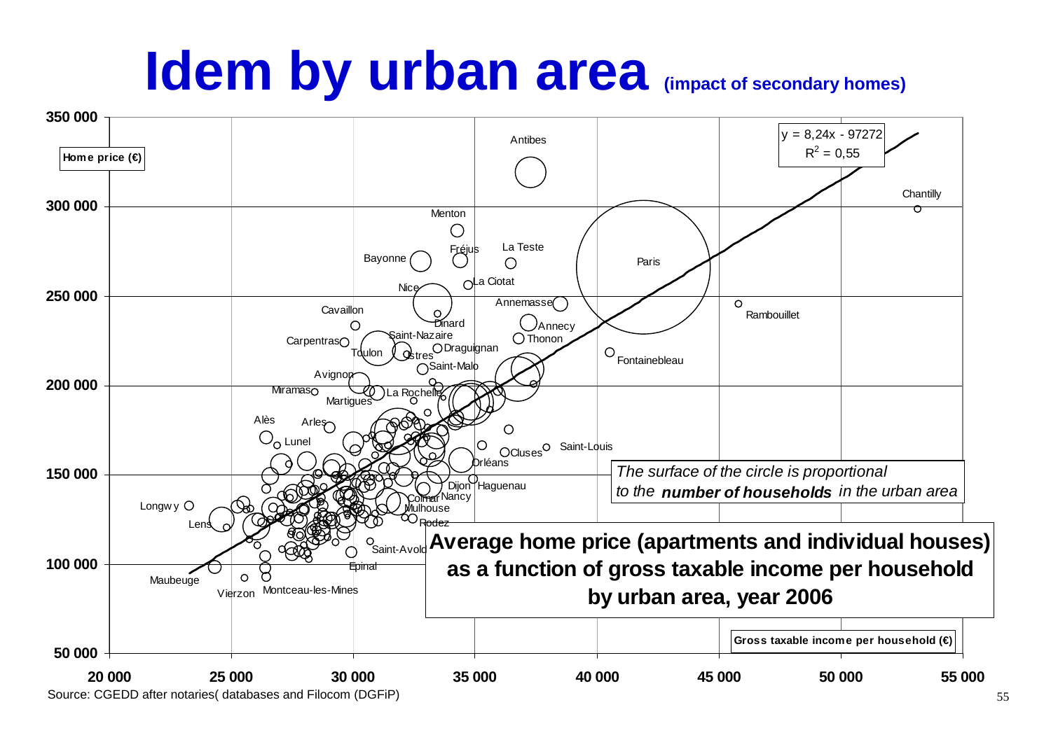# Idem by urban area (impact of secondary homes)

**Average home price (apartments and individual houses) as a function of gross taxable income per household by urban area, year 2006**

Home price (€)

Gross taxable income per household (€)

$y = 8{,}24x - 97272$

$R^2 = 0{,}55$

*The surface of the circle is proportional to the* ***number of households*** *in the urban area*

Antibes, Chantilly, Menton, Fréjus, La Teste, Bayonne, Paris, Nice, La Ciotat, Annemasse, Cavaillon, Rambouillet, Dinard, Annecy, Saint-Nazaire, Thonon, Carpentras, Draguignan, Toulon, Istres, Fontainebleau, Saint-Malo, Avignon, Miramas, La Rochelle, Martigues, Alès, Arles, Lunel, Cluses, Saint-Louis, Orléans, Dijon, Haguenau, Nancy, Colmar, Longwy, Mulhouse, Lens, Rodez, Saint-Avold, Epinal, Maubeuge, Vierzon, Montceau-les-Mines

Source: CGEDD after notaries( databases and Filocom (DGFiP)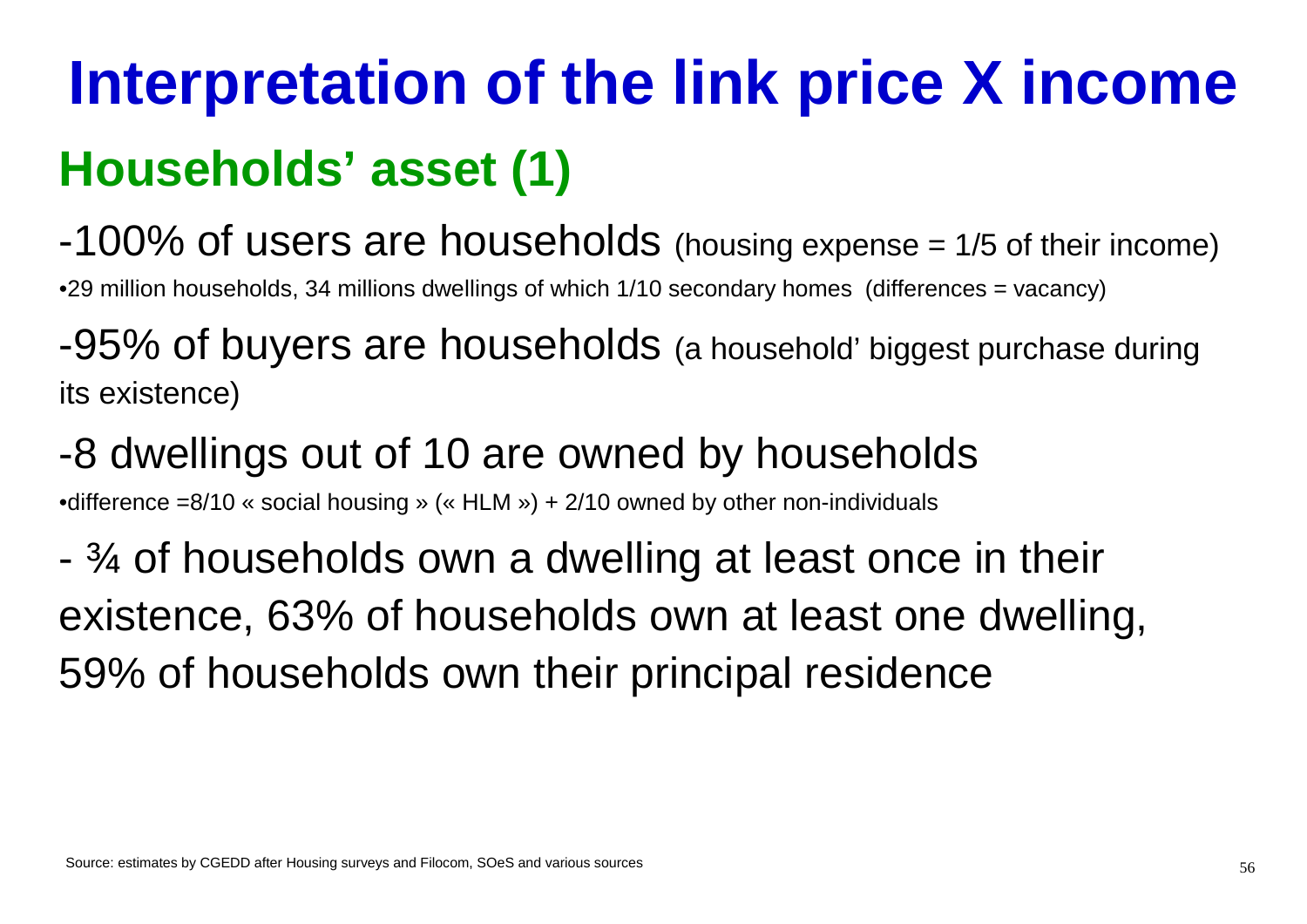# Interpretation of the link price X income

## Households' asset (1)

-100% of users are households (housing expense = 1/5 of their income)

•29 million households, 34 millions dwellings of which 1/10 secondary homes (differences = vacancy)

-95% of buyers are households (a household' biggest purchase during its existence)

-8 dwellings out of 10 are owned by households

•difference =8/10 « social housing » (« HLM ») + 2/10 owned by other non-individuals

- ¾ of households own a dwelling at least once in their existence, 63% of households own at least one dwelling, 59% of households own their principal residence

Source: estimates by CGEDD after Housing surveys and Filocom, SOeS and various sources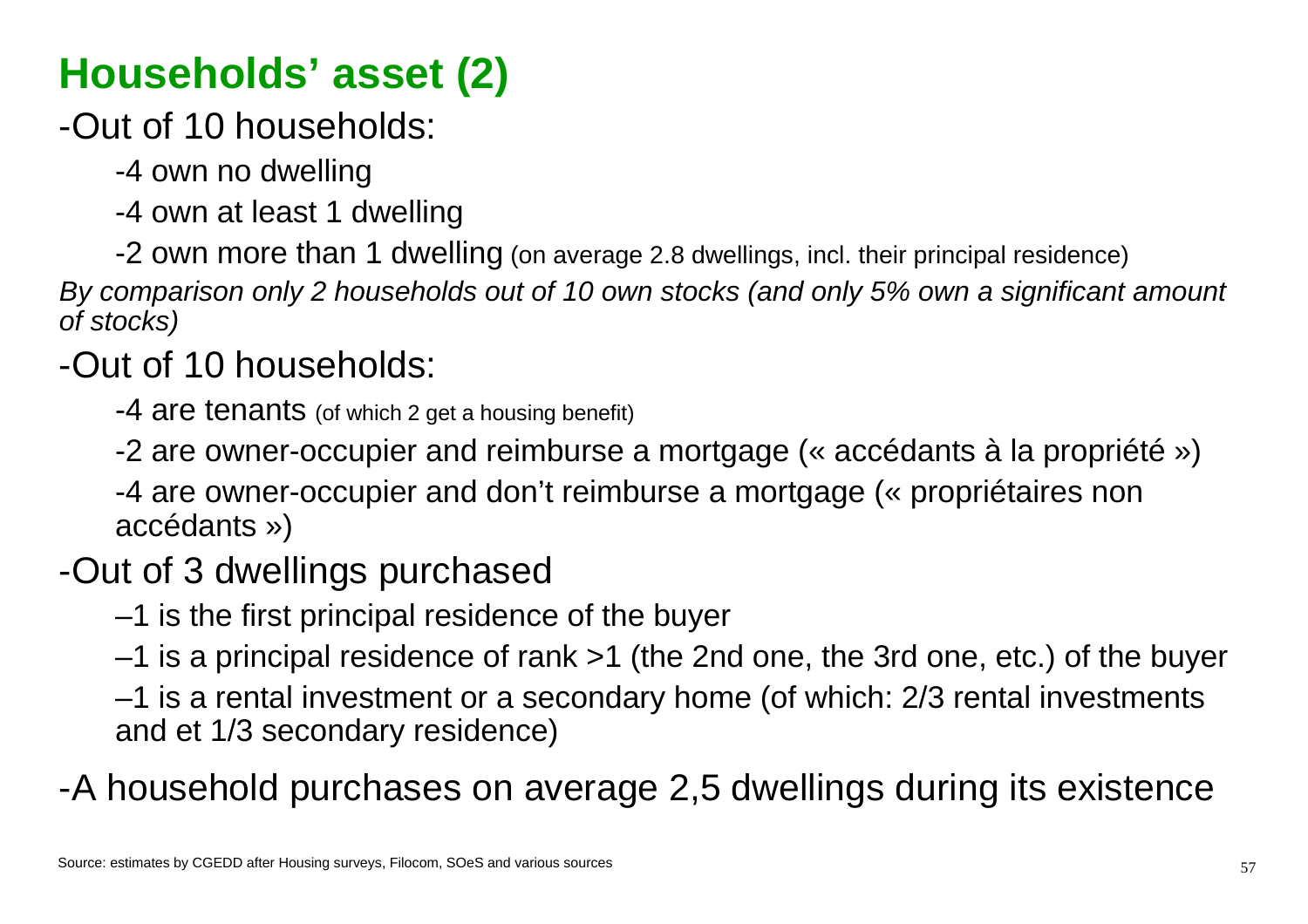# Households' asset (2)

- Out of 10 households:
  - 4 own no dwelling
  - 4 own at least 1 dwelling
  - 2 own more than 1 dwelling (on average 2.8 dwellings, incl. their principal residence)

*By comparison only 2 households out of 10 own stocks (and only 5% own a significant amount of stocks)*

- Out of 10 households:
  - 4 are tenants (of which 2 get a housing benefit)
  - 2 are owner-occupier and reimburse a mortgage (« accédants à la propriété »)
  - 4 are owner-occupier and don't reimburse a mortgage (« propriétaires non accédants »)
- Out of 3 dwellings purchased
  - 1 is the first principal residence of the buyer
  - 1 is a principal residence of rank >1 (the 2nd one, the 3rd one, etc.) of the buyer
  - 1 is a rental investment or a secondary home (of which: 2/3 rental investments and et 1/3 secondary residence)
- A household purchases on average 2,5 dwellings during its existence

Source: estimates by CGEDD after Housing surveys, Filocom, SOeS and various sources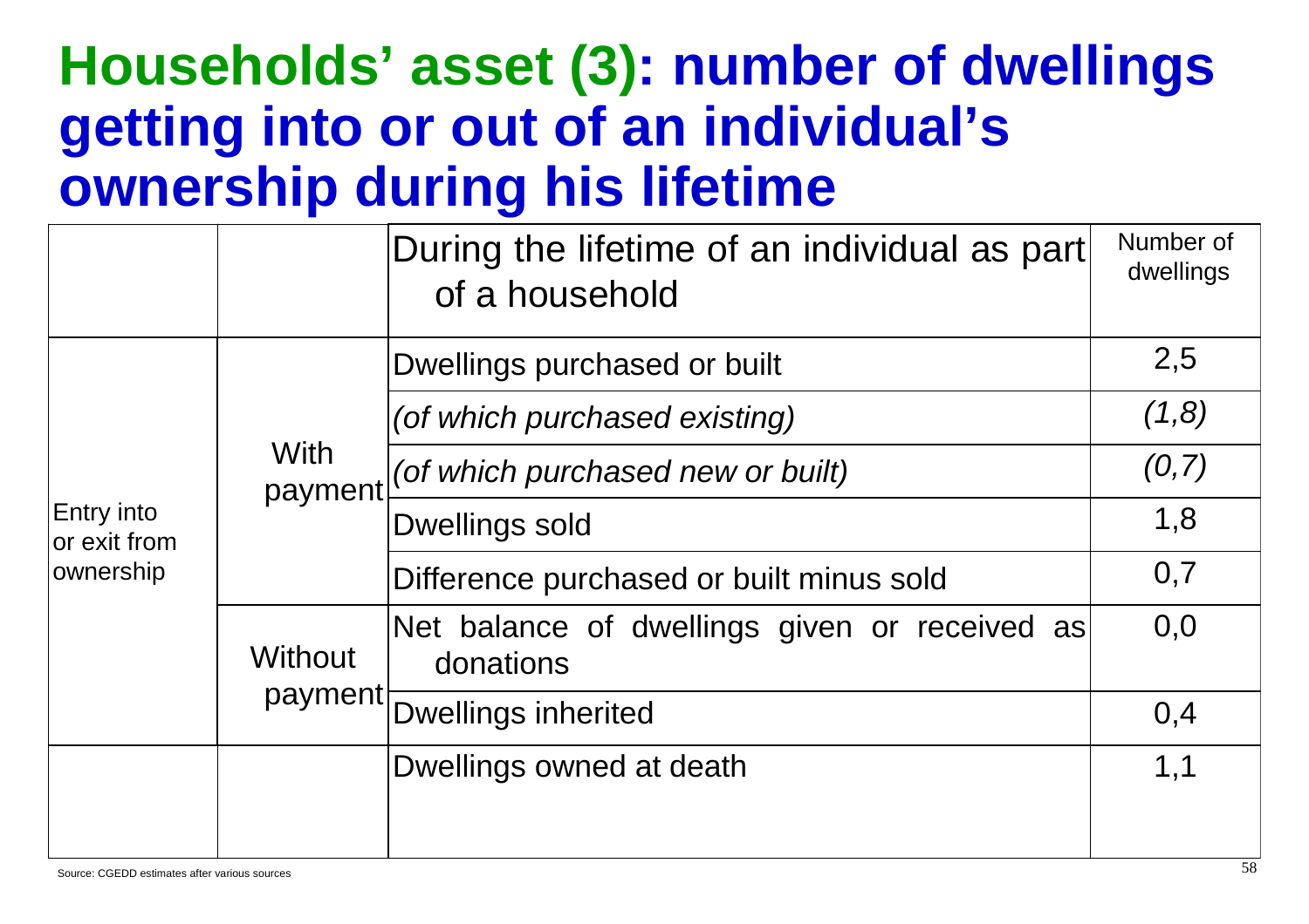# Households' asset (3): number of dwellings getting into or out of an individual's ownership during his lifetime

| | | During the lifetime of an individual as part of a household | Number of dwellings |
|---|---|---|---|
| Entry into or exit from ownership | With payment | Dwellings purchased or built | 2,5 |
| | | *(of which purchased existing)* | *(1,8)* |
| | | *(of which purchased new or built)* | *(0,7)* |
| | | Dwellings sold | 1,8 |
| | | Difference purchased or built minus sold | 0,7 |
| | Without payment | Net balance of dwellings given or received as donations | 0,0 |
| | | Dwellings inherited | 0,4 |
| | | Dwellings owned at death | 1,1 |

Source: CGEDD estimates after various sources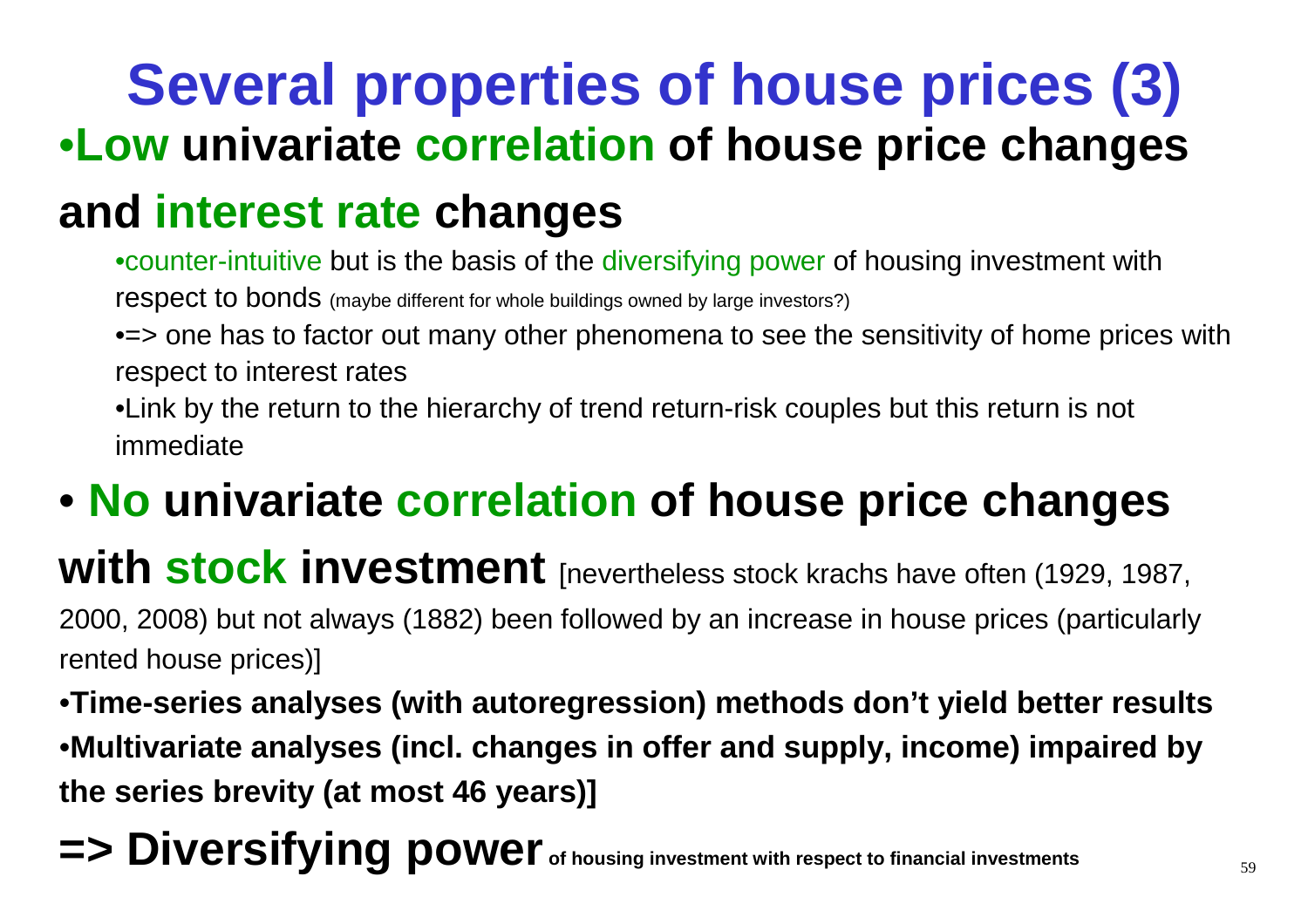# Several properties of house prices (3)

- **Low univariate correlation of house price changes and interest rate changes**
  - counter-intuitive but is the basis of the diversifying power of housing investment with respect to bonds (maybe different for whole buildings owned by large investors?)
  - => one has to factor out many other phenomena to see the sensitivity of home prices with respect to interest rates
  - Link by the return to the hierarchy of trend return-risk couples but this return is not immediate

- **No univariate correlation of house price changes with stock investment** [nevertheless stock krachs have often (1929, 1987, 2000, 2008) but not always (1882) been followed by an increase in house prices (particularly rented house prices)]

- **Time-series analyses (with autoregression) methods don't yield better results**
- **Multivariate analyses (incl. changes in offer and supply, income) impaired by the series brevity (at most 46 years)]**

**=> Diversifying power** **of housing investment with respect to financial investments**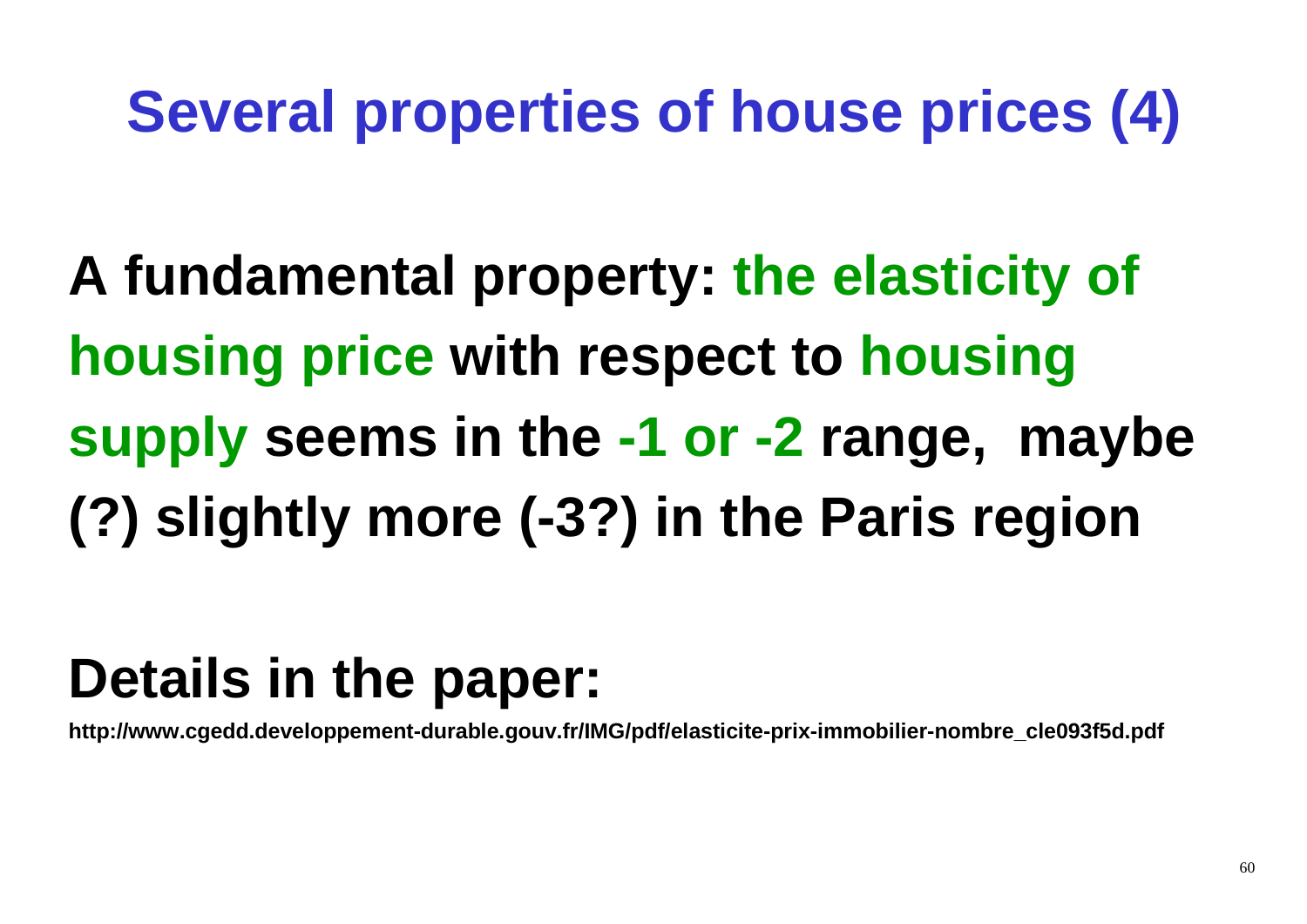# Several properties of house prices (4)

**A fundamental property: the elasticity of housing price with respect to housing supply seems in the -1 or -2 range, maybe (?) slightly more (-3?) in the Paris region**

## Details in the paper:

**http://www.cgedd.developpement-durable.gouv.fr/IMG/pdf/elasticite-prix-immobilier-nombre_cle093f5d.pdf**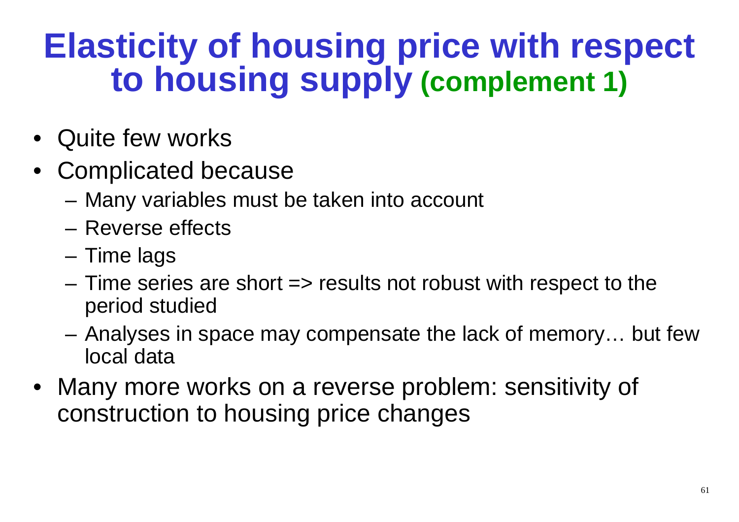# Elasticity of housing price with respect to housing supply **(complement 1)**

- Quite few works
- Complicated because
  - Many variables must be taken into account
  - Reverse effects
  - Time lags
  - Time series are short => results not robust with respect to the period studied
  - Analyses in space may compensate the lack of memory… but few local data
- Many more works on a reverse problem: sensitivity of construction to housing price changes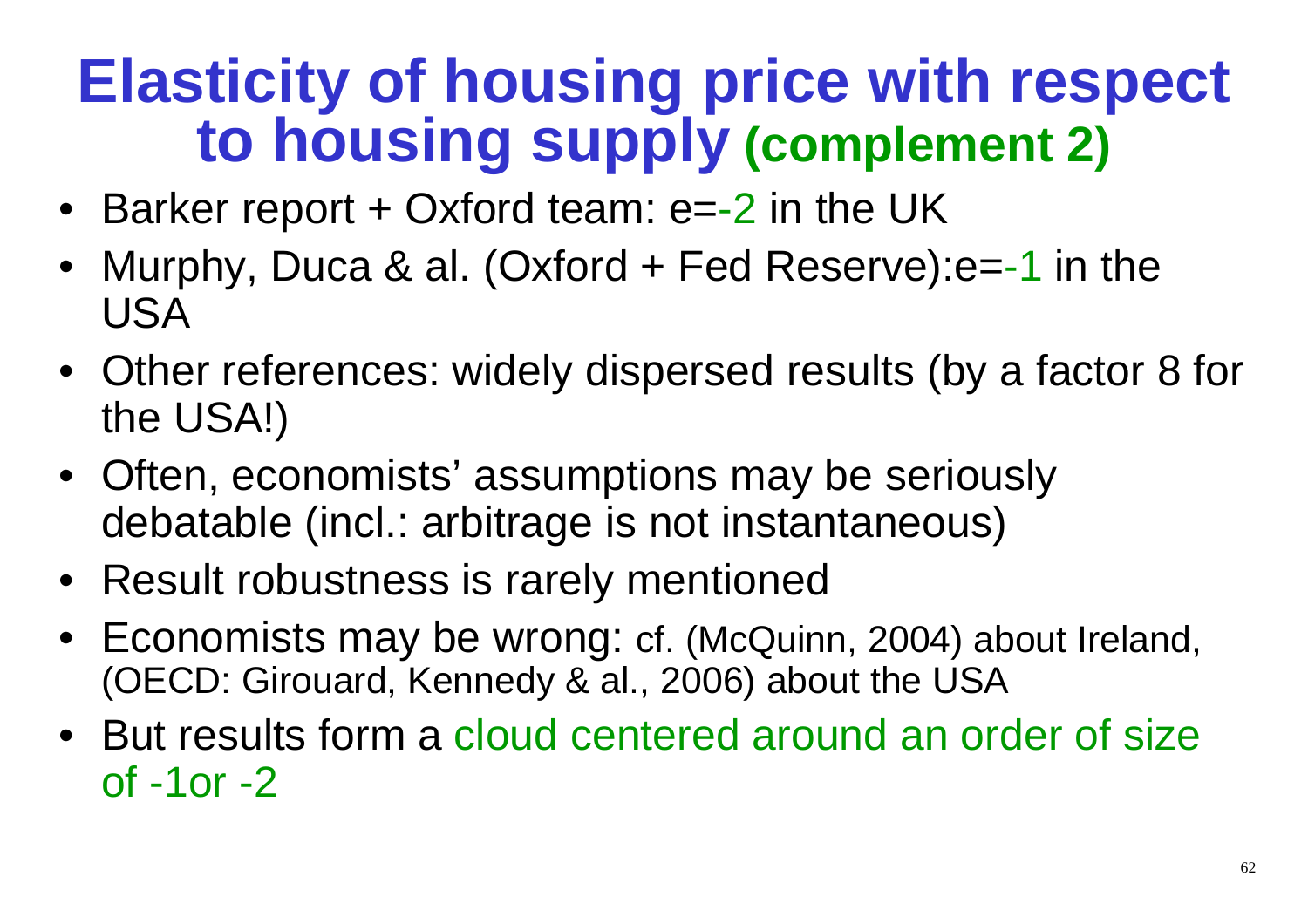# Elasticity of housing price with respect to housing supply (complement 2)

- Barker report + Oxford team: e=-2 in the UK
- Murphy, Duca & al. (Oxford + Fed Reserve):e=-1 in the USA
- Other references: widely dispersed results (by a factor 8 for the USA!)
- Often, economists' assumptions may be seriously debatable (incl.: arbitrage is not instantaneous)
- Result robustness is rarely mentioned
- Economists may be wrong: cf. (McQuinn, 2004) about Ireland, (OECD: Girouard, Kennedy & al., 2006) about the USA
- But results form a cloud centered around an order of size of -1or -2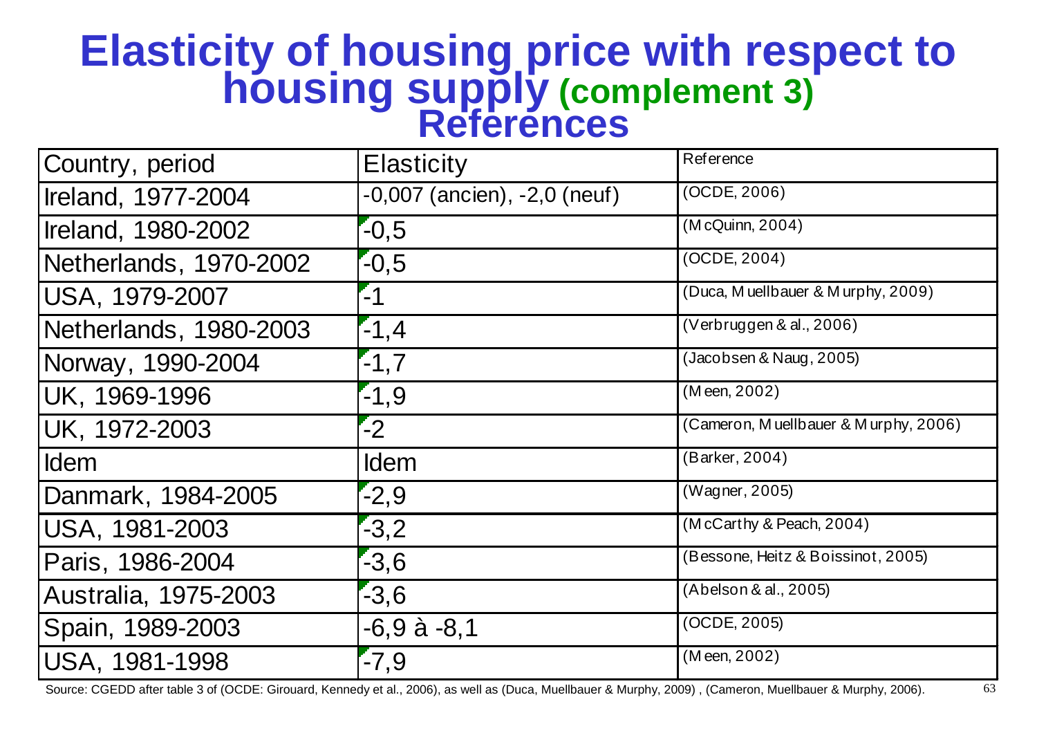# Elasticity of housing price with respect to housing supply **(complement 3)** References

| Country, period | Elasticity | Reference |
|---|---|---|
| Ireland, 1977-2004 | -0,007 (ancien), -2,0 (neuf) | (OCDE, 2006) |
| Ireland, 1980-2002 | -0,5 | (McQuinn, 2004) |
| Netherlands, 1970-2002 | -0,5 | (OCDE, 2004) |
| USA, 1979-2007 | -1 | (Duca, Muellbauer & Murphy, 2009) |
| Netherlands, 1980-2003 | -1,4 | (Verbruggen & al., 2006) |
| Norway, 1990-2004 | -1,7 | (Jacobsen & Naug, 2005) |
| UK, 1969-1996 | -1,9 | (Meen, 2002) |
| UK, 1972-2003 | -2 | (Cameron, Muellbauer & Murphy, 2006) |
| Idem | Idem | (Barker, 2004) |
| Danmark, 1984-2005 | -2,9 | (Wagner, 2005) |
| USA, 1981-2003 | -3,2 | (McCarthy & Peach, 2004) |
| Paris, 1986-2004 | -3,6 | (Bessone, Heitz & Boissinot, 2005) |
| Australia, 1975-2003 | -3,6 | (Abelson & al., 2005) |
| Spain, 1989-2003 | -6,9 à -8,1 | (OCDE, 2005) |
| USA, 1981-1998 | -7,9 | (Meen, 2002) |

Source: CGEDD after table 3 of (OCDE: Girouard, Kennedy et al., 2006), as well as (Duca, Muellbauer & Murphy, 2009) , (Cameron, Muellbauer & Murphy, 2006).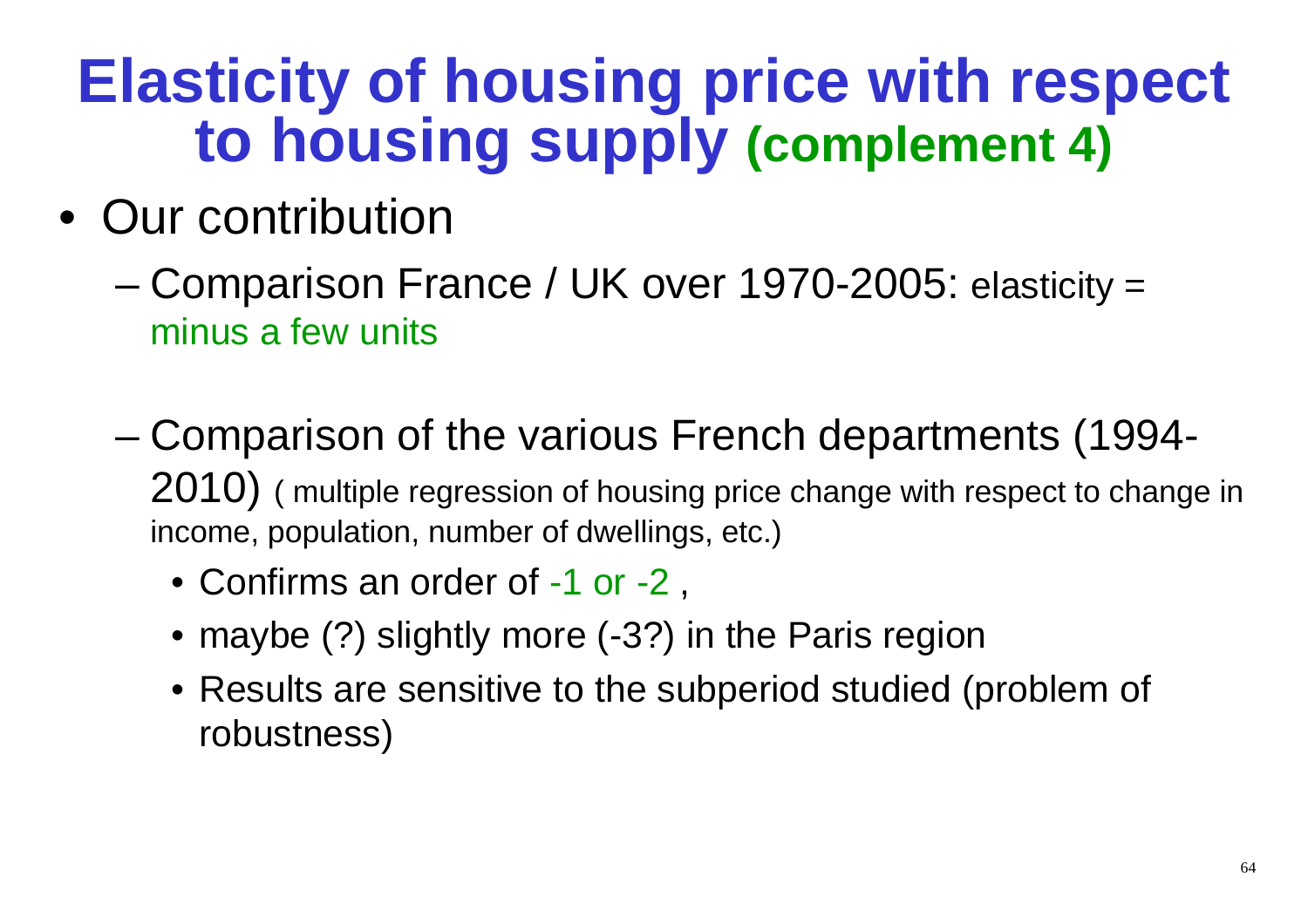# Elasticity of housing price with respect to housing supply (complement 4)

- Our contribution
  - Comparison France / UK over 1970-2005: elasticity = minus a few units
  - Comparison of the various French departments (1994-2010) ( multiple regression of housing price change with respect to change in income, population, number of dwellings, etc.)
    - Confirms an order of -1 or -2 ,
    - maybe (?) slightly more (-3?) in the Paris region
    - Results are sensitive to the subperiod studied (problem of robustness)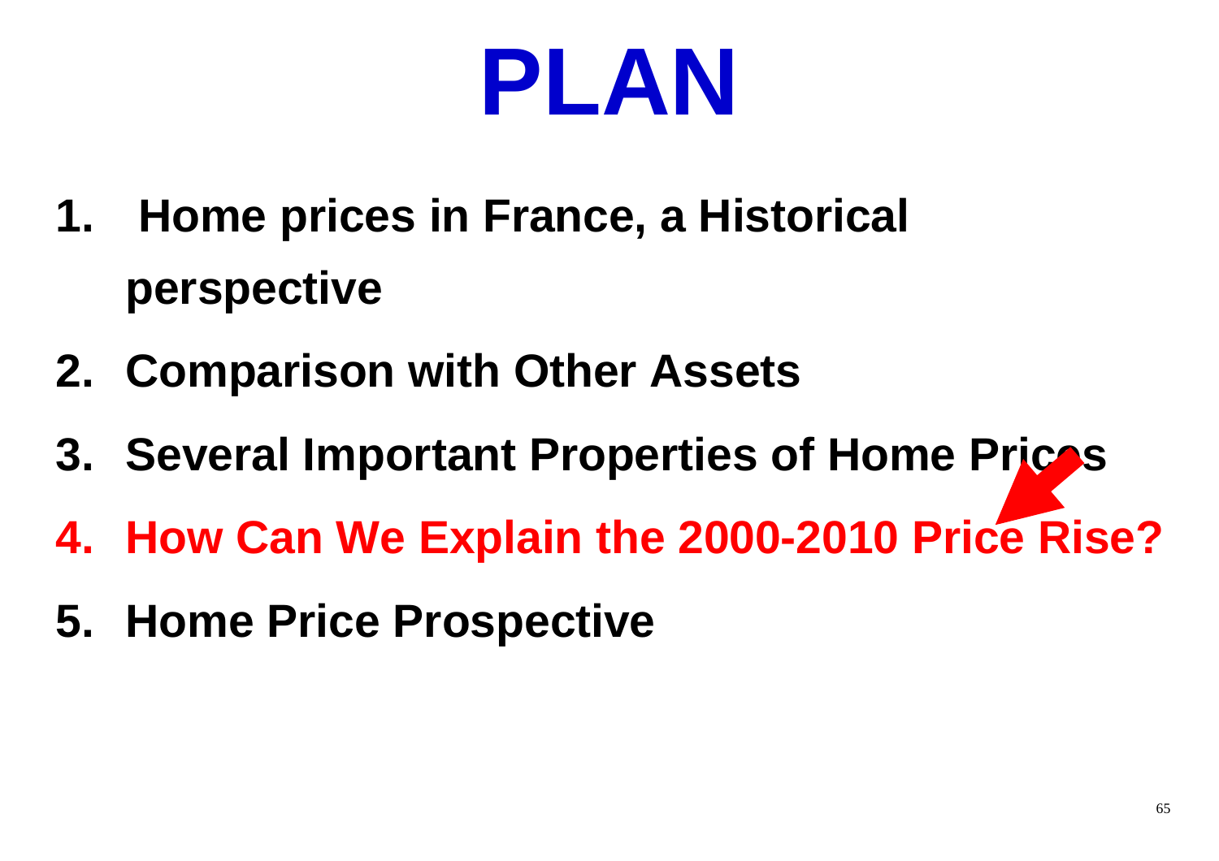# PLAN

1. Home prices in France, a Historical perspective
2. Comparison with Other Assets
3. Several Important Properties of Home Prices
4. **How Can We Explain the 2000-2010 Price Rise?**
5. Home Price Prospective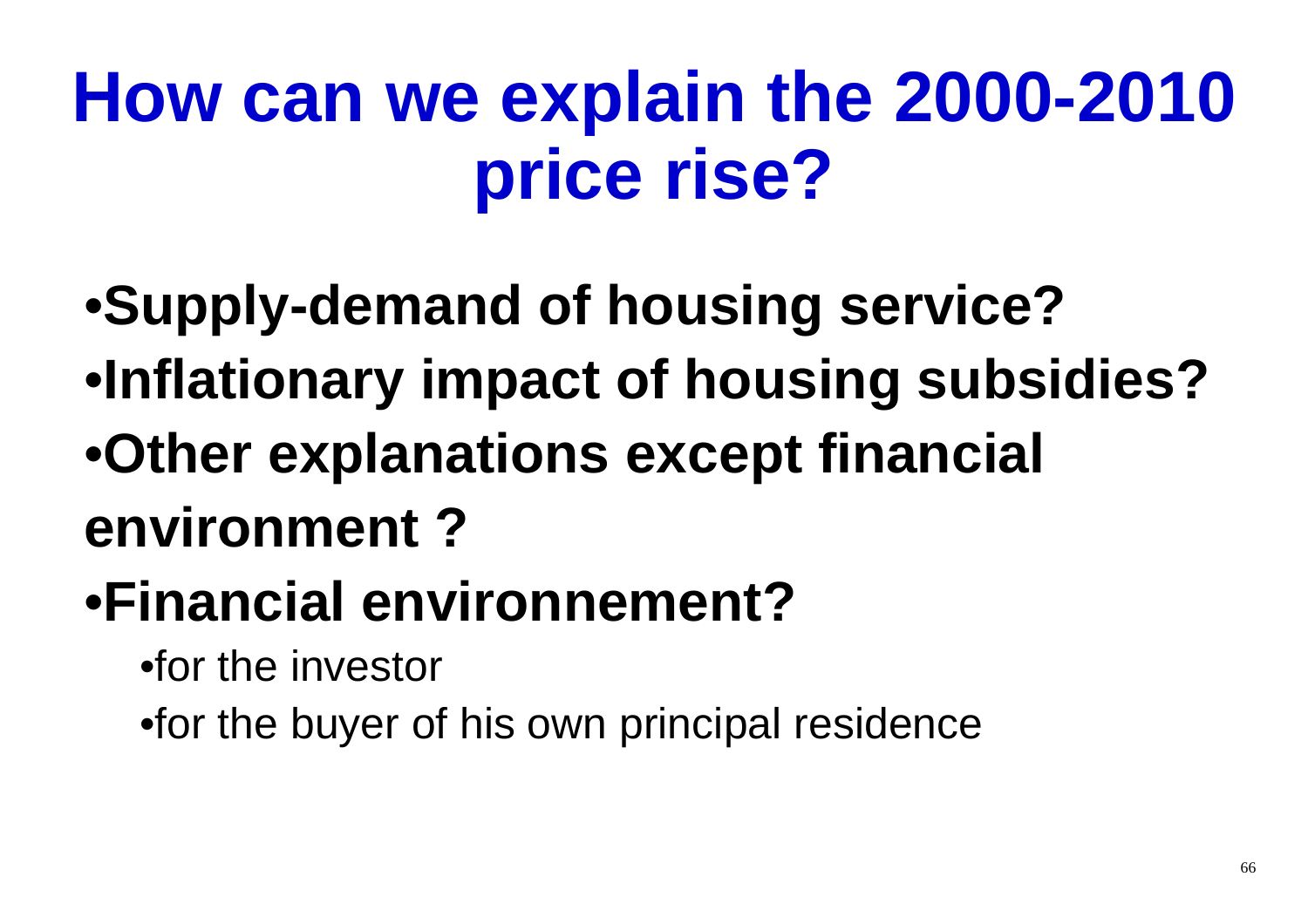# How can we explain the 2000-2010 price rise?

- **Supply-demand of housing service?**
- **Inflationary impact of housing subsidies?**
- **Other explanations except financial environment ?**
- **Financial environnement?**
  - for the investor
  - for the buyer of his own principal residence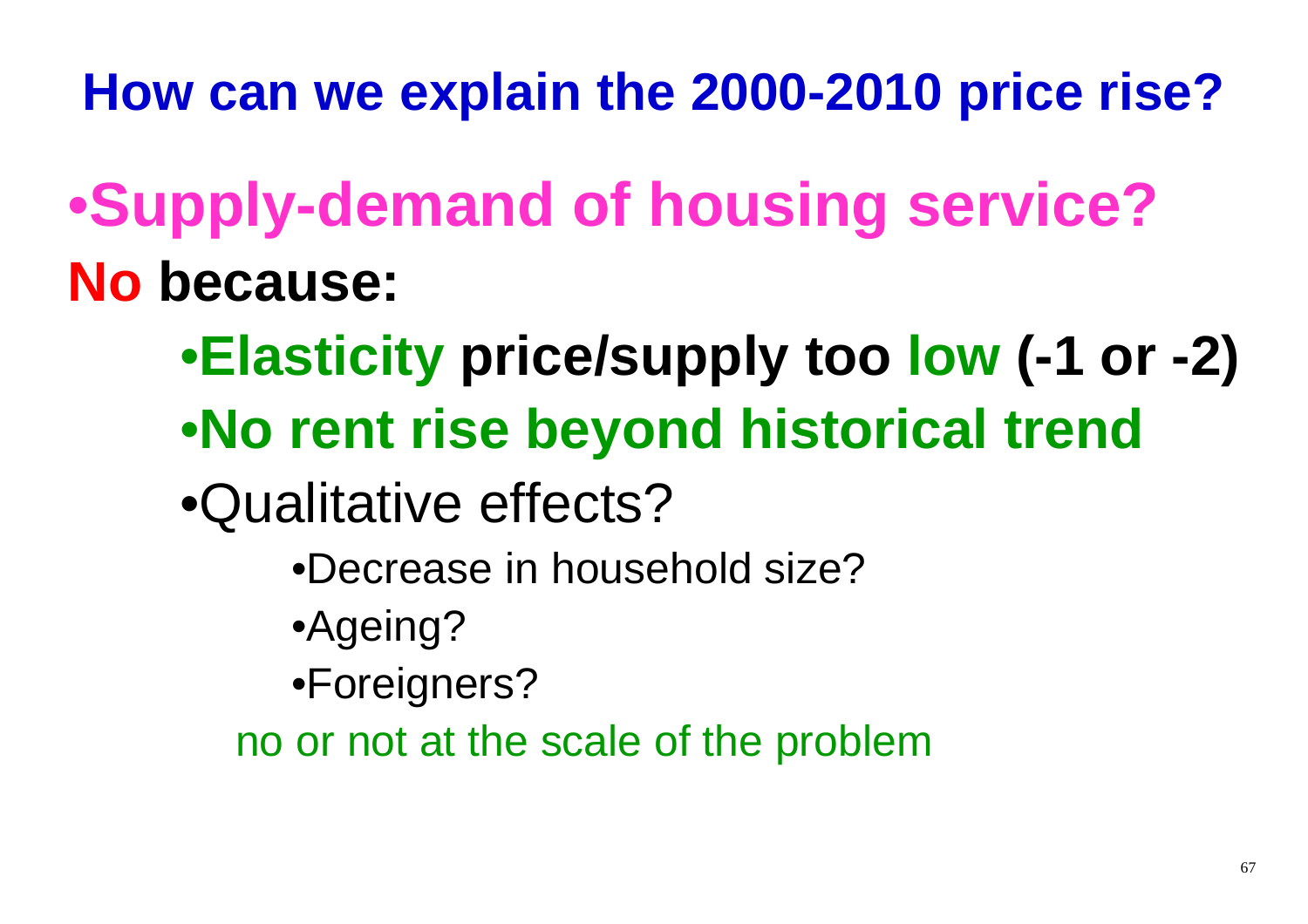## How can we explain the 2000-2010 price rise?

- **Supply-demand of housing service?**

**No because:**

- **Elasticity price/supply too low (-1 or -2)**
- **No rent rise beyond historical trend**
- Qualitative effects?
  - Decrease in household size?
  - Ageing?
  - Foreigners?

  no or not at the scale of the problem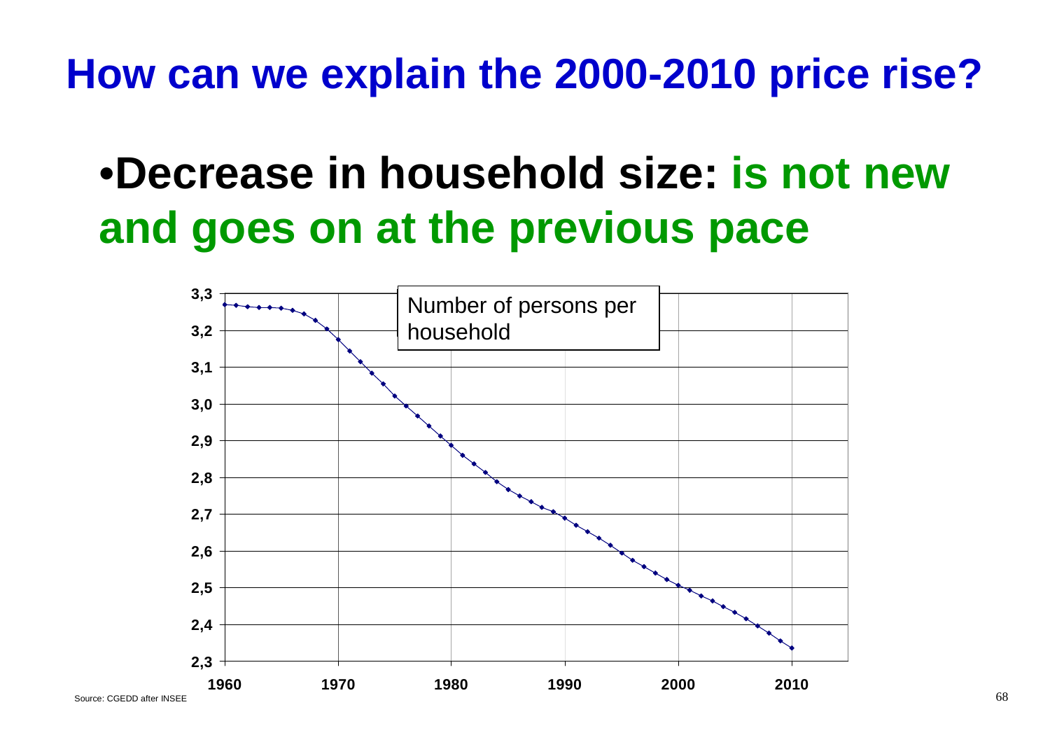# How can we explain the 2000-2010 price rise?

- **Decrease in household size: is not new and goes on at the previous pace**

Number of persons per household

3,3
3,2
3,1
3,0
2,9
2,8
2,7
2,6
2,5
2,4
2,3

1960 1970 1980 1990 2000 2010

Source: CGEDD after INSEE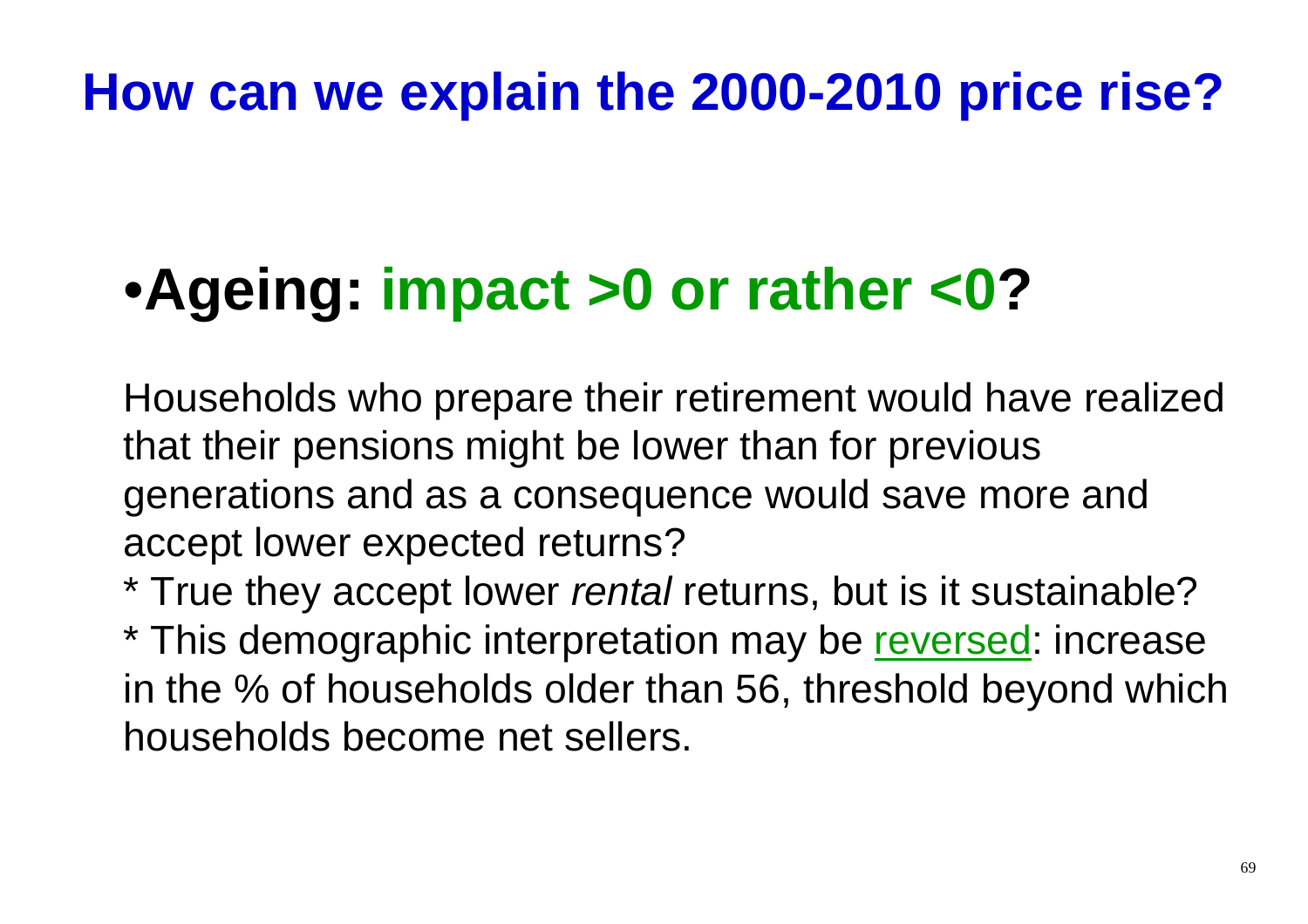# How can we explain the 2000-2010 price rise?

## •Ageing: impact >0 or rather <0?

Households who prepare their retirement would have realized that their pensions might be lower than for previous generations and as a consequence would save more and accept lower expected returns?

* True they accept lower *rental* returns, but is it sustainable?
* This demographic interpretation may be reversed: increase in the % of households older than 56, threshold beyond which households become net sellers.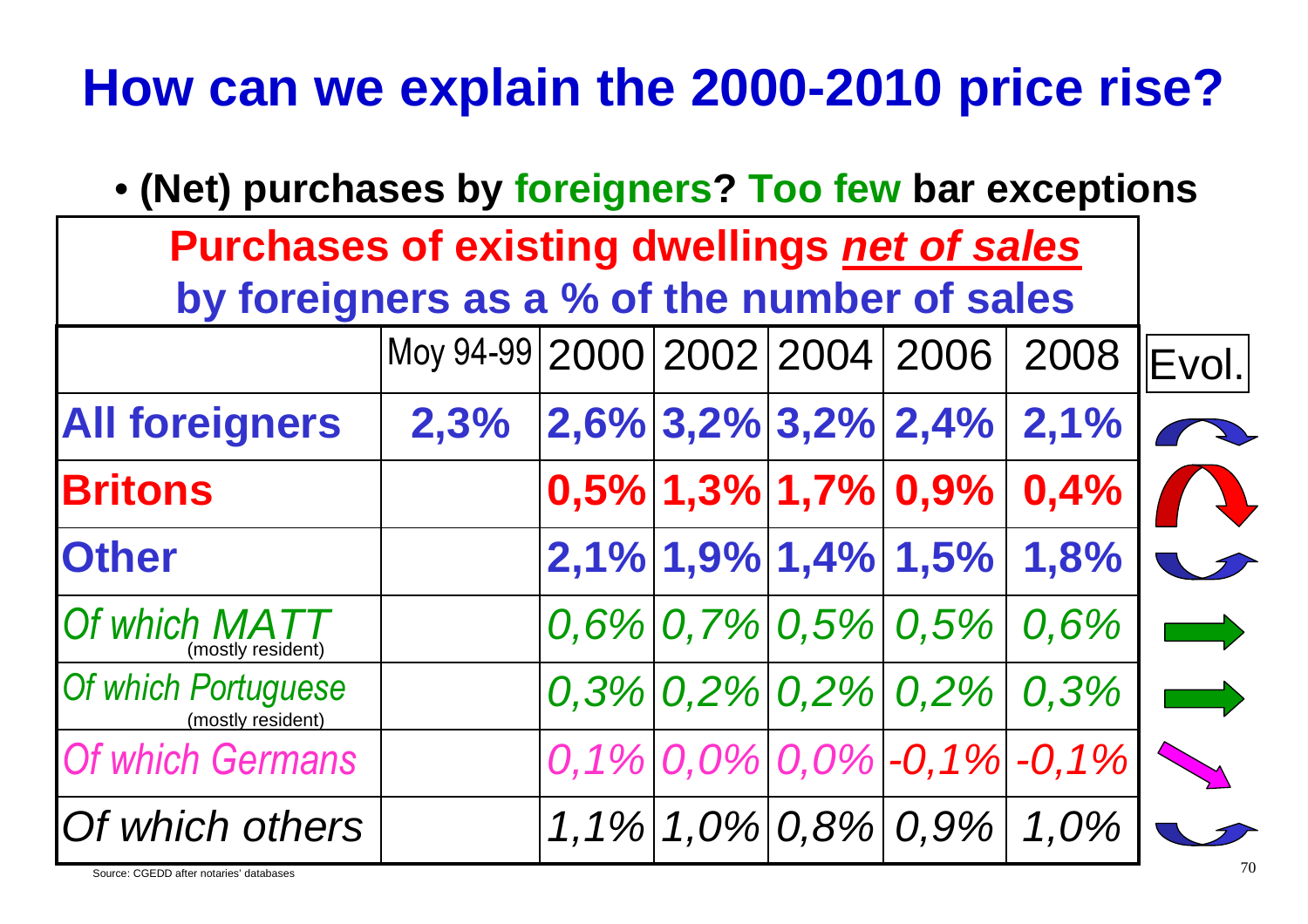# How can we explain the 2000-2010 price rise?

- **(Net) purchases by foreigners? Too few bar exceptions**

**Purchases of existing dwellings *net of sales* by foreigners as a % of the number of sales**

| | Moy 94-99 | 2000 | 2002 | 2004 | 2006 | 2008 | Evol. |
|---|---|---|---|---|---|---|---|
| **All foreigners** | **2,3%** | **2,6%** | **3,2%** | **3,2%** | **2,4%** | **2,1%** | |
| **Britons** | | **0,5%** | **1,3%** | **1,7%** | **0,9%** | **0,4%** | |
| **Other** | | **2,1%** | **1,9%** | **1,4%** | **1,5%** | **1,8%** | |
| *Of which MATT* (mostly resident) | | *0,6%* | *0,7%* | *0,5%* | *0,5%* | *0,6%* | |
| *Of which Portuguese* (mostly resident) | | *0,3%* | *0,2%* | *0,2%* | *0,2%* | *0,3%* | |
| *Of which Germans* | | *0,1%* | *0,0%* | *0,0%* | *-0,1%* | *-0,1%* | |
| *Of which others* | | *1,1%* | *1,0%* | *0,8%* | *0,9%* | *1,0%* | |

Source: CGEDD after notaries' databases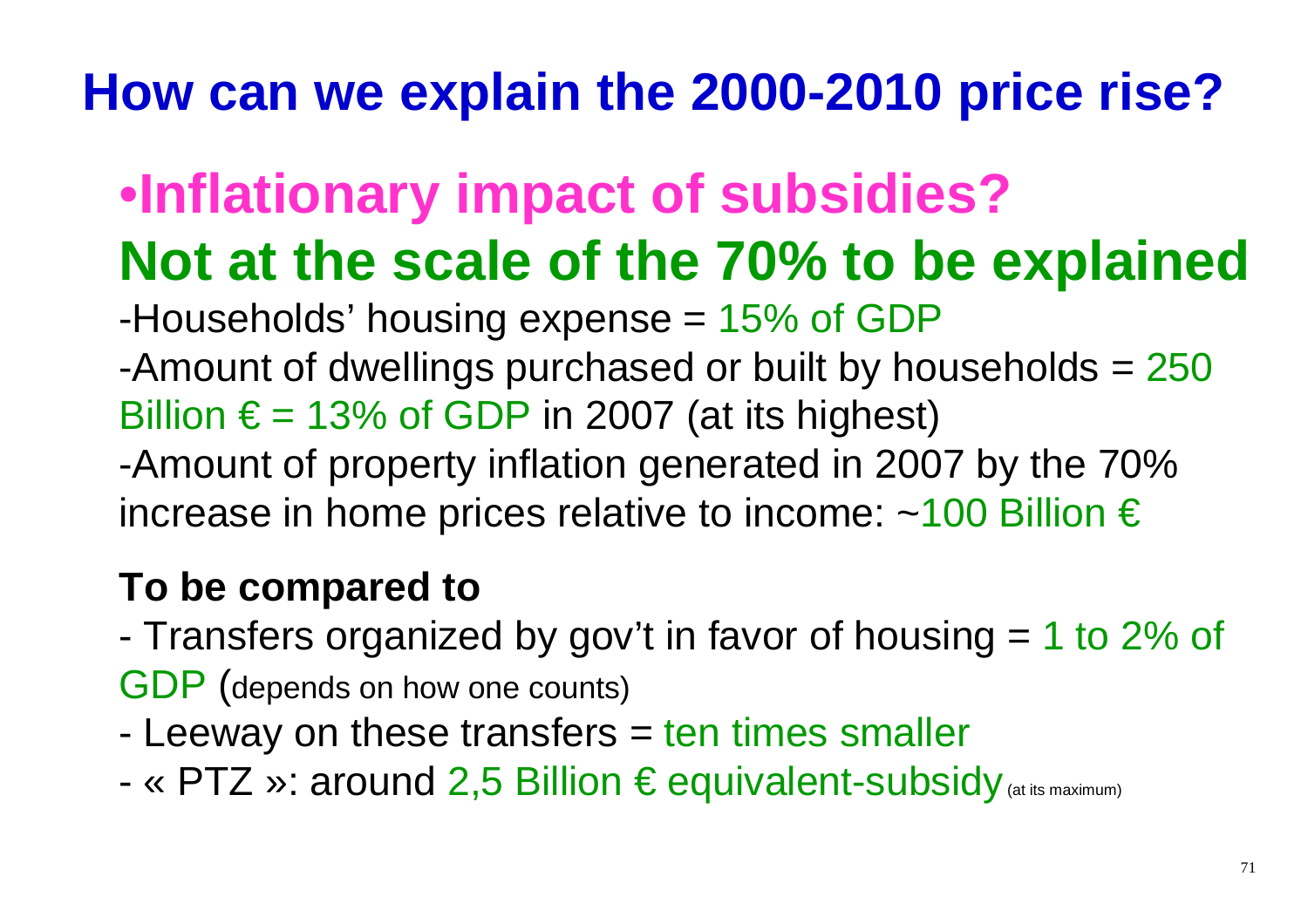# How can we explain the 2000-2010 price rise?

## •Inflationary impact of subsidies?

## Not at the scale of the 70% to be explained

-Households' housing expense = 15% of GDP

-Amount of dwellings purchased or built by households = 250 Billion € = 13% of GDP in 2007 (at its highest)

-Amount of property inflation generated in 2007 by the 70% increase in home prices relative to income: ~100 Billion €

**To be compared to**

- Transfers organized by gov't in favor of housing = 1 to 2% of GDP (depends on how one counts)
- Leeway on these transfers = ten times smaller
- « PTZ »: around 2,5 Billion € equivalent-subsidy (at its maximum)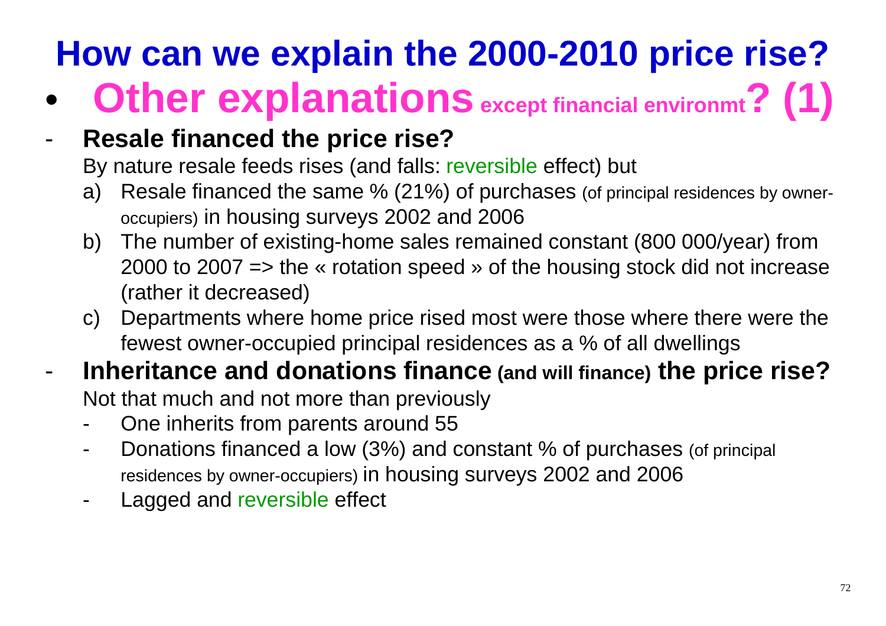# How can we explain the 2000-2010 price rise?

- **Other explanations** **except financial environmt** **? (1)**

- **Resale financed the price rise?**

  By nature resale feeds rises (and falls: reversible effect) but

  a) Resale financed the same % (21%) of purchases (of principal residences by owner-occupiers) in housing surveys 2002 and 2006

  b) The number of existing-home sales remained constant (800 000/year) from 2000 to 2007 => the « rotation speed » of the housing stock did not increase (rather it decreased)

  c) Departments where home price rised most were those where there were the fewest owner-occupied principal residences as a % of all dwellings

- **Inheritance and donations finance (and will finance) the price rise?**

  Not that much and not more than previously

  - One inherits from parents around 55
  - Donations financed a low (3%) and constant % of purchases (of principal residences by owner-occupiers) in housing surveys 2002 and 2006
  - Lagged and reversible effect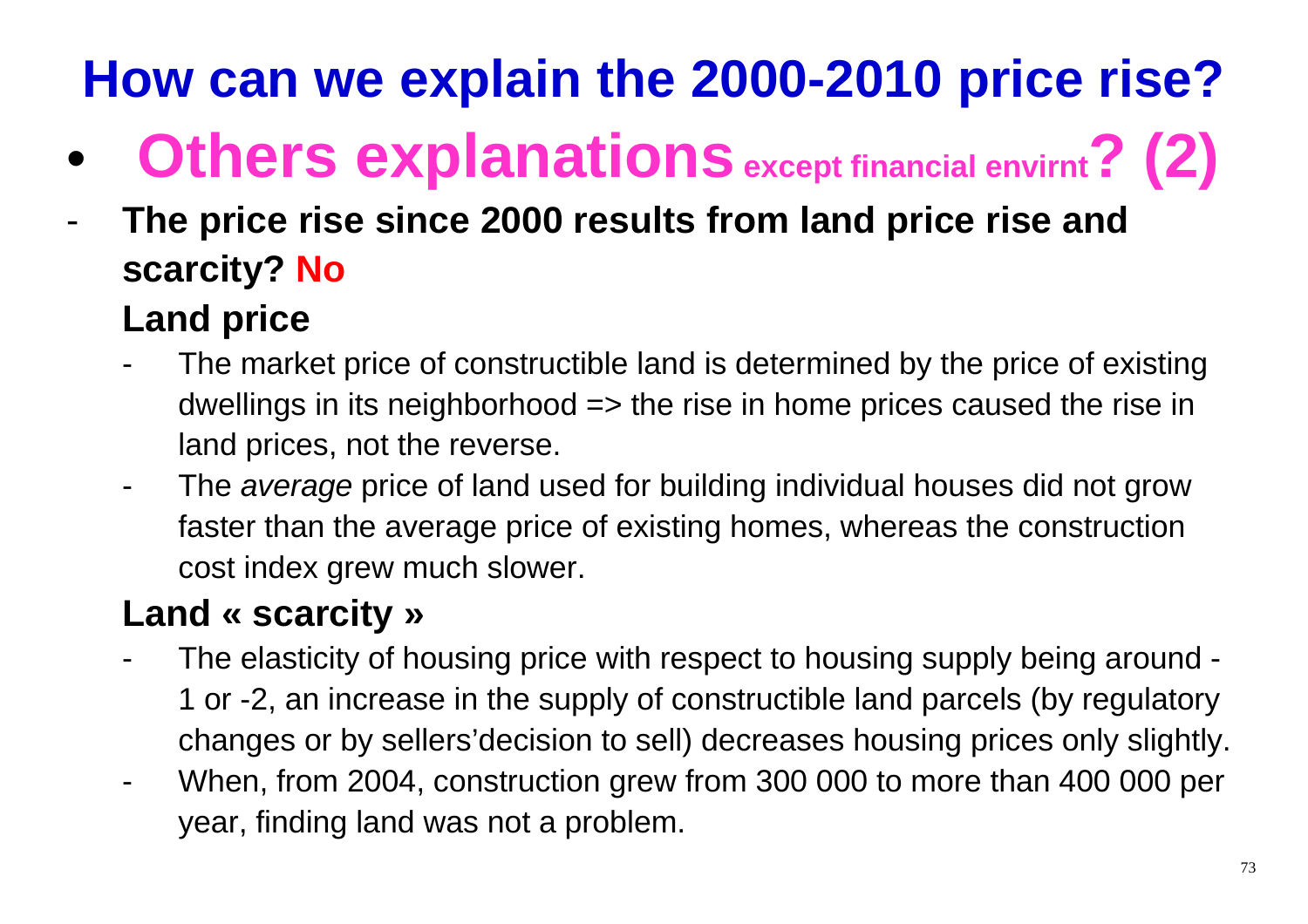# How can we explain the 2000-2010 price rise?

- ## Others explanations except financial envirnt? (2)

- **The price rise since 2000 results from land price rise and scarcity? No**

  **Land price**

  - The market price of constructible land is determined by the price of existing dwellings in its neighborhood => the rise in home prices caused the rise in land prices, not the reverse.
  - The *average* price of land used for building individual houses did not grow faster than the average price of existing homes, whereas the construction cost index grew much slower.

  **Land « scarcity »**

  - The elasticity of housing price with respect to housing supply being around -1 or -2, an increase in the supply of constructible land parcels (by regulatory changes or by sellers'decision to sell) decreases housing prices only slightly.
  - When, from 2004, construction grew from 300 000 to more than 400 000 per year, finding land was not a problem.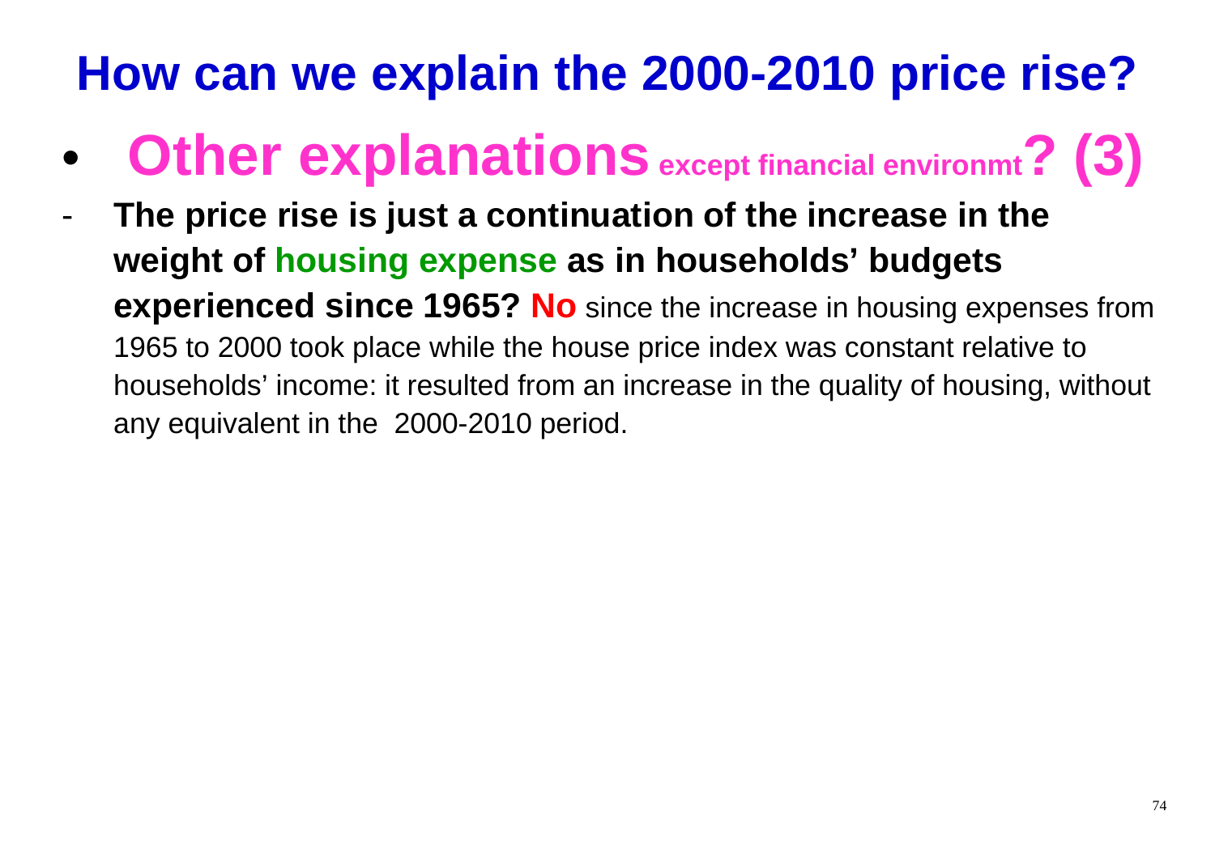# How can we explain the 2000-2010 price rise?

- **Other explanations** except financial environmt **? (3)**

- **The price rise is just a continuation of the increase in the weight of housing expense as in households' budgets experienced since 1965? No** since the increase in housing expenses from 1965 to 2000 took place while the house price index was constant relative to households' income: it resulted from an increase in the quality of housing, without any equivalent in the 2000-2010 period.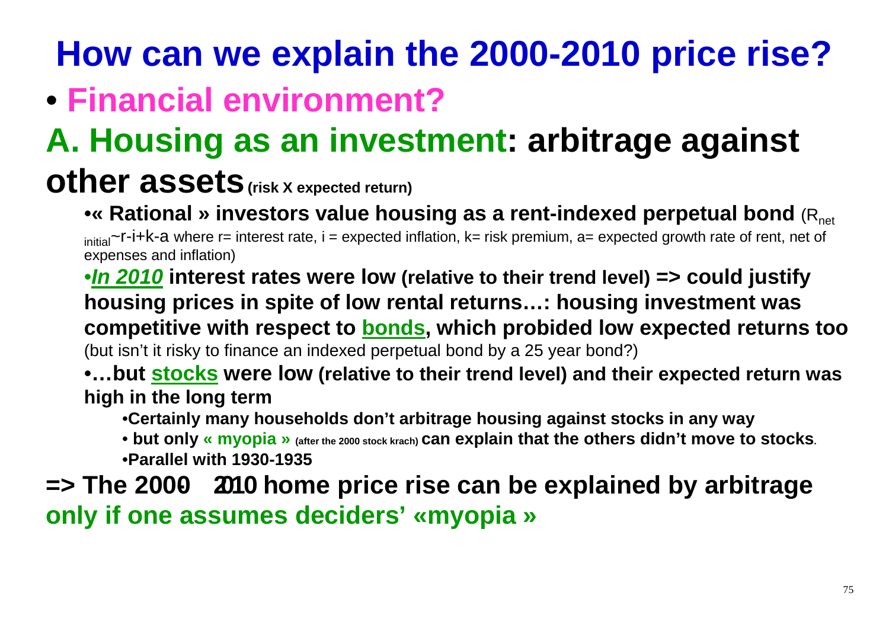# How can we explain the 2000-2010 price rise?

- **Financial environment?**

## A. Housing as an investment: arbitrage against other assets (risk X expected return)

- **« Rational » investors value housing as a rent-indexed perpetual bond** ($R_{net\ initial} \sim r-i+k-a$ where r= interest rate, i = expected inflation, k= risk premium, a= expected growth rate of rent, net of expenses and inflation)
- ***In 2010*** **interest rates were low (relative to their trend level) => could justify housing prices in spite of low rental returns…: housing investment was competitive with respect to bonds, which probided low expected returns too** (but isn't it risky to finance an indexed perpetual bond by a 25 year bond?)
- **…but stocks were low (relative to their trend level) and their expected return was high in the long term**
  - **Certainly many households don't arbitrage housing against stocks in any way**
  - **but only « myopia » (after the 2000 stock krach) can explain that the others didn't move to stocks**.
  - **Parallel with 1930-1935**

**=> The 2000-2010 home price rise can be explained by arbitrage only if one assumes deciders' «myopia »**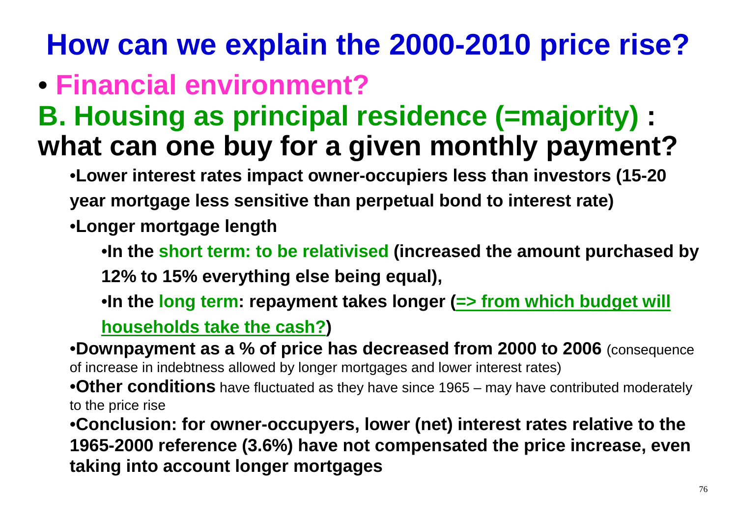# How can we explain the 2000-2010 price rise?

- **Financial environment?**

## B. Housing as principal residence (=majority) : what can one buy for a given monthly payment?

- **Lower interest rates impact owner-occupiers less than investors (15-20 year mortgage less sensitive than perpetual bond to interest rate)**
- **Longer mortgage length**
  - **In the short term: to be relativised (increased the amount purchased by 12% to 15% everything else being equal),**
  - **In the long term: repayment takes longer (=> from which budget will households take the cash?)**
- **Downpayment as a % of price has decreased from 2000 to 2006** (consequence of increase in indebtness allowed by longer mortgages and lower interest rates)
- **Other conditions** have fluctuated as they have since 1965 – may have contributed moderately to the price rise
- **Conclusion: for owner-occupyers, lower (net) interest rates relative to the 1965-2000 reference (3.6%) have not compensated the price increase, even taking into account longer mortgages**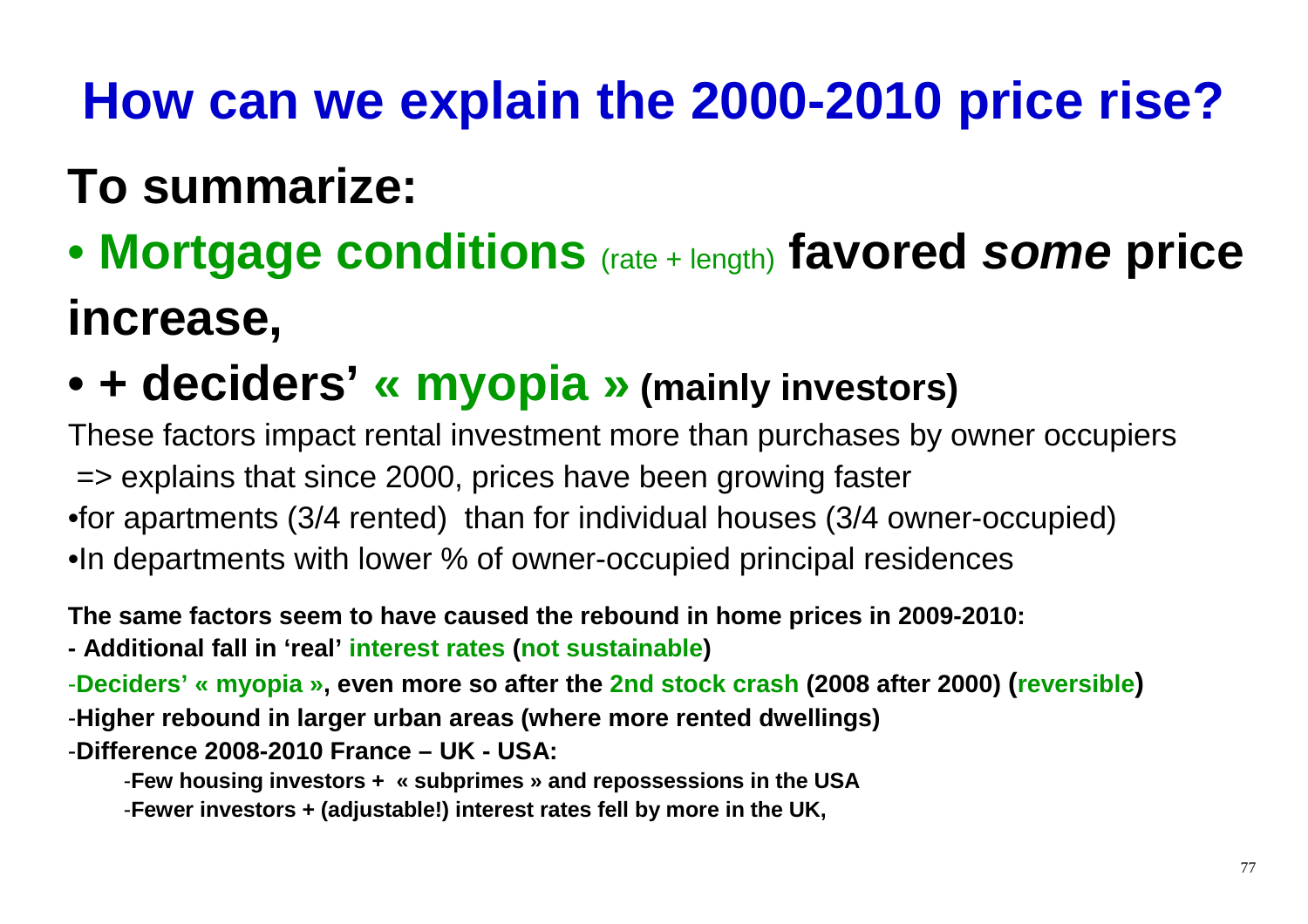# How can we explain the 2000-2010 price rise?

## To summarize:

- **Mortgage conditions** (rate + length) **favored *some* price increase,**
- **+ deciders' « myopia » (mainly investors)**

These factors impact rental investment more than purchases by owner occupiers

=> explains that since 2000, prices have been growing faster

- for apartments (3/4 rented) than for individual houses (3/4 owner-occupied)
- In departments with lower % of owner-occupied principal residences

**The same factors seem to have caused the rebound in home prices in 2009-2010:**

- **Additional fall in 'real' interest rates (not sustainable)**
- **Deciders' « myopia », even more so after the 2nd stock crash (2008 after 2000) (reversible)**
- **Higher rebound in larger urban areas (where more rented dwellings)**
- **Difference 2008-2010 France – UK - USA:**
  - **Few housing investors + « subprimes » and repossessions in the USA**
  - **Fewer investors + (adjustable!) interest rates fell by more in the UK,**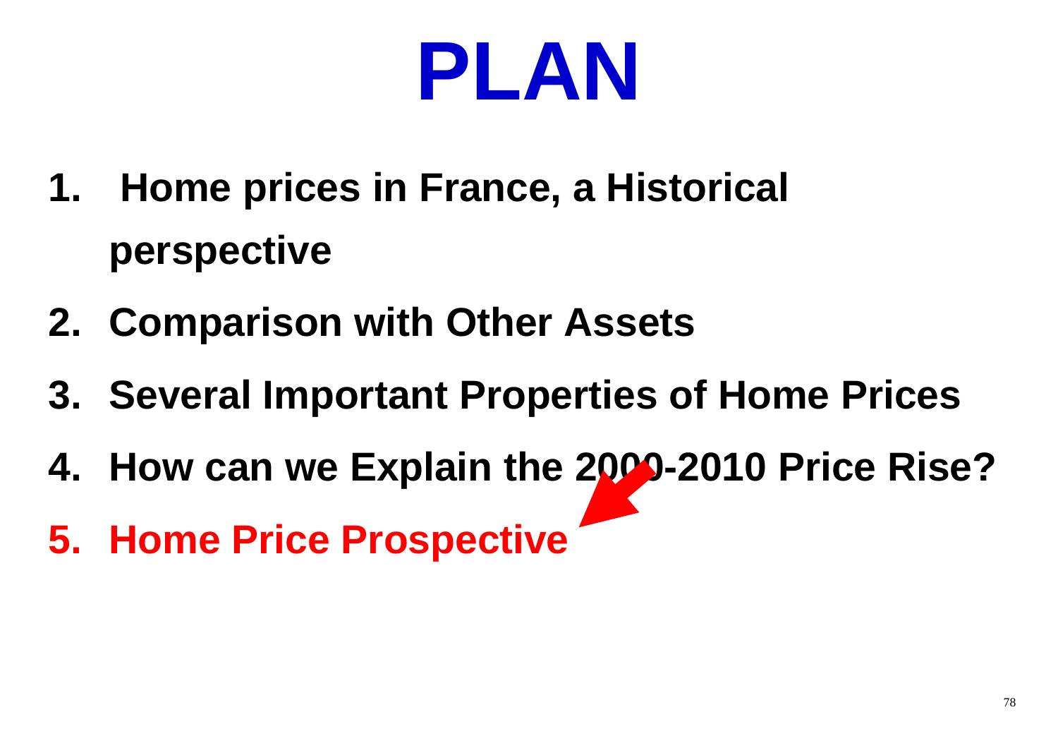# PLAN

1. Home prices in France, a Historical perspective
2. Comparison with Other Assets
3. Several Important Properties of Home Prices
4. How can we Explain the 2000-2010 Price Rise?
5. **Home Price Prospective**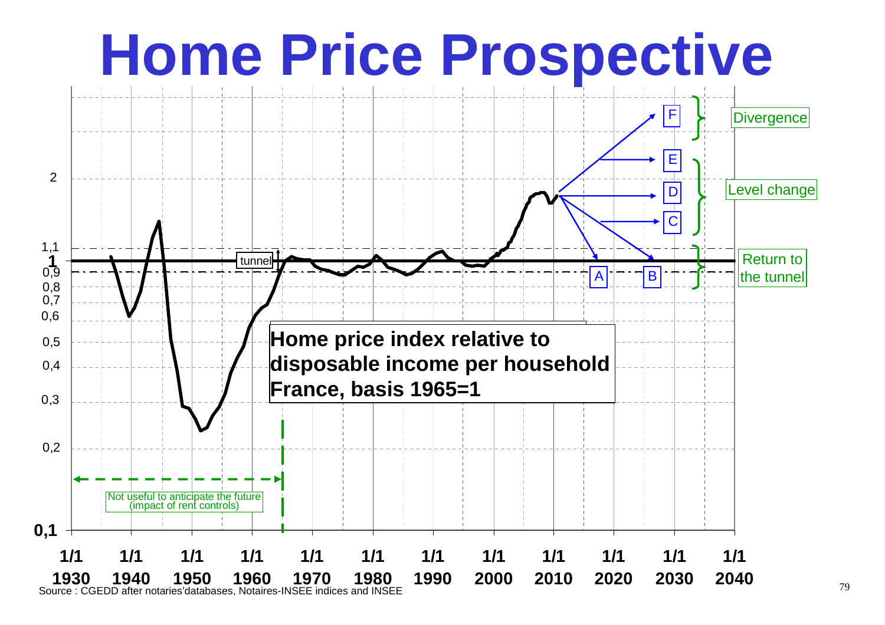# Home Price Prospective

**Home price index relative to disposable income per household France, basis 1965=1**

tunnel

Not useful to anticipate the future (impact of rent controls)

F

E

D

C

A

B

Divergence

Level change

Return to the tunnel

2

1,1

**1**

0,9

0,8

0,7

0,6

0,5

0,4

0,3

0,2

**0,1**

**1/1 1930** **1/1 1940** **1/1 1950** **1/1 1960** **1/1 1970** **1/1 1980** **1/1 1990** **1/1 2000** **1/1 2010** **1/1 2020** **1/1 2030** **1/1 2040**

Source : CGEDD after notaries'databases, Notaires-INSEE indices and INSEE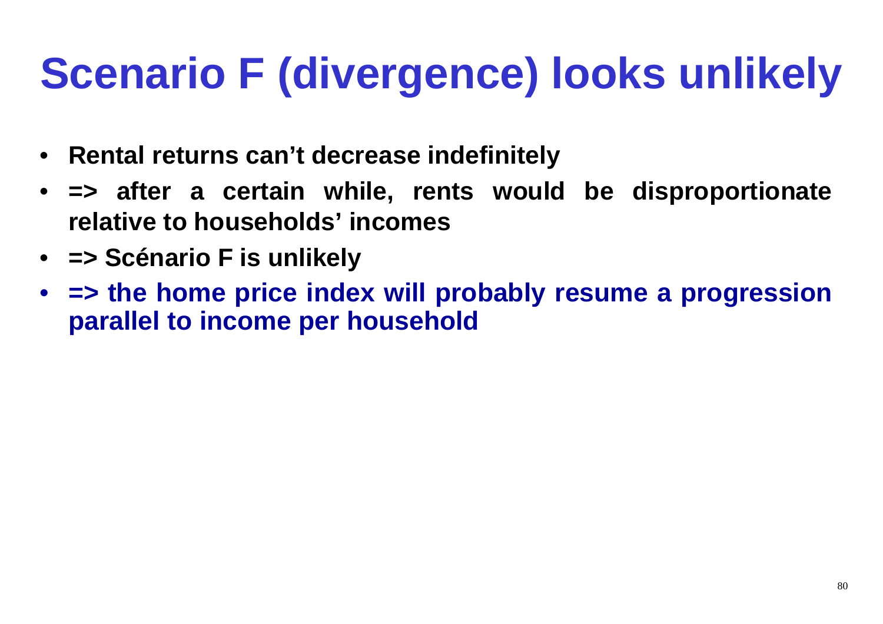# Scenario F (divergence) looks unlikely

- **Rental returns can't decrease indefinitely**
- **=> after a certain while, rents would be disproportionate relative to households' incomes**
- **=> Scénario F is unlikely**
- **=> the home price index will probably resume a progression parallel to income per household**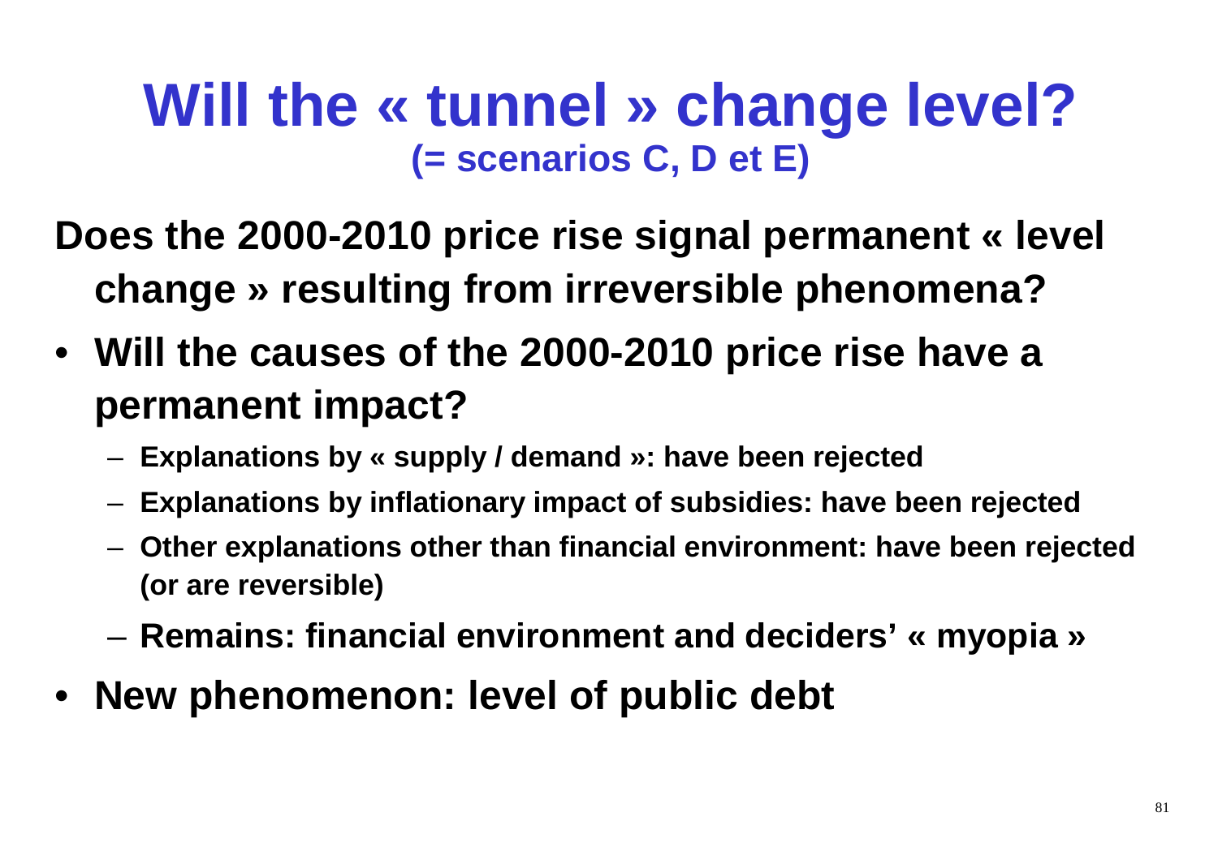# Will the « tunnel » change level?

### (= scenarios C, D et E)

**Does the 2000-2010 price rise signal permanent « level change » resulting from irreversible phenomena?**

- **Will the causes of the 2000-2010 price rise have a permanent impact?**
  - **Explanations by « supply / demand »: have been rejected**
  - **Explanations by inflationary impact of subsidies: have been rejected**
  - **Other explanations other than financial environment: have been rejected (or are reversible)**
  - **Remains: financial environment and deciders' « myopia »**
- **New phenomenon: level of public debt**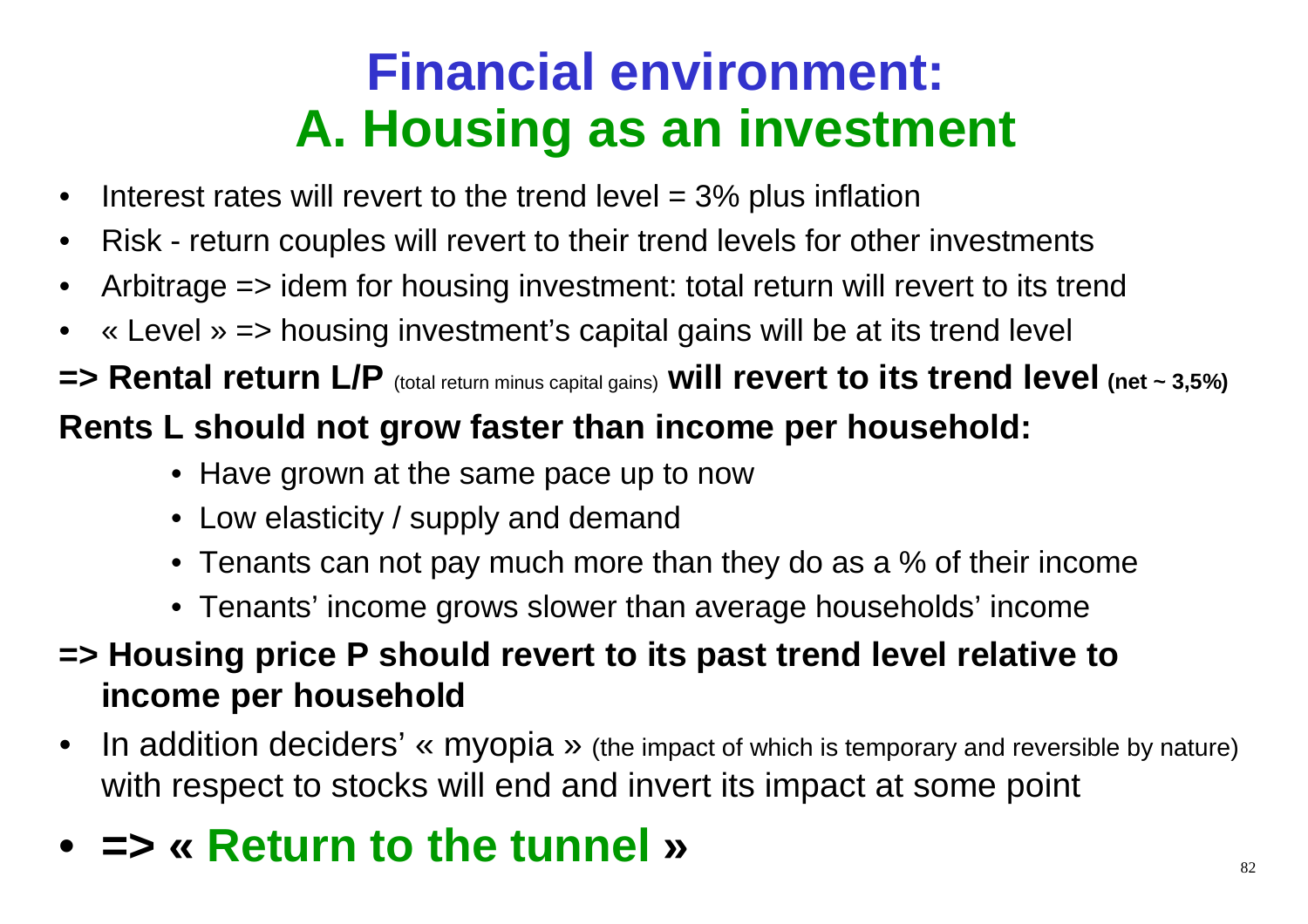# Financial environment:
# A. Housing as an investment

- Interest rates will revert to the trend level = 3% plus inflation
- Risk - return couples will revert to their trend levels for other investments
- Arbitrage => idem for housing investment: total return will revert to its trend
- « Level » => housing investment's capital gains will be at its trend level

**=> Rental return L/P** (total return minus capital gains) **will revert to its trend level (net ~ 3,5%)**

**Rents L should not grow faster than income per household:**

- Have grown at the same pace up to now
- Low elasticity / supply and demand
- Tenants can not pay much more than they do as a % of their income
- Tenants' income grows slower than average households' income

**=> Housing price P should revert to its past trend level relative to income per household**

- In addition deciders' « myopia » (the impact of which is temporary and reversible by nature) with respect to stocks will end and invert its impact at some point
- **=> « Return to the tunnel »**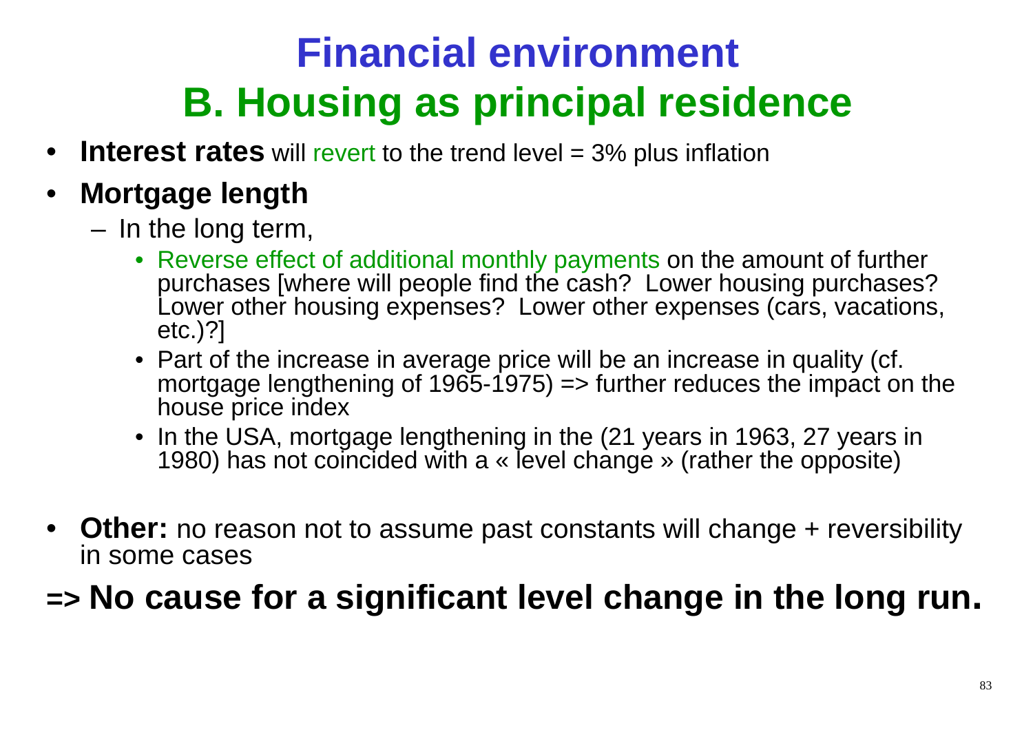# Financial environment

## B. Housing as principal residence

- **Interest rates** will revert to the trend level = 3% plus inflation
- **Mortgage length**
  - In the long term,
    - Reverse effect of additional monthly payments on the amount of further purchases [where will people find the cash? Lower housing purchases? Lower other housing expenses? Lower other expenses (cars, vacations, etc.)?]
    - Part of the increase in average price will be an increase in quality (cf. mortgage lengthening of 1965-1975) => further reduces the impact on the house price index
    - In the USA, mortgage lengthening in the (21 years in 1963, 27 years in 1980) has not coincided with a « level change » (rather the opposite)
- **Other:** no reason not to assume past constants will change + reversibility in some cases

**=> No cause for a significant level change in the long run.**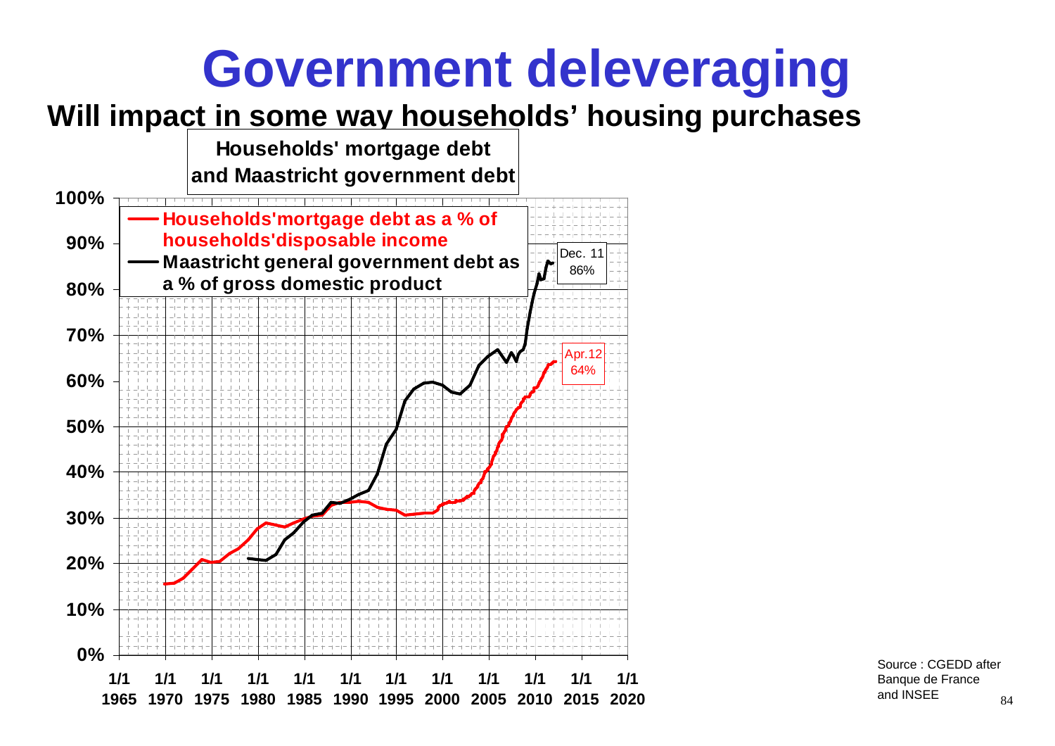# Government deleveraging

**Will impact in some way households' housing purchases**

**Households' mortgage debt and Maastricht government debt**

- Households'mortgage debt as a % of households'disposable income
- Maastricht general government debt as a % of gross domestic product

Dec. 11 86%

Apr.12 64%

Source : CGEDD after Banque de France and INSEE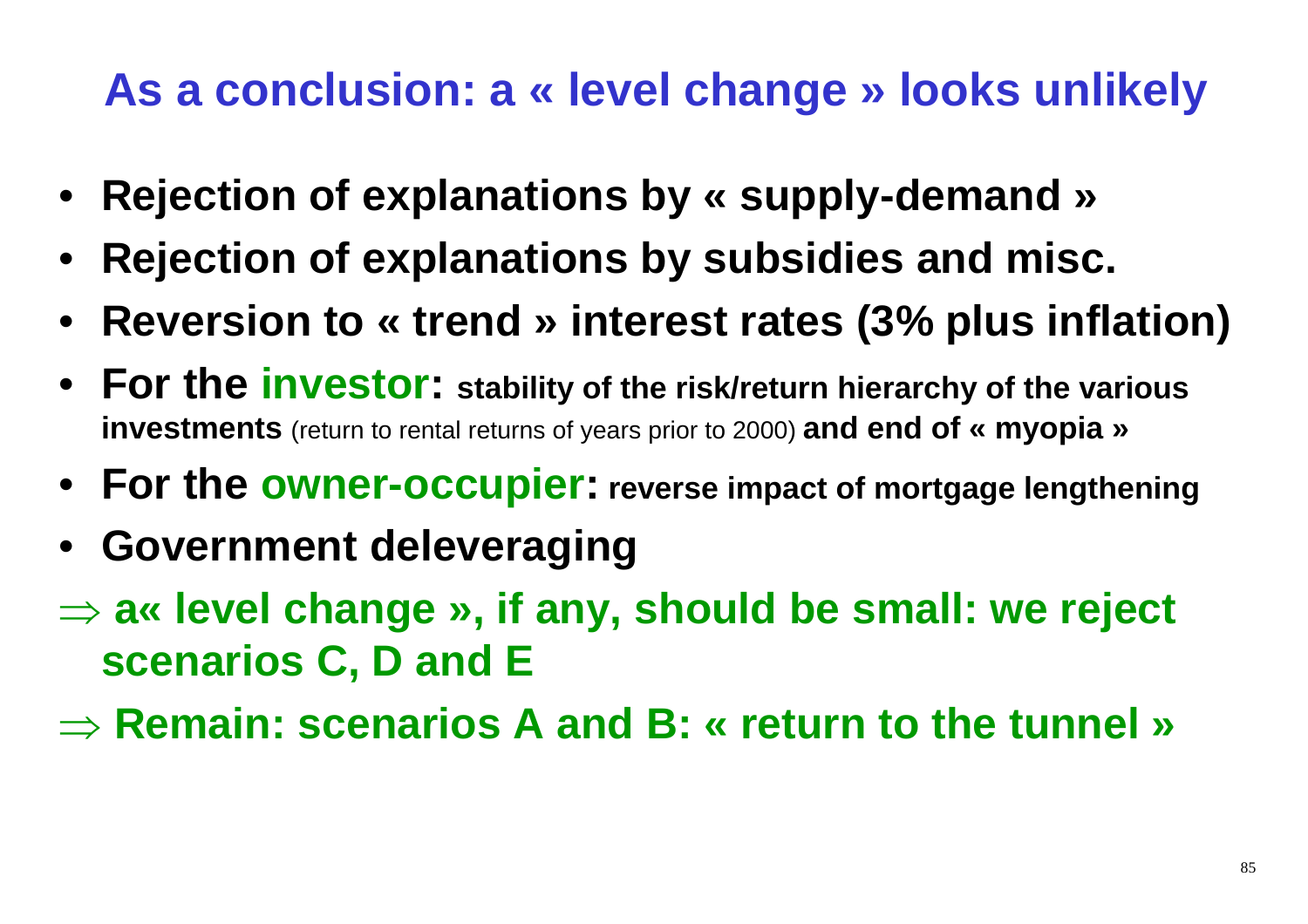# As a conclusion: a « level change » looks unlikely

- **Rejection of explanations by « supply-demand »**
- **Rejection of explanations by subsidies and misc.**
- **Reversion to « trend » interest rates (3% plus inflation)**
- **For the investor: stability of the risk/return hierarchy of the various investments** (return to rental returns of years prior to 2000) **and end of « myopia »**
- **For the owner-occupier: reverse impact of mortgage lengthening**
- **Government deleveraging**

$\Rightarrow$ **a« level change », if any, should be small: we reject scenarios C, D and E**

$\Rightarrow$ **Remain: scenarios A and B: « return to the tunnel »**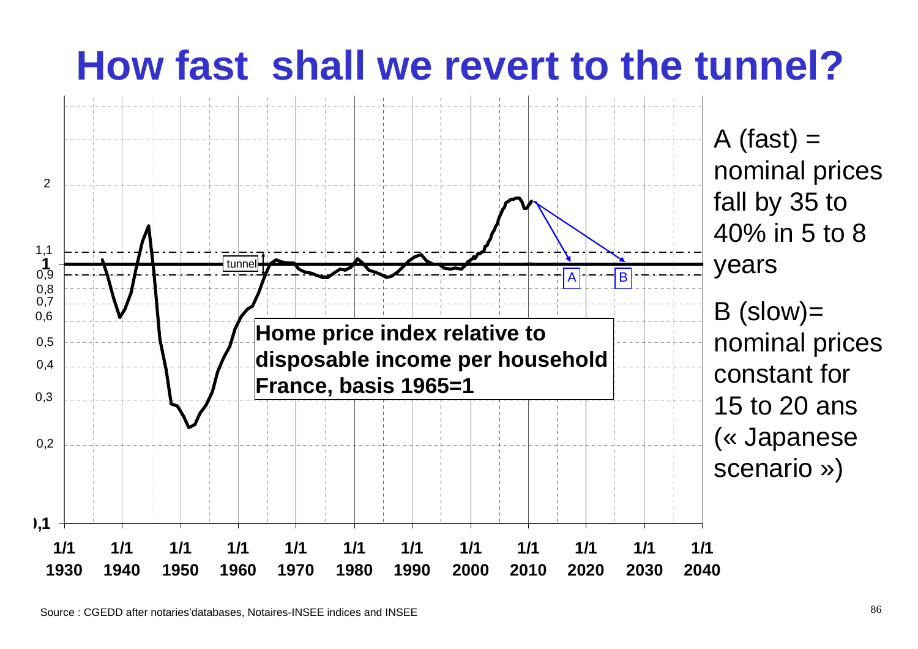# How fast shall we revert to the tunnel?

**Home price index relative to disposable income per household France, basis 1965=1**

A (fast) = nominal prices fall by 35 to 40% in 5 to 8 years

B (slow)= nominal prices constant for 15 to 20 ans (« Japanese scenario »)

Source : CGEDD after notaries'databases, Notaires-INSEE indices and INSEE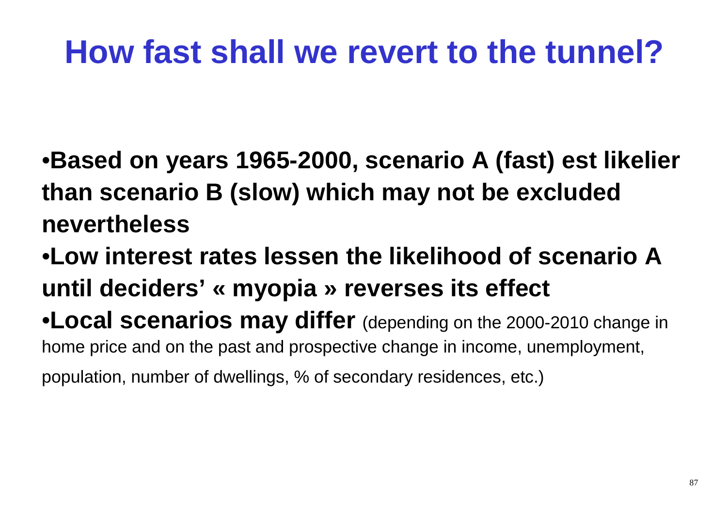# How fast shall we revert to the tunnel?

- **Based on years 1965-2000, scenario A (fast) est likelier than scenario B (slow) which may not be excluded nevertheless**
- **Low interest rates lessen the likelihood of scenario A until deciders' « myopia » reverses its effect**
- **Local scenarios may differ** (depending on the 2000-2010 change in home price and on the past and prospective change in income, unemployment, population, number of dwellings, % of secondary residences, etc.)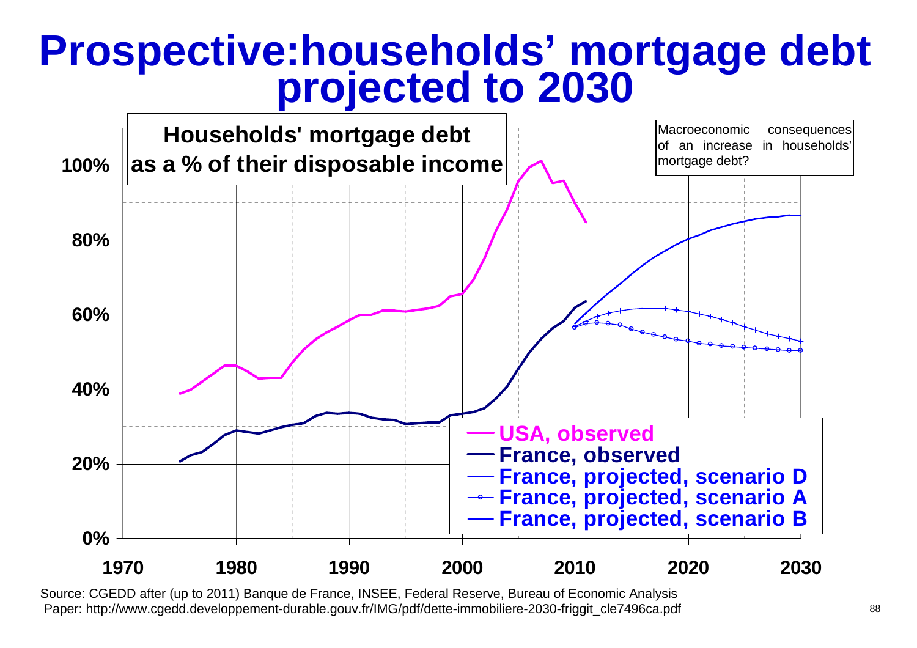# Prospective:households' mortgage debt projected to 2030

Households' mortgage debt
as a % of their disposable income

Macroeconomic consequences of an increase in households' mortgage debt?

100%
80%
60%
40%
20%
0%

1970
1980
1990
2000
2010
2020
2030

USA, observed
France, observed
France, projected, scenario D
France, projected, scenario A
France, projected, scenario B

Source: CGEDD after (up to 2011) Banque de France, INSEE, Federal Reserve, Bureau of Economic Analysis
Paper: http://www.cgedd.developpement-durable.gouv.fr/IMG/pdf/dette-immobiliere-2030-friggit_cle7496ca.pdf